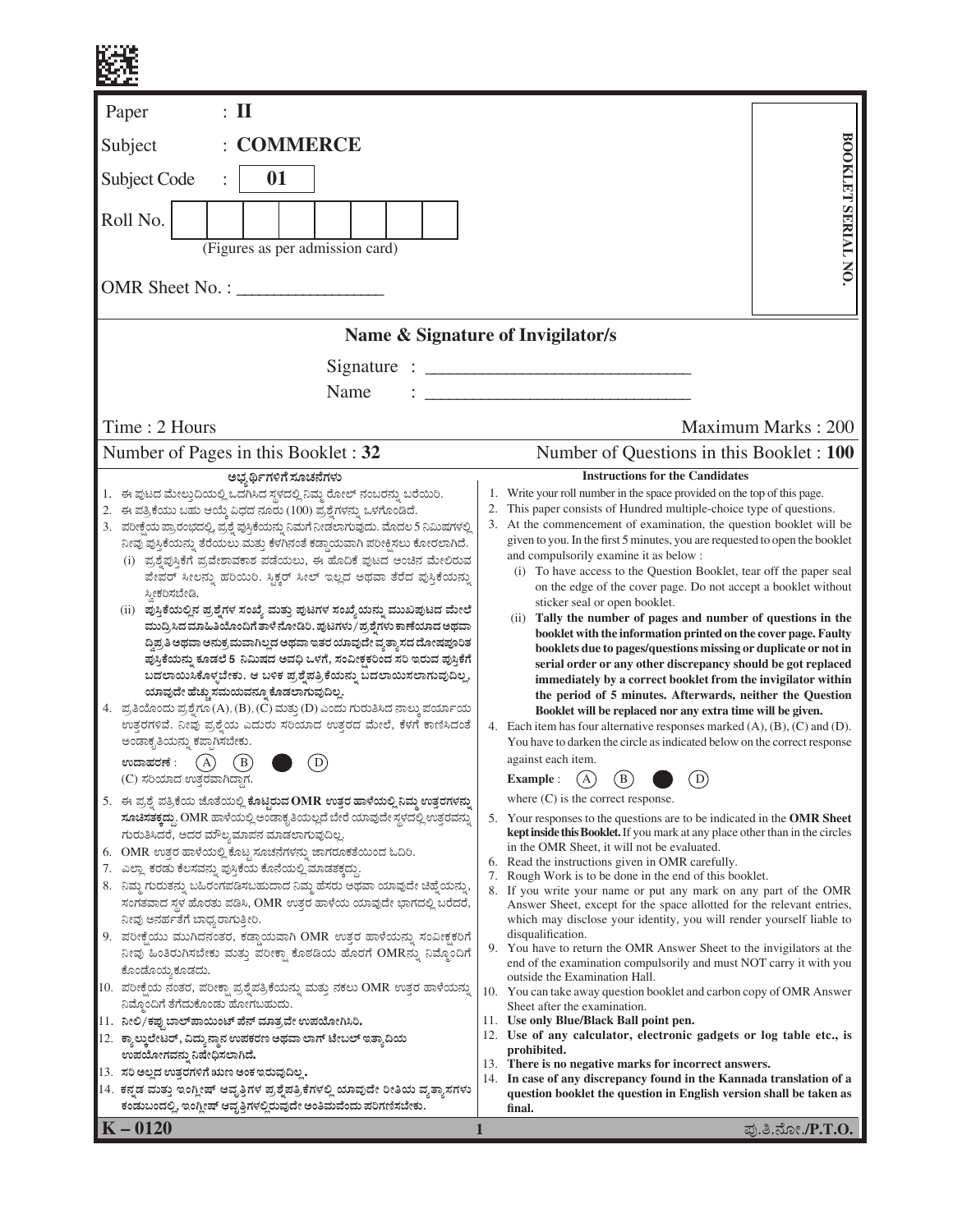Paper : **II**

Subject : **COMMERCE**

Subject Code : **01**

Roll No. | | | | | | | | |

(Figures as per admission card)

OMR Sheet No. : ________________

**BOOKLET SERIAL NO.**

## Name & Signature of Invigilator/s

Signature : ____________________________

Name : ____________________________

Time : 2 Hours | Maximum Marks : 200

Number of Pages in this Booklet : 32 | Number of Questions in this Booklet : 100

### ಅಭ್ಯರ್ಥಿಗಳಿಗೆ ಸೂಚನೆಗಳು

1. ಈ ಪುಟದ ಮೇಲ್ತುದಿಯಲ್ಲಿ ಒದಗಿಸಿದ ಸ್ಥಳದಲ್ಲಿ ನಿಮ್ಮ ರೋಲ್ ನಂಬರನ್ನು ಬರೆಯಿರಿ.
2. ಈ ಪತ್ರಿಕೆಯು ಬಹು ಆಯ್ಕೆ ವಿಧದ ನೂರು (100) ಪ್ರಶ್ನೆಗಳನ್ನು ಒಳಗೊಂಡಿದೆ.
3. ಪರೀಕ್ಷೆಯ ಪ್ರಾರಂಭದಲ್ಲಿ, ಪ್ರಶ್ನೆ ಪುಸ್ತಿಕೆಯನ್ನು ನಿಮಗೆ ನೀಡಲಾಗುವುದು. ಮೊದಲ 5 ನಿಮಿಷಗಳಲ್ಲಿ ನೀವು ಪುಸ್ತಿಕೆಯನ್ನು ತೆರೆಯಲು ಮತ್ತು ಕೆಳಗಿನಂತೆ ಕಡ್ಡಾಯವಾಗಿ ಪರೀಕ್ಷಿಸಲು ಕೋರಲಾಗಿದೆ.
   (i) ಪ್ರಶ್ನೆಪುಸ್ತಿಕೆಗೆ ಪ್ರವೇಶಾವಕಾಶ ಪಡೆಯಲು, ಈ ಹೊದಿಕೆ ಪುಟದ ಅಂಚಿನ ಮೇಲಿರುವ ಪೇಪರ್ ಸೀಲನ್ನು ಹರಿಯಿರಿ. ಸ್ಟಿಕ್ಕರ್ ಸೀಲ್ ಇಲ್ಲದ ಅಥವಾ ತೆರೆದ ಪುಸ್ತಿಕೆಯನ್ನು ಸ್ವೀಕರಿಸಬೇಡಿ.
   (ii) **ಪುಸ್ತಿಕೆಯಲ್ಲಿನ ಪ್ರಶ್ನೆಗಳ ಸಂಖ್ಯೆ ಮತ್ತು ಪುಟಗಳ ಸಂಖ್ಯೆಯನ್ನು ಮುಖಪುಟದ ಮೇಲೆ ಮುದ್ರಿಸಿದ ಮಾಹಿತಿಯೊಂದಿಗೆ ತಾಳೆ ನೋಡಿರಿ. ಪುಟಗಳು/ಪ್ರಶ್ನೆಗಳು ಕಾಣೆಯಾದ ಅಥವಾ ದ್ವಿಪ್ರತಿ ಅಥವಾ ಅನುಕ್ರಮವಾಗಿಲ್ಲದ ಅಥವಾ ಇತರ ಯಾವುದೇ ವ್ಯತ್ಯಾಸದ ದೋಷಪೂರಿತ ಪುಸ್ತಿಕೆಯನ್ನು ಕೂಡಲೆ 5 ನಿಮಿಷದ ಅವಧಿ ಒಳಗೆ, ಸಂವೀಕ್ಷಕರಿಂದ ಸರಿ ಇರುವ ಪುಸ್ತಿಕೆಗೆ ಬದಲಾಯಿಸಿಕೊಳ್ಳಬೇಕು. ಆ ಬಳಿಕ ಪ್ರಶ್ನೆಪತ್ರಿಕೆಯನ್ನು ಬದಲಾಯಿಸಲಾಗುವುದಿಲ್ಲ, ಯಾವುದೇ ಹೆಚ್ಚು ಸಮಯವನ್ನೂ ಕೊಡಲಾಗುವುದಿಲ್ಲ.**
4. ಪ್ರತಿಯೊಂದು ಪ್ರಶ್ನೆಗೂ (A), (B), (C) ಮತ್ತು (D) ಎಂದು ಗುರುತಿಸಿದ ನಾಲ್ಕು ಪರ್ಯಾಯ ಉತ್ತರಗಳಿವೆ. ನೀವು ಪ್ರಶ್ನೆಯ ಎದುರು ಸರಿಯಾದ ಉತ್ತರದ ಮೇಲೆ, ಕೆಳಗೆ ಕಾಣಿಸಿದಂತೆ ಅಂಡಾಕೃತಿಯನ್ನು ಕಪ್ಪಾಗಿಸಬೇಕು.
   **ಉದಾಹರಣೆ :** (A) (B) ● (D)
   (C) ಸರಿಯಾದ ಉತ್ತರವಾಗಿದ್ದಾಗ.
5. ಈ ಪ್ರಶ್ನೆ ಪತ್ರಿಕೆಯ ಜೊತೆಯಲ್ಲಿ **ಕೊಟ್ಟಿರುವ OMR ಉತ್ತರ ಹಾಳೆಯಲ್ಲಿ ನಿಮ್ಮ ಉತ್ತರಗಳನ್ನು ಸೂಚಿಸತಕ್ಕದ್ದು.** OMR ಹಾಳೆಯಲ್ಲಿ ಅಂಡಾಕೃತಿಯಲ್ಲದೆ ಬೇರೆ ಯಾವುದೇ ಸ್ಥಳದಲ್ಲಿ ಉತ್ತರವನ್ನು ಗುರುತಿಸಿದರೆ, ಅದರ ಮೌಲ್ಯಮಾಪನ ಮಾಡಲಾಗುವುದಿಲ್ಲ.
6. OMR ಉತ್ತರ ಹಾಳೆಯಲ್ಲಿ ಕೊಟ್ಟ ಸೂಚನೆಗಳನ್ನು ಜಾಗರೂಕತೆಯಿಂದ ಓದಿರಿ.
7. ಎಲ್ಲಾ ಕರಡು ಕೆಲಸವನ್ನು ಪುಸ್ತಿಕೆಯ ಕೊನೆಯಲ್ಲಿ ಮಾಡತಕ್ಕದ್ದು.
8. ನಿಮ್ಮ ಗುರುತನ್ನು ಬಹಿರಂಗಪಡಿಸಬಹುದಾದ ನಿಮ್ಮ ಹೆಸರು ಅಥವಾ ಯಾವುದೇ ಚಿಹ್ನೆಯನ್ನು, ಸಂಗತವಾದ ಸ್ಥಳ ಹೊರತು ಪಡಿಸಿ, OMR ಉತ್ತರ ಹಾಳೆಯ ಯಾವುದೇ ಭಾಗದಲ್ಲಿ ಬರೆದರೆ, ನೀವು ಅನರ್ಹತೆಗೆ ಬಾಧ್ಯರಾಗುತ್ತೀರಿ.
9. ಪರೀಕ್ಷೆಯು ಮುಗಿದನಂತರ, ಕಡ್ಡಾಯವಾಗಿ OMR ಉತ್ತರ ಹಾಳೆಯನ್ನು ಸಂವೀಕ್ಷಕರಿಗೆ ನೀವು ಹಿಂತಿರುಗಿಸಬೇಕು ಮತ್ತು ಪರೀಕ್ಷಾ ಕೊಠಡಿಯ ಹೊರಗೆ OMRನ್ನು ನಿಮ್ಮೊಂದಿಗೆ ಕೊಂಡೊಯ್ಯಕೂಡದು.
10. ಪರೀಕ್ಷೆಯ ನಂತರ, ಪರೀಕ್ಷಾ ಪ್ರಶ್ನೆಪತ್ರಿಕೆಯನ್ನು ಮತ್ತು ನಕಲು OMR ಉತ್ತರ ಹಾಳೆಯನ್ನು ನಿಮ್ಮೊಂದಿಗೆ ತೆಗೆದುಕೊಂಡು ಹೋಗಬಹುದು.
11. **ನೀಲಿ/ಕಪ್ಪು ಬಾಲ್‌ಪಾಯಿಂಟ್ ಪೆನ್ ಮಾತ್ರವೇ ಉಪಯೋಗಿಸಿರಿ.**
12. **ಕ್ಯಾಲ್ಕುಲೇಟರ್, ವಿದ್ಯುನ್ಮಾನ ಉಪಕರಣ ಅಥವಾ ಲಾಗ್ ಟೇಬಲ್ ಇತ್ಯಾದಿಯ ಉಪಯೋಗವನ್ನು ನಿಷೇಧಿಸಲಾಗಿದೆ.**
13. **ಸರಿ ಅಲ್ಲದ ಉತ್ತರಗಳಿಗೆ ಋಣ ಅಂಕ ಇರುವುದಿಲ್ಲ.**
14. **ಕನ್ನಡ ಮತ್ತು ಇಂಗ್ಲೀಷ್ ಆವೃತ್ತಿಗಳ ಪ್ರಶ್ನೆಪತ್ರಿಕೆಗಳಲ್ಲಿ ಯಾವುದೇ ರೀತಿಯ ವ್ಯತ್ಯಾಸಗಳು ಕಂಡುಬಂದಲ್ಲಿ, ಇಂಗ್ಲೀಷ್ ಆವೃತ್ತಿಗಳಲ್ಲಿರುವುದೇ ಅಂತಿಮವೆಂದು ಪರಿಗಣಿಸಬೇಕು.**

### Instructions for the Candidates

1. Write your roll number in the space provided on the top of this page.
2. This paper consists of Hundred multiple-choice type of questions.
3. At the commencement of examination, the question booklet will be given to you. In the first 5 minutes, you are requested to open the booklet and compulsorily examine it as below :
   (i) To have access to the Question Booklet, tear off the paper seal on the edge of the cover page. Do not accept a booklet without sticker seal or open booklet.
   (ii) **Tally the number of pages and number of questions in the booklet with the information printed on the cover page. Faulty booklets due to pages/questions missing or duplicate or not in serial order or any other discrepancy should be got replaced immediately by a correct booklet from the invigilator within the period of 5 minutes. Afterwards, neither the Question Booklet will be replaced nor any extra time will be given.**
4. Each item has four alternative responses marked (A), (B), (C) and (D). You have to darken the circle as indicated below on the correct response against each item.
   **Example :** (A) (B) ● (D)
   where (C) is the correct response.
5. Your responses to the questions are to be indicated in the **OMR Sheet kept inside this Booklet.** If you mark at any place other than in the circles in the OMR Sheet, it will not be evaluated.
6. Read the instructions given in OMR carefully.
7. Rough Work is to be done in the end of this booklet.
8. If you write your name or put any mark on any part of the OMR Answer Sheet, except for the space allotted for the relevant entries, which may disclose your identity, you will render yourself liable to disqualification.
9. You have to return the OMR Answer Sheet to the invigilators at the end of the examination compulsorily and must NOT carry it with you outside the Examination Hall.
10. You can take away question booklet and carbon copy of OMR Answer Sheet after the examination.
11. **Use only Blue/Black Ball point pen.**
12. **Use of any calculator, electronic gadgets or log table etc., is prohibited.**
13. **There is no negative marks for incorrect answers.**
14. **In case of any discrepancy found in the Kannada translation of a question booklet the question in English version shall be taken as final.**

**K – 0120**

ಪು.ತಿ.ನೋ./P.T.O.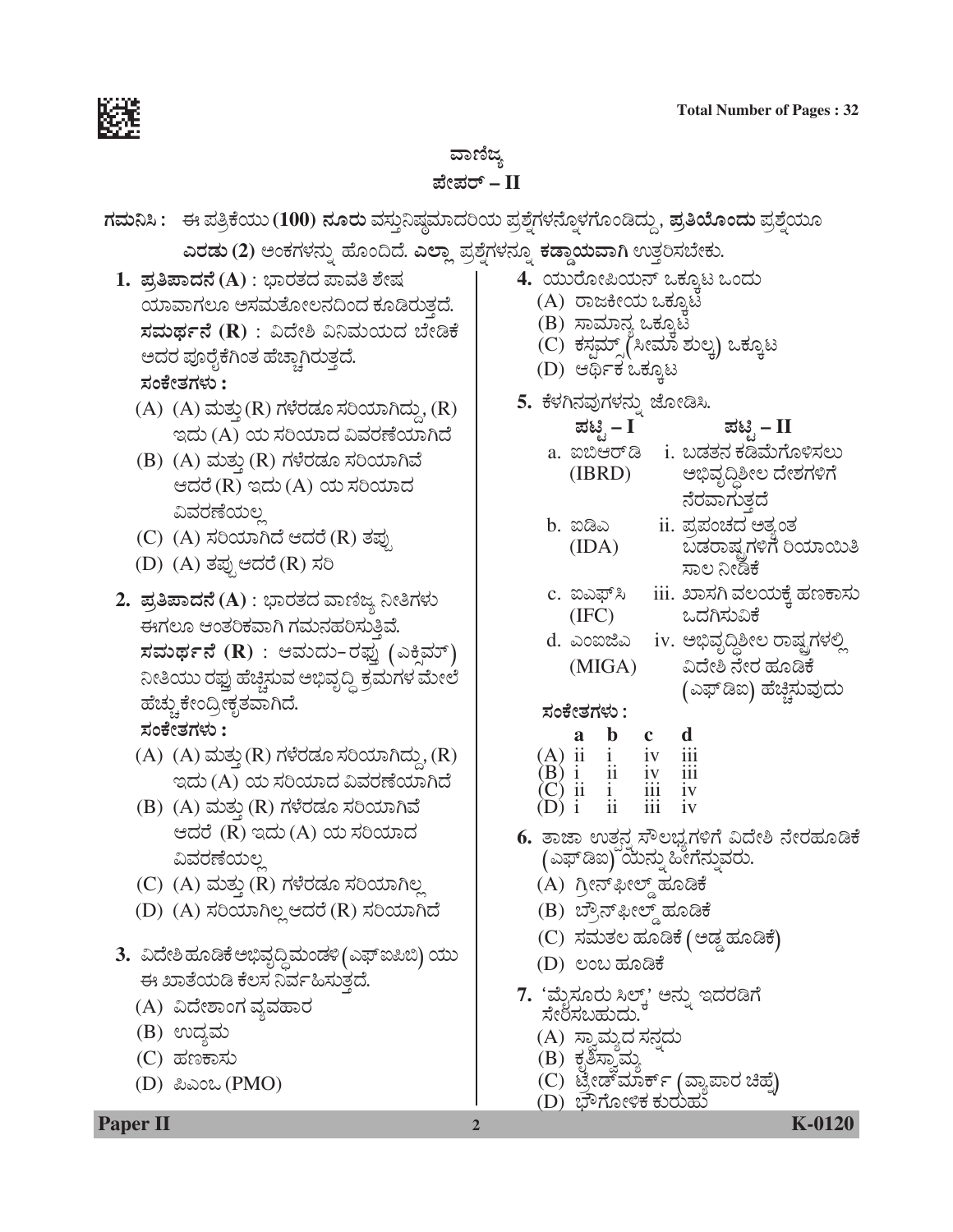# ವಾಣಿಜ್ಯ

## ಪೇಪರ್ – II

**ಗಮನಿಸಿ :** ಈ ಪತ್ರಿಕೆಯು **(100) ನೂರು** ವಸ್ತುನಿಷ್ಠಮಾದರಿಯ ಪ್ರಶ್ನೆಗಳನ್ನೊಳಗೊಂಡಿದ್ದು, **ಪ್ರತಿಯೊಂದು** ಪ್ರಶ್ನೆಯೂ **ಎರಡು (2)** ಅಂಕಗಳನ್ನು ಹೊಂದಿದೆ. **ಎಲ್ಲಾ** ಪ್ರಶ್ನೆಗಳನ್ನೂ **ಕಡ್ಡಾಯವಾಗಿ** ಉತ್ತರಿಸಬೇಕು.

**1.** **ಪ್ರತಿಪಾದನೆ (A)** : ಭಾರತದ ಪಾವತಿ ಶೇಷ ಯಾವಾಗಲೂ ಅಸಮತೋಲನದಿಂದ ಕೂಡಿರುತ್ತದೆ.
**ಸಮರ್ಥನೆ (R)** : ವಿದೇಶಿ ವಿನಿಮಯದ ಬೇಡಿಕೆ ಅದರ ಪೂರೈಕೆಗಿಂತ ಹೆಚ್ಚಾಗಿರುತ್ತದೆ.
**ಸಂಕೇತಗಳು :**
(A) (A) ಮತ್ತು (R) ಗಳೆರಡೂ ಸರಿಯಾಗಿದ್ದು, (R) ಇದು (A) ಯ ಸರಿಯಾದ ವಿವರಣೆಯಾಗಿದೆ
(B) (A) ಮತ್ತು (R) ಗಳೆರಡೂ ಸರಿಯಾಗಿವೆ ಆದರೆ (R) ಇದು (A) ಯ ಸರಿಯಾದ ವಿವರಣೆಯಲ್ಲ
(C) (A) ಸರಿಯಾಗಿದೆ ಆದರೆ (R) ತಪ್ಪು
(D) (A) ತಪ್ಪು ಆದರೆ (R) ಸರಿ

**2.** **ಪ್ರತಿಪಾದನೆ (A)** : ಭಾರತದ ವಾಣಿಜ್ಯ ನೀತಿಗಳು ಈಗಲೂ ಆಂತರಿಕವಾಗಿ ಗಮನಹರಿಸುತ್ತಿವೆ.
**ಸಮರ್ಥನೆ (R)** : ಆಮದು-ರಫ್ತು (ಎಕ್ಸಿಮ್) ನೀತಿಯು ರಫ್ತು ಹೆಚ್ಚಿಸುವ ಅಭಿವೃದ್ಧಿ ಕ್ರಮಗಳ ಮೇಲೆ ಹೆಚ್ಚು ಕೇಂದ್ರೀಕೃತವಾಗಿದೆ.
**ಸಂಕೇತಗಳು :**
(A) (A) ಮತ್ತು (R) ಗಳೆರಡೂ ಸರಿಯಾಗಿದ್ದು, (R) ಇದು (A) ಯ ಸರಿಯಾದ ವಿವರಣೆಯಾಗಿದೆ
(B) (A) ಮತ್ತು (R) ಗಳೆರಡೂ ಸರಿಯಾಗಿವೆ ಆದರೆ (R) ಇದು (A) ಯ ಸರಿಯಾದ ವಿವರಣೆಯಲ್ಲ
(C) (A) ಮತ್ತು (R) ಗಳೆರಡೂ ಸರಿಯಾಗಿಲ್ಲ
(D) (A) ಸರಿಯಾಗಿಲ್ಲ ಆದರೆ (R) ಸರಿಯಾಗಿದೆ

**3.** ವಿದೇಶಿ ಹೂಡಿಕೆ ಅಭಿವೃದ್ಧಿ ಮಂಡಳಿ (ಎಫ್‌ಐಪಿಬಿ) ಯು ಈ ಖಾತೆಯಡಿ ಕೆಲಸ ನಿರ್ವಹಿಸುತ್ತದೆ.
(A) ವಿದೇಶಾಂಗ ವ್ಯವಹಾರ
(B) ಉದ್ಯಮ
(C) ಹಣಕಾಸು
(D) ಪಿಎಂಒ (PMO)

**4.** ಯುರೋಪಿಯನ್ ಒಕ್ಕೂಟ ಒಂದು
(A) ರಾಜಕೀಯ ಒಕ್ಕೂಟ
(B) ಸಾಮಾನ್ಯ ಒಕ್ಕೂಟ
(C) ಕಸ್ಟಮ್ಸ್ (ಸೀಮಾ ಶುಲ್ಕ) ಒಕ್ಕೂಟ
(D) ಆರ್ಥಿಕ ಒಕ್ಕೂಟ

**5.** ಕೆಳಗಿನವುಗಳನ್ನು ಜೋಡಿಸಿ.

| ಪಟ್ಟಿ – I | ಪಟ್ಟಿ – II |
|---|---|
| a. ಐಬಿಆರ್‌ಡಿ (IBRD) | i. ಬಡತನ ಕಡಿಮೆಗೊಳಿಸಲು ಅಭಿವೃದ್ಧಿಶೀಲ ದೇಶಗಳಿಗೆ ನೆರವಾಗುತ್ತದೆ |
| b. ಐಡಿಎ (IDA) | ii. ಪ್ರಪಂಚದ ಅತ್ಯಂತ ಬಡರಾಷ್ಟ್ರಗಳಿಗೆ ರಿಯಾಯಿತಿ ಸಾಲ ನೀಡಿಕೆ |
| c. ಐಎಫ್‌ಸಿ (IFC) | iii. ಖಾಸಗಿ ವಲಯಕ್ಕೆ ಹಣಕಾಸು ಒದಗಿಸುವಿಕೆ |
| d. ಎಂಐಜಿಎ (MIGA) | iv. ಅಭಿವೃದ್ಧಿಶೀಲ ರಾಷ್ಟ್ರಗಳಲ್ಲಿ ವಿದೇಶಿ ನೇರ ಹೂಡಿಕೆ (ಎಫ್‌ಡಿಐ) ಹೆಚ್ಚಿಸುವುದು |

**ಸಂಕೇತಗಳು :**

| | a | b | c | d |
|---|---|---|---|---|
| (A) | ii | i | iv | iii |
| (B) | i | ii | iv | iii |
| (C) | ii | i | iii | iv |
| (D) | i | ii | iii | iv |

**6.** ತಾಜಾ ಉತ್ಪನ್ನ ಸೌಲಭ್ಯಗಳಿಗೆ ವಿದೇಶಿ ನೇರಹೂಡಿಕೆ (ಎಫ್‌ಡಿಐ) ಯನ್ನು ಹೀಗೆನ್ನುವರು.
(A) ಗ್ರೀನ್‌ಫೀಲ್ಡ್ ಹೂಡಿಕೆ
(B) ಬ್ರೌನ್‌ಫೀಲ್ಡ್ ಹೂಡಿಕೆ
(C) ಸಮತಲ ಹೂಡಿಕೆ (ಅಡ್ಡ ಹೂಡಿಕೆ)
(D) ಲಂಬ ಹೂಡಿಕೆ

**7.** 'ಮೈಸೂರು ಸಿಲ್ಕ್' ಅನ್ನು ಇದರಡಿಗೆ ಸೇರಿಸಬಹುದು.
(A) ಸ್ವಾಮ್ಯದ ಸನ್ನದು
(B) ಕೃತಿಸ್ವಾಮ್ಯ
(C) ಟ್ರೇಡ್‌ಮಾರ್ಕ್ (ವ್ಯಾಪಾರ ಚಿಹ್ನೆ)
(D) ಭೌಗೋಳಿಕ ಕುರುಹು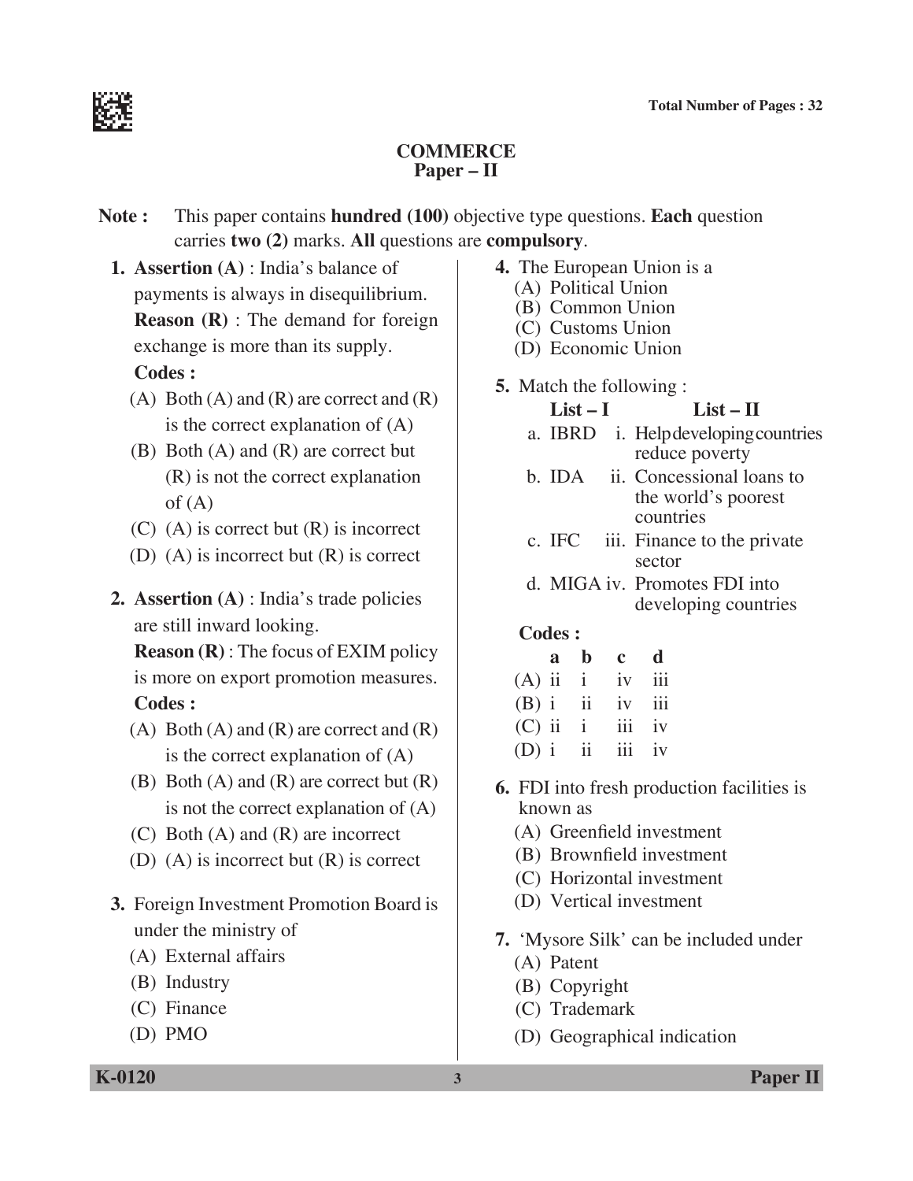Total Number of Pages : 32

# COMMERCE
## Paper – II

**Note :** This paper contains **hundred (100)** objective type questions. **Each** question carries **two (2)** marks. **All** questions are **compulsory**.

1. **Assertion (A)** : India's balance of payments is always in disequilibrium.
   **Reason (R)** : The demand for foreign exchange is more than its supply.
   **Codes :**
   (A) Both (A) and (R) are correct and (R) is the correct explanation of (A)
   (B) Both (A) and (R) are correct but (R) is not the correct explanation of (A)
   (C) (A) is correct but (R) is incorrect
   (D) (A) is incorrect but (R) is correct

2. **Assertion (A)** : India's trade policies are still inward looking.
   **Reason (R)** : The focus of EXIM policy is more on export promotion measures.
   **Codes :**
   (A) Both (A) and (R) are correct and (R) is the correct explanation of (A)
   (B) Both (A) and (R) are correct but (R) is not the correct explanation of (A)
   (C) Both (A) and (R) are incorrect
   (D) (A) is incorrect but (R) is correct

3. Foreign Investment Promotion Board is under the ministry of
   (A) External affairs
   (B) Industry
   (C) Finance
   (D) PMO

4. The European Union is a
   (A) Political Union
   (B) Common Union
   (C) Customs Union
   (D) Economic Union

5. Match the following :

| **List – I** | **List – II** |
|---|---|
| a. IBRD | i. Help developing countries reduce poverty |
| b. IDA | ii. Concessional loans to the world's poorest countries |
| c. IFC | iii. Finance to the private sector |
| d. MIGA | iv. Promotes FDI into developing countries |

   **Codes :**

|  | a | b | c | d |
|---|---|---|---|---|
| (A) | ii | i | iv | iii |
| (B) | i | ii | iv | iii |
| (C) | ii | i | iii | iv |
| (D) | i | ii | iii | iv |

6. FDI into fresh production facilities is known as
   (A) Greenfield investment
   (B) Brownfield investment
   (C) Horizontal investment
   (D) Vertical investment

7. 'Mysore Silk' can be included under
   (A) Patent
   (B) Copyright
   (C) Trademark
   (D) Geographical indication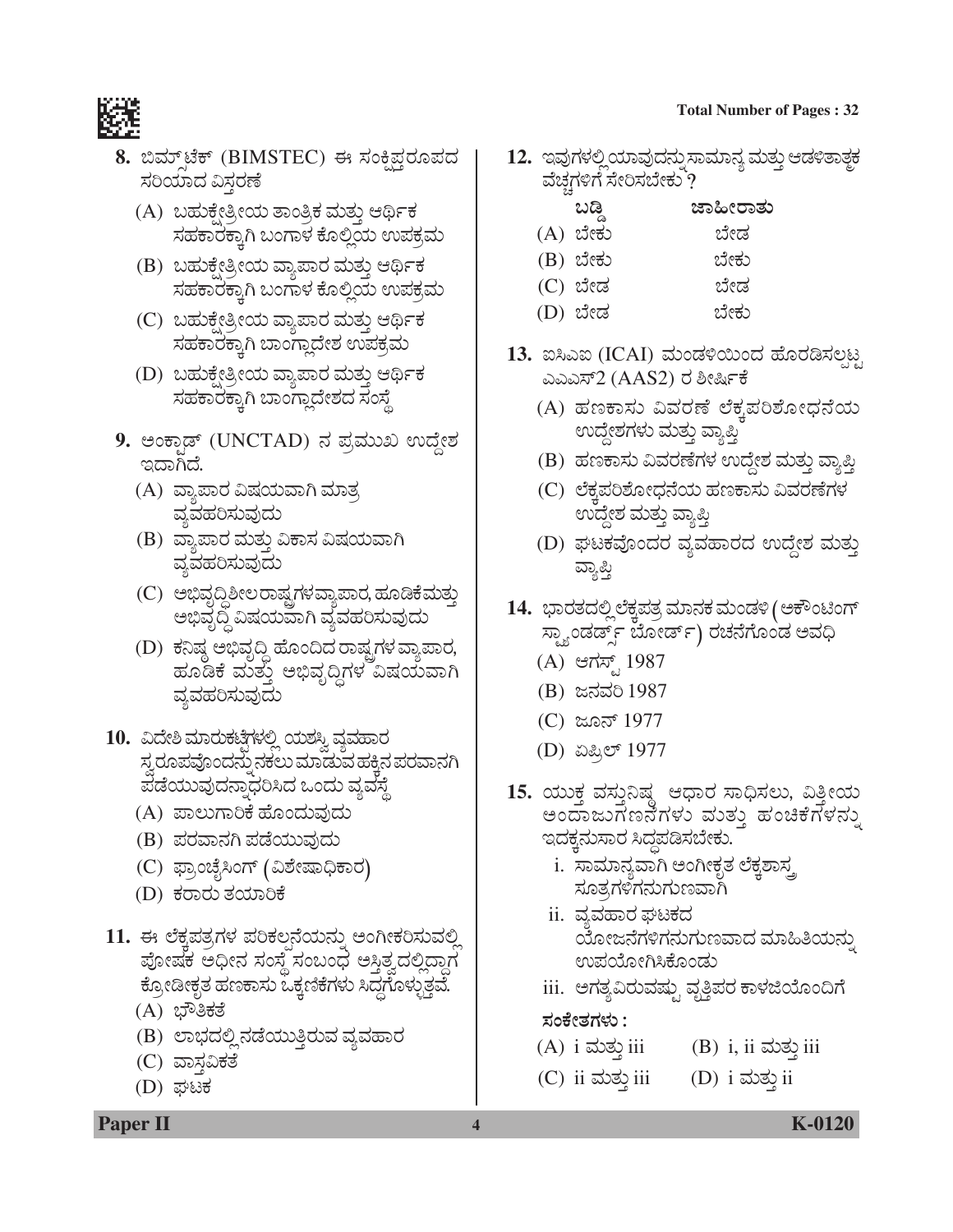**8.** ಬಿಮ್‌ಸ್ಟೆಕ್ (BIMSTEC) ಈ ಸಂಕ್ಷಿಪ್ತರೂಪದ ಸರಿಯಾದ ವಿಸ್ತರಣೆ

(A) ಬಹುಕ್ಷೇತ್ರೀಯ ತಾಂತ್ರಿಕ ಮತ್ತು ಆರ್ಥಿಕ ಸಹಕಾರಕ್ಕಾಗಿ ಬಂಗಾಳ ಕೊಲ್ಲಿಯ ಉಪಕ್ರಮ

(B) ಬಹುಕ್ಷೇತ್ರೀಯ ವ್ಯಾಪಾರ ಮತ್ತು ಆರ್ಥಿಕ ಸಹಕಾರಕ್ಕಾಗಿ ಬಂಗಾಳ ಕೊಲ್ಲಿಯ ಉಪಕ್ರಮ

(C) ಬಹುಕ್ಷೇತ್ರೀಯ ವ್ಯಾಪಾರ ಮತ್ತು ಆರ್ಥಿಕ ಸಹಕಾರಕ್ಕಾಗಿ ಬಾಂಗ್ಲಾದೇಶ ಉಪಕ್ರಮ

(D) ಬಹುಕ್ಷೇತ್ರೀಯ ವ್ಯಾಪಾರ ಮತ್ತು ಆರ್ಥಿಕ ಸಹಕಾರಕ್ಕಾಗಿ ಬಾಂಗ್ಲಾದೇಶದ ಸಂಸ್ಥೆ

**9.** ಅಂಕ್ಟಾಡ್ (UNCTAD) ನ ಪ್ರಮುಖ ಉದ್ದೇಶ ಇದಾಗಿದೆ.

(A) ವ್ಯಾಪಾರ ವಿಷಯವಾಗಿ ಮಾತ್ರ ವ್ಯವಹರಿಸುವುದು

(B) ವ್ಯಾಪಾರ ಮತ್ತು ವಿಕಾಸ ವಿಷಯವಾಗಿ ವ್ಯವಹರಿಸುವುದು

(C) ಅಭಿವೃದ್ಧಿಶೀಲ ರಾಷ್ಟ್ರಗಳ ವ್ಯಾಪಾರ, ಹೂಡಿಕೆ ಮತ್ತು ಅಭಿವೃದ್ಧಿ ವಿಷಯವಾಗಿ ವ್ಯವಹರಿಸುವುದು

(D) ಕನಿಷ್ಠ ಅಭಿವೃದ್ಧಿ ಹೊಂದಿದ ರಾಷ್ಟ್ರಗಳ ವ್ಯಾಪಾರ, ಹೂಡಿಕೆ ಮತ್ತು ಅಭಿವೃದ್ಧಿಗಳ ವಿಷಯವಾಗಿ ವ್ಯವಹರಿಸುವುದು

**10.** ವಿದೇಶಿ ಮಾರುಕಟ್ಟೆಗಳಲ್ಲಿ ಯಶಸ್ವಿ ವ್ಯವಹಾರ ಸ್ವರೂಪವೊಂದನ್ನು ನಕಲು ಮಾಡುವ ಹಕ್ಕಿನ ಪರವಾನಗಿ ಪಡೆಯುವುದನ್ನಾಧರಿಸಿದ ಒಂದು ವ್ಯವಸ್ಥೆ

(A) ಪಾಲುಗಾರಿಕೆ ಹೊಂದುವುದು

(B) ಪರವಾನಗಿ ಪಡೆಯುವುದು

(C) ಫ್ರಾಂಚೈಸಿಂಗ್ (ವಿಶೇಷಾಧಿಕಾರ)

(D) ಕರಾರು ತಯಾರಿಕೆ

**11.** ಈ ಲೆಕ್ಕಪತ್ರಗಳ ಪರಿಕಲ್ಪನೆಯನ್ನು ಅಂಗೀಕರಿಸುವಲ್ಲಿ ಪೋಷಕ ಅಧೀನ ಸಂಸ್ಥೆ ಸಂಬಂಧ ಅಸ್ತಿತ್ವದಲ್ಲಿದ್ದಾಗ ಕ್ರೋಡೀಕೃತ ಹಣಕಾಸು ಒಕ್ಕಣಿಕೆಗಳು ಸಿದ್ಧಗೊಳ್ಳುತ್ತವೆ.

(A) ಭೌತಿಕತೆ

(B) ಲಾಭದಲ್ಲಿ ನಡೆಯುತ್ತಿರುವ ವ್ಯವಹಾರ

(C) ವಾಸ್ತವಿಕತೆ

(D) ಘಟಕ

**12.** ಇವುಗಳಲ್ಲಿ ಯಾವುದನ್ನು ಸಾಮಾನ್ಯ ಮತ್ತು ಆಡಳಿತಾತ್ಮಕ ವೆಚ್ಚಗಳಿಗೆ ಸೇರಿಸಬೇಕು ?

| | ಬಡ್ಡಿ | ಜಾಹೀರಾತು |
|---|---|---|
| (A) | ಬೇಕು | ಬೇಡ |
| (B) | ಬೇಕು | ಬೇಕು |
| (C) | ಬೇಡ | ಬೇಡ |
| (D) | ಬೇಡ | ಬೇಕು |

**13.** ಐಸಿಎಐ (ICAI) ಮಂಡಳಿಯಿಂದ ಹೊರಡಿಸಲ್ಪಟ್ಟ ಎಎಎಸ್2 (AAS2) ರ ಶೀರ್ಷಿಕೆ

(A) ಹಣಕಾಸು ವಿವರಣೆ ಲೆಕ್ಕಪರಿಶೋಧನೆಯ ಉದ್ದೇಶಗಳು ಮತ್ತು ವ್ಯಾಪ್ತಿ

(B) ಹಣಕಾಸು ವಿವರಣೆಗಳ ಉದ್ದೇಶ ಮತ್ತು ವ್ಯಾಪ್ತಿ

(C) ಲೆಕ್ಕಪರಿಶೋಧನೆಯ ಹಣಕಾಸು ವಿವರಣೆಗಳ ಉದ್ದೇಶ ಮತ್ತು ವ್ಯಾಪ್ತಿ

(D) ಘಟಕವೊಂದರ ವ್ಯವಹಾರದ ಉದ್ದೇಶ ಮತ್ತು ವ್ಯಾಪ್ತಿ

**14.** ಭಾರತದಲ್ಲಿ ಲೆಕ್ಕಪತ್ರ ಮಾನಕ ಮಂಡಳಿ (ಅಕೌಂಟಿಂಗ್ ಸ್ಟ್ಯಾಂಡರ್ಡ್ಸ್ ಬೋರ್ಡ್) ರಚನೆಗೊಂಡ ಅವಧಿ

(A) ಆಗಸ್ಟ್ 1987

(B) ಜನವರಿ 1987

(C) ಜೂನ್ 1977

(D) ಏಪ್ರಿಲ್ 1977

**15.** ಯುಕ್ತ ವಸ್ತುನಿಷ್ಠ ಆಧಾರ ಸಾಧಿಸಲು, ವಿತ್ತೀಯ ಅಂದಾಜುಗಣನೆಗಳು ಮತ್ತು ಹಂಚಿಕೆಗಳನ್ನು ಇದಕ್ಕನುಸಾರ ಸಿದ್ಧಪಡಿಸಬೇಕು.

i. ಸಾಮಾನ್ಯವಾಗಿ ಅಂಗೀಕೃತ ಲೆಕ್ಕಶಾಸ್ತ್ರ ಸೂತ್ರಗಳಿಗನುಗುಣವಾಗಿ

ii. ವ್ಯವಹಾರ ಘಟಕದ ಯೋಜನೆಗಳಿಗನುಗುಣವಾದ ಮಾಹಿತಿಯನ್ನು ಉಪಯೋಗಿಸಿಕೊಂಡು

iii. ಅಗತ್ಯವಿರುವಷ್ಟು ವೃತ್ತಿಪರ ಕಾಳಜಿಯೊಂದಿಗೆ

**ಸಂಕೇತಗಳು :**

(A) i ಮತ್ತು iii  (B) i, ii ಮತ್ತು iii

(C) ii ಮತ್ತು iii  (D) i ಮತ್ತು ii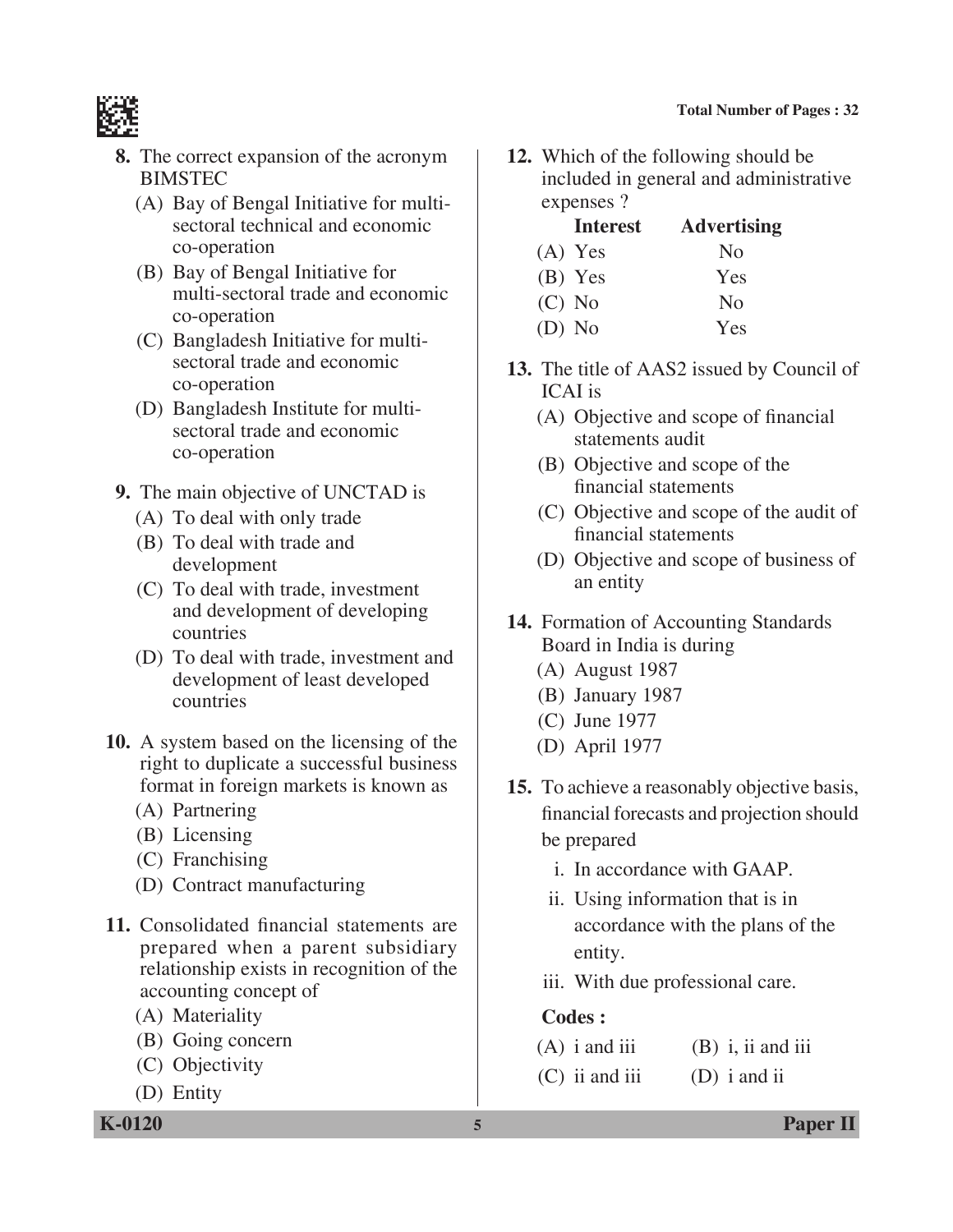8. The correct expansion of the acronym BIMSTEC
   - (A) Bay of Bengal Initiative for multi-sectoral technical and economic co-operation
   - (B) Bay of Bengal Initiative for multi-sectoral trade and economic co-operation
   - (C) Bangladesh Initiative for multi-sectoral trade and economic co-operation
   - (D) Bangladesh Institute for multi-sectoral trade and economic co-operation

9. The main objective of UNCTAD is
   - (A) To deal with only trade
   - (B) To deal with trade and development
   - (C) To deal with trade, investment and development of developing countries
   - (D) To deal with trade, investment and development of least developed countries

10. A system based on the licensing of the right to duplicate a successful business format in foreign markets is known as
    - (A) Partnering
    - (B) Licensing
    - (C) Franchising
    - (D) Contract manufacturing

11. Consolidated financial statements are prepared when a parent subsidiary relationship exists in recognition of the accounting concept of
    - (A) Materiality
    - (B) Going concern
    - (C) Objectivity
    - (D) Entity

12. Which of the following should be included in general and administrative expenses ?

|  | **Interest** | **Advertising** |
|---|---|---|
| (A) | Yes | No |
| (B) | Yes | Yes |
| (C) | No | No |
| (D) | No | Yes |

13. The title of AAS2 issued by Council of ICAI is
    - (A) Objective and scope of financial statements audit
    - (B) Objective and scope of the financial statements
    - (C) Objective and scope of the audit of financial statements
    - (D) Objective and scope of business of an entity

14. Formation of Accounting Standards Board in India is during
    - (A) August 1987
    - (B) January 1987
    - (C) June 1977
    - (D) April 1977

15. To achieve a reasonably objective basis, financial forecasts and projection should be prepared
    - i. In accordance with GAAP.
    - ii. Using information that is in accordance with the plans of the entity.
    - iii. With due professional care.

    **Codes :**

    (A) i and iii (B) i, ii and iii

    (C) ii and iii (D) i and ii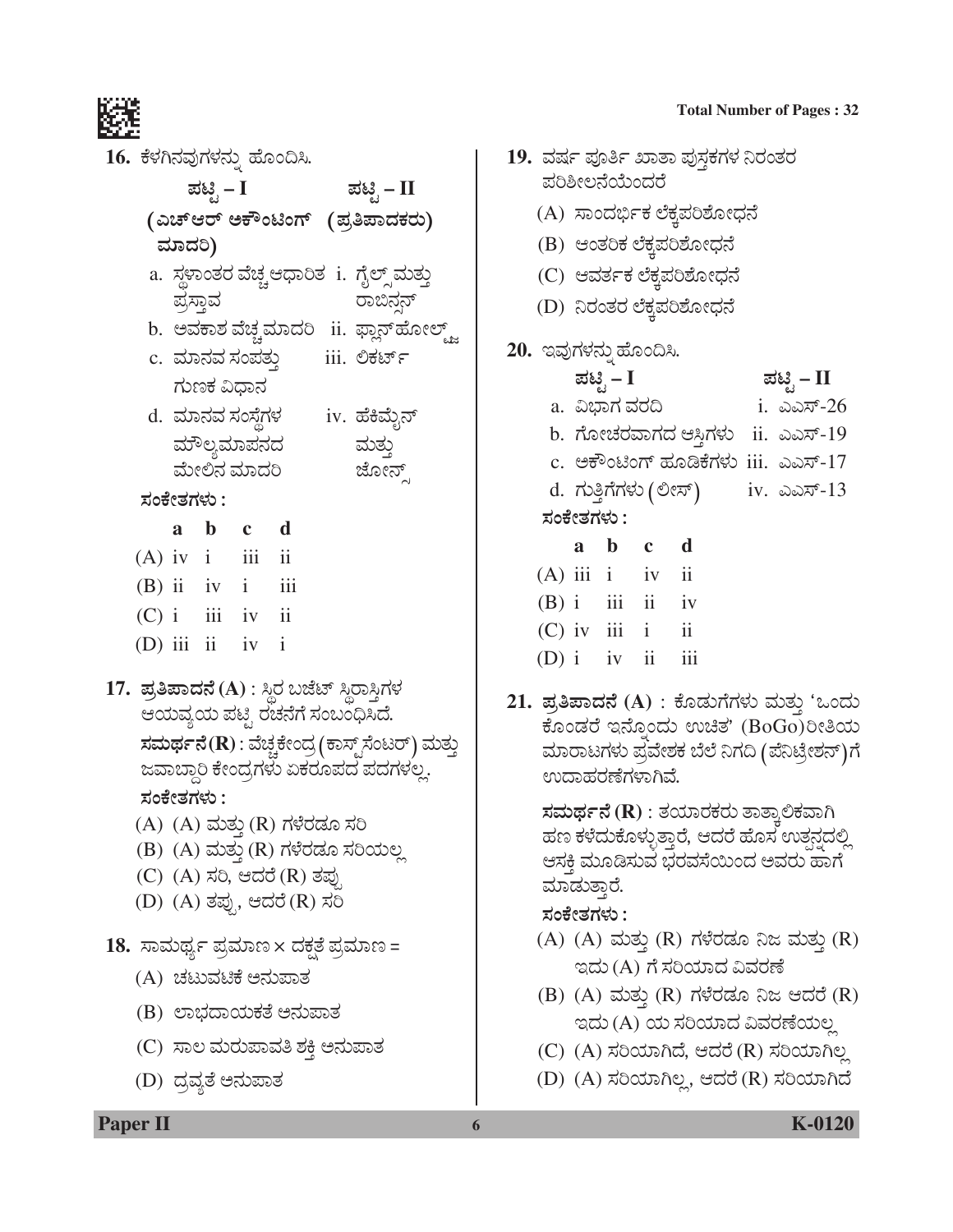16. ಕೆಳಗಿನವುಗಳನ್ನು ಹೊಂದಿಸಿ.

| ಪಟ್ಟಿ – I (ಎಚ್‌ಆರ್ ಅಕೌಂಟಿಂಗ್ ಮಾದರಿ) | ಪಟ್ಟಿ – II (ಪ್ರತಿಪಾದಕರು) |
|---|---|
| a. ಸ್ಥಳಾಂತರ ವೆಚ್ಚ ಆಧಾರಿತ ಪ್ರಸ್ತಾವ | i. ಗೈಲ್ಸ್ ಮತ್ತು ರಾಬಿನ್ಸನ್ |
| b. ಅವಕಾಶ ವೆಚ್ಚ ಮಾದರಿ | ii. ಫ್ಲಾನ್‌ಹೋಲ್ಟ್ಜ |
| c. ಮಾನವ ಸಂಪತ್ತು ಗುಣಕ ವಿಧಾನ | iii. ಲಿಕರ್ಟ್ |
| d. ಮಾನವ ಸಂಸ್ಥೆಗಳ ಮೌಲ್ಯಮಾಪನದ ಮೇಲಿನ ಮಾದರಿ | iv. ಹೆಕಿಮೈನ್ ಮತ್ತು ಜೋನ್ಸ್ |

ಸಂಕೇತಗಳು :

| | a | b | c | d |
|---|---|---|---|---|
| (A) | iv | i | iii | ii |
| (B) | ii | iv | i | iii |
| (C) | i | iii | iv | ii |
| (D) | iii | ii | iv | i |

17. **ಪ್ರತಿಪಾದನೆ (A)** : ಸ್ಥಿರ ಬಜೆಟ್ ಸ್ಥಿರಾಸ್ತಿಗಳ ಆಯವ್ಯಯ ಪಟ್ಟಿ ರಚನೆಗೆ ಸಂಬಂಧಿಸಿದೆ.

**ಸಮರ್ಥನೆ (R)** : ವೆಚ್ಚಕೇಂದ್ರ (ಕಾಸ್ಟ್‌ಸೆಂಟರ್) ಮತ್ತು ಜವಾಬ್ದಾರಿ ಕೇಂದ್ರಗಳು ಏಕರೂಪದ ಪದಗಳಲ್ಲ.

ಸಂಕೇತಗಳು :

(A) (A) ಮತ್ತು (R) ಗಳೆರಡೂ ಸರಿ

(B) (A) ಮತ್ತು (R) ಗಳೆರಡೂ ಸರಿಯಲ್ಲ

(C) (A) ಸರಿ, ಆದರೆ (R) ತಪ್ಪು

(D) (A) ತಪ್ಪು, ಆದರೆ (R) ಸರಿ

18. ಸಾಮರ್ಥ್ಯ ಪ್ರಮಾಣ × ದಕ್ಷತೆ ಪ್ರಮಾಣ =

(A) ಚಟುವಟಿಕೆ ಅನುಪಾತ

(B) ಲಾಭದಾಯಕತೆ ಅನುಪಾತ

(C) ಸಾಲ ಮರುಪಾವತಿ ಶಕ್ತಿ ಅನುಪಾತ

(D) ದ್ರವ್ಯತೆ ಅನುಪಾತ

19. ವರ್ಷ ಪೂರ್ತಿ ಖಾತಾ ಪುಸ್ತಕಗಳ ನಿರಂತರ ಪರಿಶೀಲನೆಯೆಂದರೆ

(A) ಸಾಂದರ್ಭಿಕ ಲೆಕ್ಕಪರಿಶೋಧನೆ

(B) ಆಂತರಿಕ ಲೆಕ್ಕಪರಿಶೋಧನೆ

(C) ಆವರ್ತಕ ಲೆಕ್ಕಪರಿಶೋಧನೆ

(D) ನಿರಂತರ ಲೆಕ್ಕಪರಿಶೋಧನೆ

20. ಇವುಗಳನ್ನು ಹೊಂದಿಸಿ.

| ಪಟ್ಟಿ – I | ಪಟ್ಟಿ – II |
|---|---|
| a. ವಿಭಾಗ ವರದಿ | i. ಎಎಸ್-26 |
| b. ಗೋಚರವಾಗದ ಆಸ್ತಿಗಳು | ii. ಎಎಸ್-19 |
| c. ಅಕೌಂಟಿಂಗ್ ಹೂಡಿಕೆಗಳು | iii. ಎಎಸ್-17 |
| d. ಗುತ್ತಿಗೆಗಳು (ಲೀಸ್) | iv. ಎಎಸ್-13 |

ಸಂಕೇತಗಳು :

| | a | b | c | d |
|---|---|---|---|---|
| (A) | iii | i | iv | ii |
| (B) | i | iii | ii | iv |
| (C) | iv | iii | i | ii |
| (D) | i | iv | ii | iii |

21. **ಪ್ರತಿಪಾದನೆ (A)** : ಕೊಡುಗೆಗಳು ಮತ್ತು 'ಒಂದು ಕೊಂಡರೆ ಇನ್ನೊಂದು ಉಚಿತ' (BoGo) ರೀತಿಯ ಮಾರಾಟಗಳು ಪ್ರವೇಶಕ ಬೆಲೆ ನಿಗದಿ (ಪೆನಿಟ್ರೇಶನ್)ಗೆ ಉದಾಹರಣೆಗಳಾಗಿವೆ.

**ಸಮರ್ಥನೆ (R)** : ತಯಾರಕರು ತಾತ್ಕಾಲಿಕವಾಗಿ ಹಣ ಕಳೆದುಕೊಳ್ಳುತ್ತಾರೆ, ಆದರೆ ಹೊಸ ಉತ್ಪನ್ನದಲ್ಲಿ ಆಸಕ್ತಿ ಮೂಡಿಸುವ ಭರವಸೆಯಿಂದ ಅವರು ಹಾಗೆ ಮಾಡುತ್ತಾರೆ.

ಸಂಕೇತಗಳು :

(A) (A) ಮತ್ತು (R) ಗಳೆರಡೂ ನಿಜ ಮತ್ತು (R) ಇದು (A) ಗೆ ಸರಿಯಾದ ವಿವರಣೆ

(B) (A) ಮತ್ತು (R) ಗಳೆರಡೂ ನಿಜ ಆದರೆ (R) ಇದು (A) ಯ ಸರಿಯಾದ ವಿವರಣೆಯಲ್ಲ

(C) (A) ಸರಿಯಾಗಿದೆ, ಆದರೆ (R) ಸರಿಯಾಗಿಲ್ಲ

(D) (A) ಸರಿಯಾಗಿಲ್ಲ, ಆದರೆ (R) ಸರಿಯಾಗಿದೆ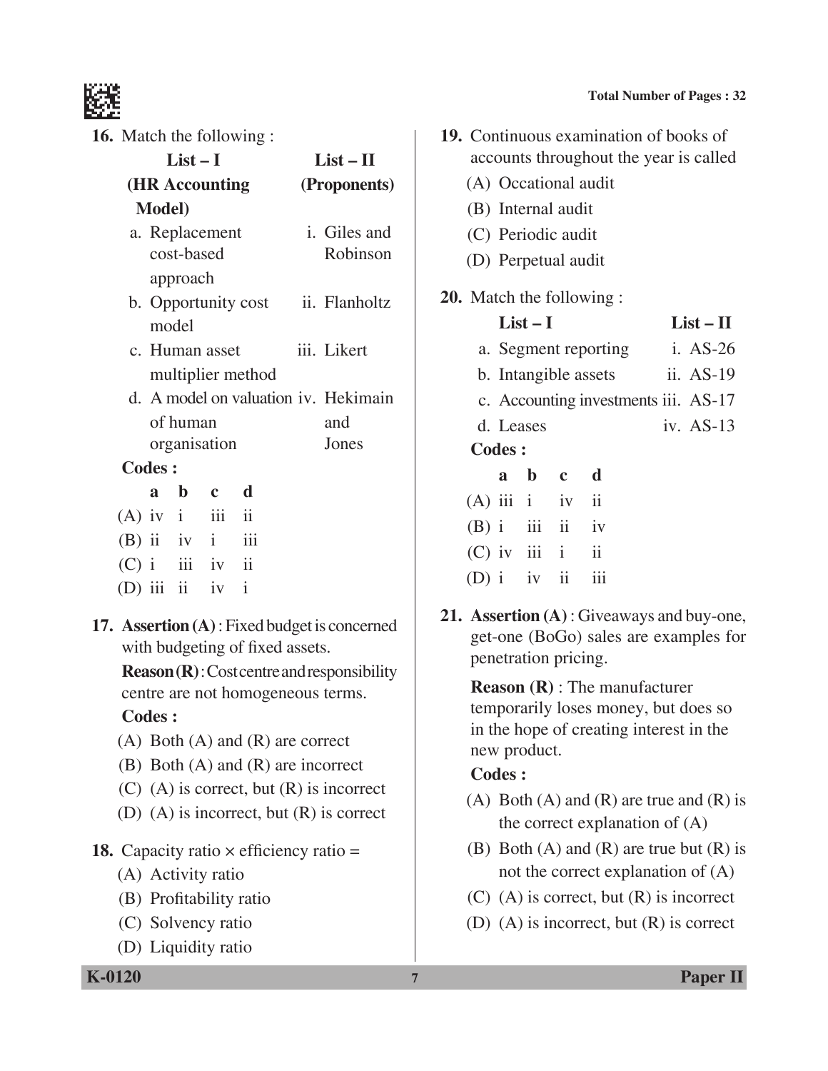16. Match the following :

| List – I (HR Accounting Model) | List – II (Proponents) |
|---|---|
| a. Replacement cost-based approach | i. Giles and Robinson |
| b. Opportunity cost model | ii. Flanholtz |
| c. Human asset multiplier method | iii. Likert |
| d. A model on valuation of human organisation | iv. Hekimain and Jones |

**Codes :**

| | a | b | c | d |
|---|---|---|---|---|
| (A) | iv | i | iii | ii |
| (B) | ii | iv | i | iii |
| (C) | i | iii | iv | ii |
| (D) | iii | ii | iv | i |

17. **Assertion (A)** : Fixed budget is concerned with budgeting of fixed assets.

**Reason (R)** : Cost centre and responsibility centre are not homogeneous terms.

**Codes :**

(A) Both (A) and (R) are correct
(B) Both (A) and (R) are incorrect
(C) (A) is correct, but (R) is incorrect
(D) (A) is incorrect, but (R) is correct

18. Capacity ratio × efficiency ratio =

(A) Activity ratio
(B) Profitability ratio
(C) Solvency ratio
(D) Liquidity ratio

19. Continuous examination of books of accounts throughout the year is called

(A) Occational audit
(B) Internal audit
(C) Periodic audit
(D) Perpetual audit

20. Match the following :

| List – I | List – II |
|---|---|
| a. Segment reporting | i. AS-26 |
| b. Intangible assets | ii. AS-19 |
| c. Accounting investments | iii. AS-17 |
| d. Leases | iv. AS-13 |

**Codes :**

| | a | b | c | d |
|---|---|---|---|---|
| (A) | iii | i | iv | ii |
| (B) | i | iii | ii | iv |
| (C) | iv | iii | i | ii |
| (D) | i | iv | ii | iii |

21. **Assertion (A)** : Giveaways and buy-one, get-one (BoGo) sales are examples for penetration pricing.

**Reason (R)** : The manufacturer temporarily loses money, but does so in the hope of creating interest in the new product.

**Codes :**

(A) Both (A) and (R) are true and (R) is the correct explanation of (A)
(B) Both (A) and (R) are true but (R) is not the correct explanation of (A)
(C) (A) is correct, but (R) is incorrect
(D) (A) is incorrect, but (R) is correct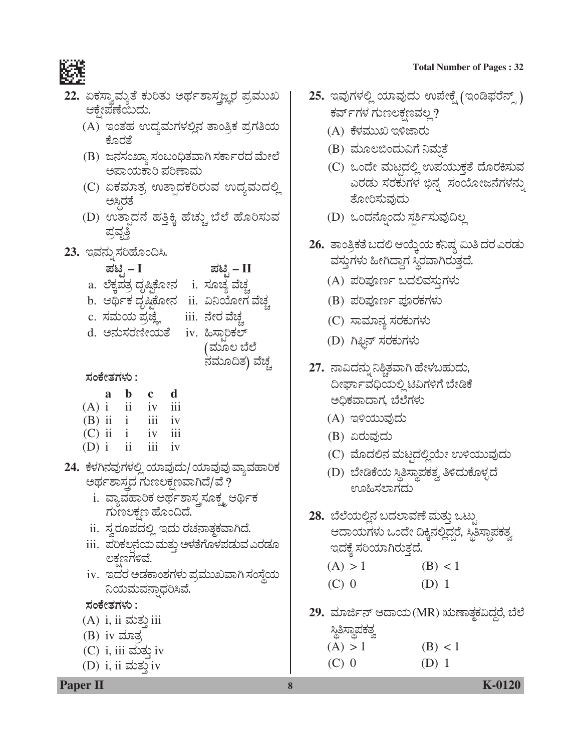**22.** ಏಕಸ್ವಾಮ್ಯತೆ ಕುರಿತು ಅರ್ಥಶಾಸ್ತ್ರಜ್ಞರ ಪ್ರಮುಖ ಆಕ್ಷೇಪಣೆಯಿದು.

(A) ಇಂತಹ ಉದ್ಯಮಗಳಲ್ಲಿನ ತಾಂತ್ರಿಕ ಪ್ರಗತಿಯ ಕೊರತೆ

(B) ಜನಸಂಖ್ಯಾ ಸಂಬಂಧಿತವಾಗಿ ಸರ್ಕಾರದ ಮೇಲೆ ಅಪಾಯಕಾರಿ ಪರಿಣಾಮ

(C) ಏಕಮಾತ್ರ ಉತ್ಪಾದಕರಿರುವ ಉದ್ಯಮದಲ್ಲಿ ಅಸ್ಥಿರತೆ

(D) ಉತ್ಪಾದನೆ ಹತ್ತಿಕ್ಕಿ ಹೆಚ್ಚು ಬೆಲೆ ಹೊರಿಸುವ ಪ್ರವೃತ್ತಿ

**23.** ಇವನ್ನು ಸರಿಹೊಂದಿಸಿ.

| ಪಟ್ಟಿ – I | ಪಟ್ಟಿ – II |
|---|---|
| a. ಲೆಕ್ಕಪತ್ರ ದೃಷ್ಟಿಕೋನ | i. ಸೂಚ್ಯ ವೆಚ್ಚ |
| b. ಆರ್ಥಿಕ ದೃಷ್ಟಿಕೋನ | ii. ವಿನಿಯೋಗ ವೆಚ್ಚ |
| c. ಸಮಯ ಪ್ರಜ್ಞೆ | iii. ನೇರ ವೆಚ್ಚ |
| d. ಅನುಸರಣೀಯತೆ | iv. ಹಿಸ್ಟಾರಿಕಲ್ (ಮೂಲ ಬೆಲೆ ನಮೂದಿತ) ವೆಚ್ಚ |

**ಸಂಕೇತಗಳು :**

| | a | b | c | d |
|---|---|---|---|---|
| (A) | i | ii | iv | iii |
| (B) | ii | i | iii | iv |
| (C) | ii | i | iv | iii |
| (D) | i | ii | iii | iv |

**24.** ಕೆಳಗಿನವುಗಳಲ್ಲಿ ಯಾವುದು/ಯಾವುವು ವ್ಯಾವಹಾರಿಕ ಅರ್ಥಶಾಸ್ತ್ರದ ಗುಣಲಕ್ಷಣವಾಗಿದೆ/ವೆ ?

i. ವ್ಯಾವಹಾರಿಕ ಅರ್ಥಶಾಸ್ತ್ರ ಸೂಕ್ಷ್ಮ ಆರ್ಥಿಕ ಗುಣಲಕ್ಷಣ ಹೊಂದಿದೆ.

ii. ಸ್ವರೂಪದಲ್ಲಿ ಇದು ರಚನಾತ್ಮಕವಾಗಿದೆ.

iii. ಪರಿಕಲ್ಪನೆಯ ಮತ್ತು ಅಳತೆಗೊಳಪಡುವ ಎರಡೂ ಲಕ್ಷಣಗಳಿವೆ.

iv. ಇದರ ಅಡಕಾಂಶಗಳು ಪ್ರಮುಖವಾಗಿ ಸಂಸ್ಥೆಯ ನಿಯಮವನ್ನಾಧರಿಸಿವೆ.

**ಸಂಕೇತಗಳು :**

(A) i, ii ಮತ್ತು iii

(B) iv ಮಾತ್ರ

(C) i, iii ಮತ್ತು iv

(D) i, ii ಮತ್ತು iv

**25.** ಇವುಗಳಲ್ಲಿ ಯಾವುದು ಉಪೇಕ್ಷೆ (ಇಂಡಿಫರೆನ್ಸ್) ಕರ್ವ್‌ಗಳ ಗುಣಲಕ್ಷಣವಲ್ಲ ?

(A) ಕೆಳಮುಖ ಇಳಿಜಾರು

(B) ಮೂಲಬಿಂದುವಿಗೆ ನಿಮ್ನತೆ

(C) ಒಂದೇ ಮಟ್ಟದಲ್ಲಿ ಉಪಯುಕ್ತತೆ ದೊರಕಿಸುವ ಎರಡು ಸರಕುಗಳ ಭಿನ್ನ ಸಂಯೋಜನೆಗಳನ್ನು ತೋರಿಸುವುದು

(D) ಒಂದನ್ನೊಂದು ಸ್ಪರ್ಶಿಸುವುದಿಲ್ಲ

**26.** ತಾಂತ್ರಿಕತೆ ಬದಲಿ ಆಯ್ಕೆಯ ಕನಿಷ್ಠ ಮಿತಿ ದರ ಎರಡು ವಸ್ತುಗಳು ಹೀಗಿದ್ದಾಗ ಸ್ಥಿರವಾಗಿರುತ್ತದೆ.

(A) ಪರಿಪೂರ್ಣ ಬದಲಿವಸ್ತುಗಳು

(B) ಪರಿಪೂರ್ಣ ಪೂರಕಗಳು

(C) ಸಾಮಾನ್ಯ ಸರಕುಗಳು

(D) ಗಿಫ್ಫಿನ್ ಸರಕುಗಳು

**27.** ನಾವಿದನ್ನು ನಿಶ್ಚಿತವಾಗಿ ಹೇಳಬಹುದು, ದೀರ್ಘಾವಧಿಯಲ್ಲಿ ಟಿವಿಗಳಿಗೆ ಬೇಡಿಕೆ ಅಧಿಕವಾದಾಗ, ಬೆಲೆಗಳು

(A) ಇಳಿಯುವುದು

(B) ಏರುವುದು

(C) ಮೊದಲಿನ ಮಟ್ಟದಲ್ಲಿಯೇ ಉಳಿಯುವುದು

(D) ಬೇಡಿಕೆಯ ಸ್ಥಿತಿಸ್ಥಾಪಕತ್ವ ತಿಳಿದುಕೊಳ್ಳದೆ ಊಹಿಸಲಾಗದು

**28.** ಬೆಲೆಯಲ್ಲಿನ ಬದಲಾವಣೆ ಮತ್ತು ಒಟ್ಟು ಆದಾಯಗಳು ಒಂದೇ ದಿಕ್ಕಿನಲ್ಲಿದ್ದರೆ, ಸ್ಥಿತಿಸ್ಥಾಪಕತ್ವ ಇದಕ್ಕೆ ಸರಿಯಾಗಿರುತ್ತದೆ.

(A) $> 1$ (B) $< 1$

(C) 0 (D) 1

**29.** ಮಾರ್ಜಿನ್ ಆದಾಯ (MR) ಋಣಾತ್ಮಕವಿದ್ದರೆ, ಬೆಲೆ ಸ್ಥಿತಿಸ್ಥಾಪಕತ್ವ

(A) $> 1$ (B) $< 1$

(C) 0 (D) 1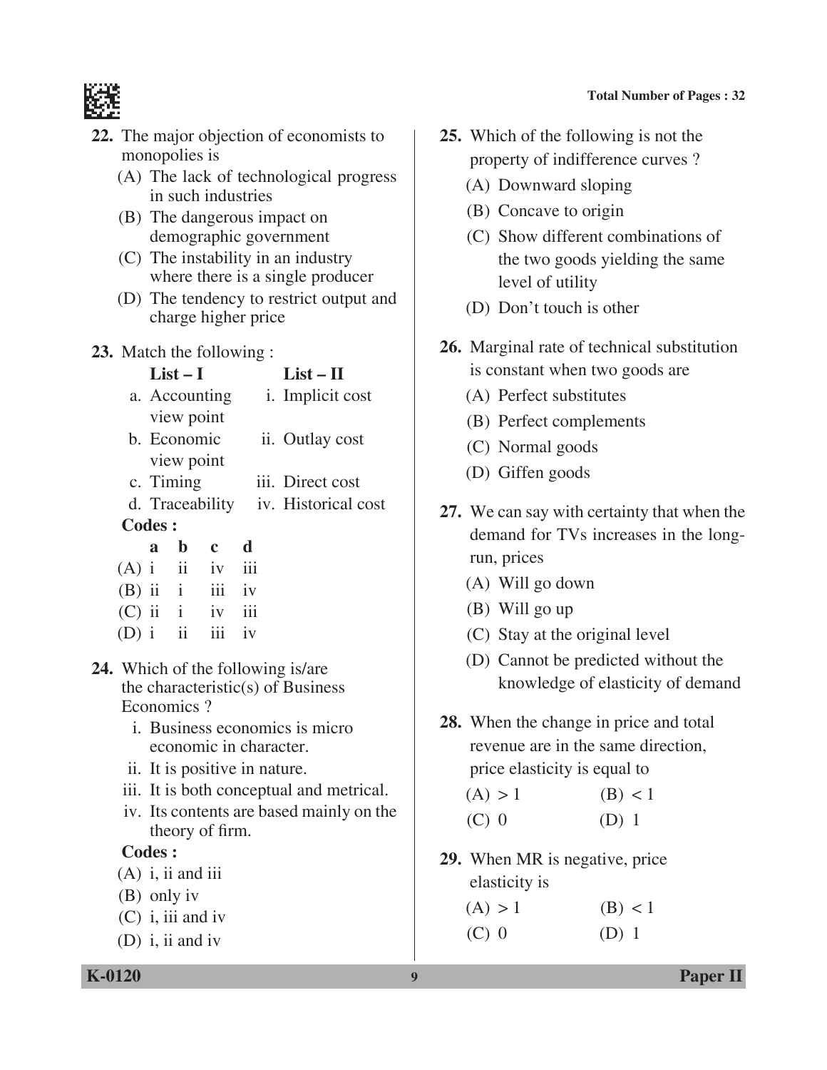22. The major objection of economists to monopolies is
    (A) The lack of technological progress in such industries
    (B) The dangerous impact on demographic government
    (C) The instability in an industry where there is a single producer
    (D) The tendency to restrict output and charge higher price

23. Match the following :

| | List – I | | List – II |
|---|---|---|---|
| a. | Accounting view point | i. | Implicit cost |
| b. | Economic view point | ii. | Outlay cost |
| c. | Timing | iii. | Direct cost |
| d. | Traceability | iv. | Historical cost |

**Codes :**

| | a | b | c | d |
|---|---|---|---|---|
| (A) | i | ii | iv | iii |
| (B) | ii | i | iii | iv |
| (C) | ii | i | iv | iii |
| (D) | i | ii | iii | iv |

24. Which of the following is/are the characteristic(s) of Business Economics ?
    i. Business economics is micro economic in character.
    ii. It is positive in nature.
    iii. It is both conceptual and metrical.
    iv. Its contents are based mainly on the theory of firm.

    **Codes :**
    (A) i, ii and iii
    (B) only iv
    (C) i, iii and iv
    (D) i, ii and iv

25. Which of the following is not the property of indifference curves ?
    (A) Downward sloping
    (B) Concave to origin
    (C) Show different combinations of the two goods yielding the same level of utility
    (D) Don't touch is other

26. Marginal rate of technical substitution is constant when two goods are
    (A) Perfect substitutes
    (B) Perfect complements
    (C) Normal goods
    (D) Giffen goods

27. We can say with certainty that when the demand for TVs increases in the long-run, prices
    (A) Will go down
    (B) Will go up
    (C) Stay at the original level
    (D) Cannot be predicted without the knowledge of elasticity of demand

28. When the change in price and total revenue are in the same direction, price elasticity is equal to
    (A) > 1 (B) < 1
    (C) 0 (D) 1

29. When MR is negative, price elasticity is
    (A) > 1 (B) < 1
    (C) 0 (D) 1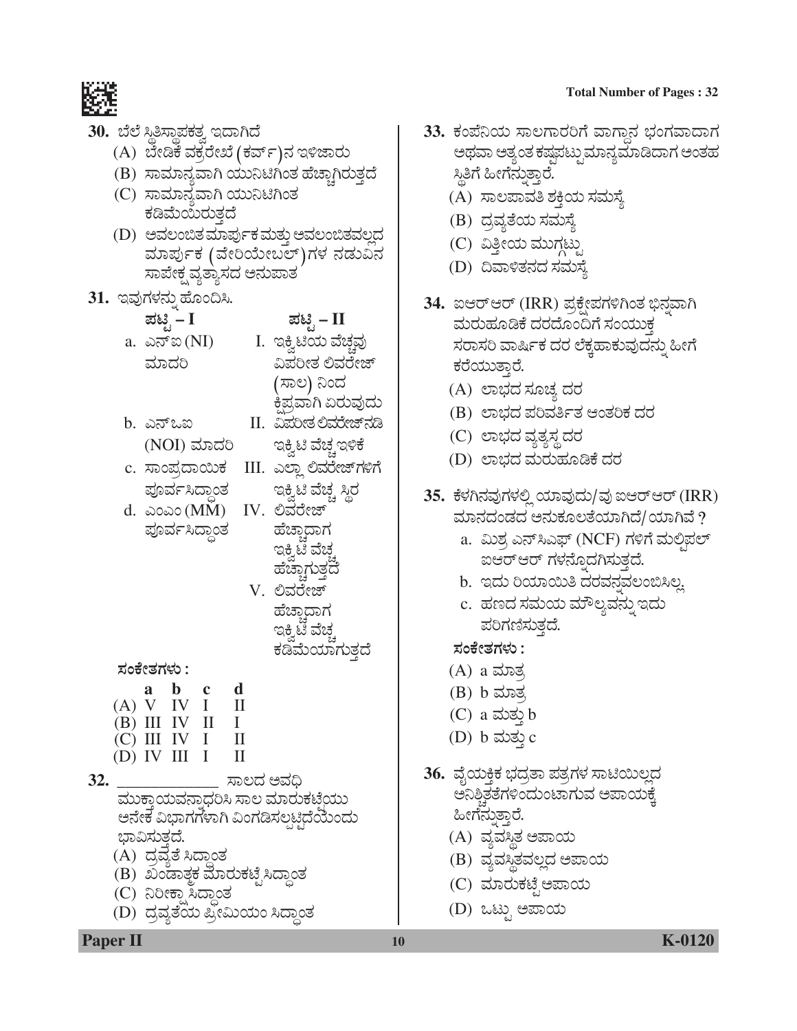30. ಬೆಲೆ ಸ್ಥಿತಿಸ್ಥಾಪಕತ್ವ ಇದಾಗಿದೆ

(A) ಬೇಡಿಕೆ ವಕ್ರರೇಖೆ (ಕರ್ವ್)ನ ಇಳಿಜಾರು

(B) ಸಾಮಾನ್ಯವಾಗಿ ಯುನಿಟಿಗಿಂತ ಹೆಚ್ಚಾಗಿರುತ್ತದೆ

(C) ಸಾಮಾನ್ಯವಾಗಿ ಯುನಿಟಿಗಿಂತ ಕಡಿಮೆಯಿರುತ್ತದೆ

(D) ಅವಲಂಬಿತ ಮಾರ್ಪುಕ ಮತ್ತು ಅವಲಂಬಿತವಲ್ಲದ ಮಾರ್ಪುಕ (ವೇರಿಯೇಬಲ್)ಗಳ ನಡುವಿನ ಸಾಪೇಕ್ಷ ವ್ಯತ್ಯಾಸದ ಅನುಪಾತ

31. ಇವುಗಳನ್ನು ಹೊಂದಿಸಿ.

| ಪಟ್ಟಿ – I | ಪಟ್ಟಿ – II |
|---|---|
| a. ಎನ್ಐ (NI) ಮಾದರಿ | I. ಇಕ್ವಿಟಿಯ ವೆಚ್ಚವು ವಿಪರೀತ ಲಿವರೇಜ್ (ಸಾಲ) ನಿಂದ ಕ್ಷಿಪ್ರವಾಗಿ ಏರುವುದು |
| b. ಎನ್ಒಐ (NOI) ಮಾದರಿ | II. ವಿಪರೀತ ಲಿವರೇಜ್‌ನಡಿ ಇಕ್ವಿಟಿ ವೆಚ್ಚ ಇಳಿಕೆ |
| c. ಸಾಂಪ್ರದಾಯಿಕ ಪೂರ್ವಸಿದ್ಧಾಂತ | III. ಎಲ್ಲಾ ಲಿವರೇಜ್‌ಗಳಿಗೆ ಇಕ್ವಿಟಿ ವೆಚ್ಚ ಸ್ಥಿರ |
| d. ಎಂಎಂ (MM) ಪೂರ್ವಸಿದ್ಧಾಂತ | IV. ಲಿವರೇಜ್ ಹೆಚ್ಚಾದಾಗ ಇಕ್ವಿಟಿ ವೆಚ್ಚ ಹೆಚ್ಚಾಗುತ್ತದೆ |
| | V. ಲಿವರೇಜ್ ಹೆಚ್ಚಾದಾಗ ಇಕ್ವಿಟಿ ವೆಚ್ಚ ಕಡಿಮೆಯಾಗುತ್ತದೆ |

ಸಂಕೇತಗಳು :

| | a | b | c | d |
|---|---|---|---|---|
| (A) | V | IV | I | II |
| (B) | III | IV | II | I |
| (C) | III | IV | I | II |
| (D) | IV | III | I | II |

32. ____________ ಸಾಲದ ಅವಧಿ ಮುಕ್ತಾಯವನ್ನಾಧರಿಸಿ ಸಾಲ ಮಾರುಕಟ್ಟೆಯು ಅನೇಕ ವಿಭಾಗಗಳಾಗಿ ವಿಂಗಡಿಸಲ್ಪಟ್ಟಿದೆಯೆಂದು ಭಾವಿಸುತ್ತದೆ.

(A) ದ್ರವ್ಯತೆ ಸಿದ್ಧಾಂತ

(B) ಖಂಡಾತ್ಮಕ ಮಾರುಕಟ್ಟೆ ಸಿದ್ಧಾಂತ

(C) ನಿರೀಕ್ಷಾ ಸಿದ್ಧಾಂತ

(D) ದ್ರವ್ಯತೆಯ ಪ್ರೀಮಿಯಂ ಸಿದ್ಧಾಂತ

33. ಕಂಪೆನಿಯ ಸಾಲಗಾರರಿಗೆ ವಾಗ್ದಾನ ಭಂಗವಾದಾಗ ಅಥವಾ ಅತ್ಯಂತ ಕಷ್ಟಪಟ್ಟು ಮಾನ್ಯಮಾಡಿದಾಗ ಅಂತಹ ಸ್ಥಿತಿಗೆ ಹೀಗೆನ್ನುತ್ತಾರೆ.

(A) ಸಾಲಪಾವತಿ ಶಕ್ತಿಯ ಸಮಸ್ಯೆ

(B) ದ್ರವ್ಯತೆಯ ಸಮಸ್ಯೆ

(C) ವಿತ್ತೀಯ ಮುಗ್ಗಟ್ಟು

(D) ದಿವಾಳಿತನದ ಸಮಸ್ಯೆ

34. ಐಆರ್ಆರ್ (IRR) ಪ್ರಕ್ಷೇಪಗಳಿಗಿಂತ ಭಿನ್ನವಾಗಿ ಮರುಹೂಡಿಕೆ ದರದೊಂದಿಗೆ ಸಂಯುಕ್ತ ಸರಾಸರಿ ವಾರ್ಷಿಕ ದರ ಲೆಕ್ಕಹಾಕುವುದನ್ನು ಹೀಗೆ ಕರೆಯುತ್ತಾರೆ.

(A) ಲಾಭದ ಸೂಚ್ಯ ದರ

(B) ಲಾಭದ ಪರಿವರ್ತಿತ ಆಂತರಿಕ ದರ

(C) ಲಾಭದ ವ್ಯತ್ಯಸ್ಥ ದರ

(D) ಲಾಭದ ಮರುಹೂಡಿಕೆ ದರ

35. ಕೆಳಗಿನವುಗಳಲ್ಲಿ ಯಾವುದು/ವು ಐಆರ್ಆರ್ (IRR) ಮಾನದಂಡದ ಅನುಕೂಲತೆಯಾಗಿದೆ/ಯಾಗಿವೆ ?

a. ಮಿಶ್ರ ಎನ್‌ಸಿಎಫ್ (NCF) ಗಳಿಗೆ ಮಲ್ಟಿಪಲ್ ಐಆರ್ಆರ್ ಗಳನ್ನೊದಗಿಸುತ್ತದೆ.

b. ಇದು ರಿಯಾಯಿತಿ ದರವನ್ನವಲಂಬಿಸಿಲ್ಲ.

c. ಹಣದ ಸಮಯ ಮೌಲ್ಯವನ್ನು ಇದು ಪರಿಗಣಿಸುತ್ತದೆ.

ಸಂಕೇತಗಳು :

(A) a ಮಾತ್ರ

(B) b ಮಾತ್ರ

(C) a ಮತ್ತು b

(D) b ಮತ್ತು c

36. ವೈಯಕ್ತಿಕ ಭದ್ರತಾ ಪತ್ರಗಳ ಸಾಟಿಯಿಲ್ಲದ ಅನಿಶ್ಚಿತತೆಗಳಿಂದುಂಟಾಗುವ ಅಪಾಯಕ್ಕೆ ಹೀಗೆನ್ನುತ್ತಾರೆ.

(A) ವ್ಯವಸ್ಥಿತ ಅಪಾಯ

(B) ವ್ಯವಸ್ಥಿತವಲ್ಲದ ಅಪಾಯ

(C) ಮಾರುಕಟ್ಟೆ ಅಪಾಯ

(D) ಒಟ್ಟು ಅಪಾಯ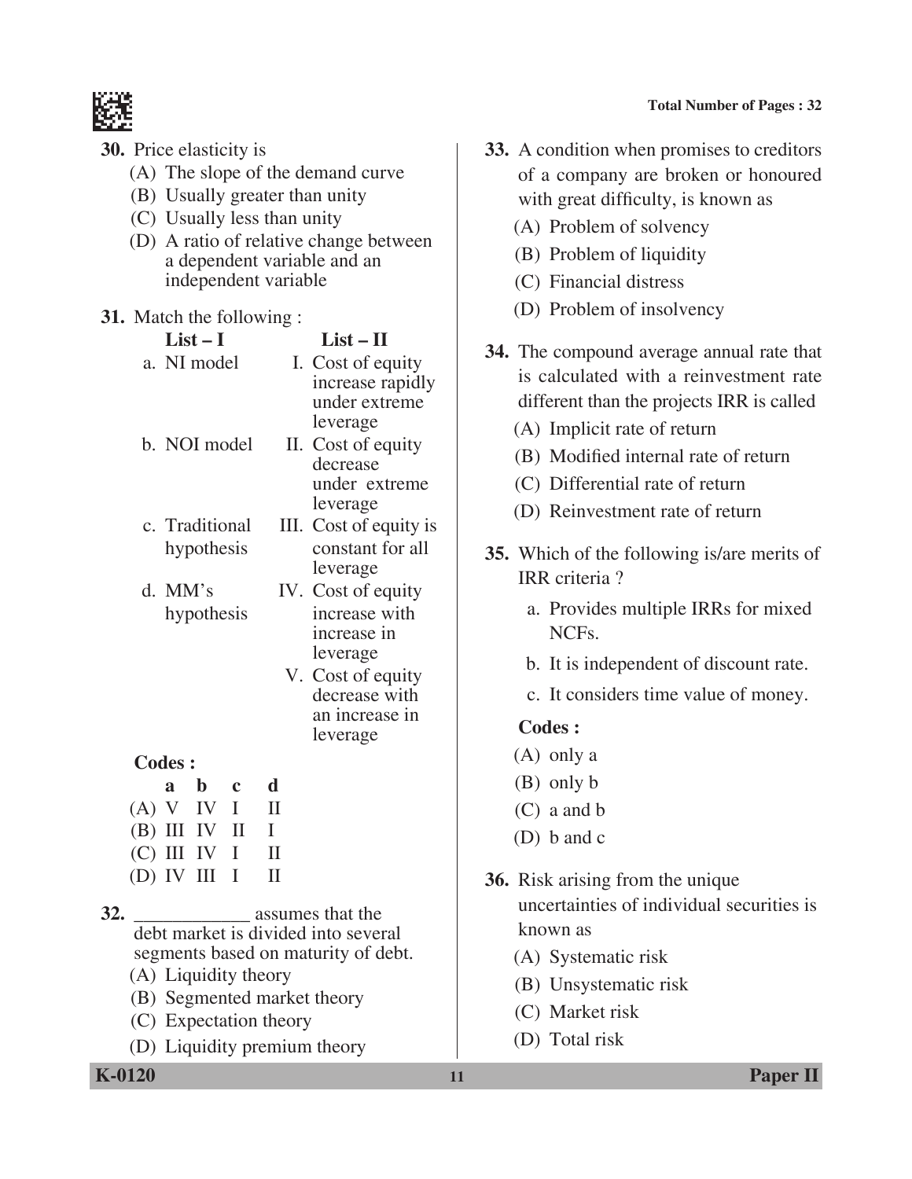30. Price elasticity is

(A) The slope of the demand curve
(B) Usually greater than unity
(C) Usually less than unity
(D) A ratio of relative change between a dependent variable and an independent variable

31. Match the following :

| List – I | List – II |
|---|---|
| a. NI model | I. Cost of equity increase rapidly under extreme leverage |
| b. NOI model | II. Cost of equity decrease under extreme leverage |
| c. Traditional hypothesis | III. Cost of equity is constant for all leverage |
| d. MM's hypothesis | IV. Cost of equity increase with increase in leverage |
| | V. Cost of equity decrease with an increase in leverage |

**Codes :**

| | a | b | c | d |
|---|---|---|---|---|
| (A) | V | IV | I | II |
| (B) | III | IV | II | I |
| (C) | III | IV | I | II |
| (D) | IV | III | I | II |

32. ____________ assumes that the debt market is divided into several segments based on maturity of debt.

(A) Liquidity theory
(B) Segmented market theory
(C) Expectation theory
(D) Liquidity premium theory

33. A condition when promises to creditors of a company are broken or honoured with great difficulty, is known as

(A) Problem of solvency
(B) Problem of liquidity
(C) Financial distress
(D) Problem of insolvency

34. The compound average annual rate that is calculated with a reinvestment rate different than the projects IRR is called

(A) Implicit rate of return
(B) Modified internal rate of return
(C) Differential rate of return
(D) Reinvestment rate of return

35. Which of the following is/are merits of IRR criteria ?

a. Provides multiple IRRs for mixed NCFs.
b. It is independent of discount rate.
c. It considers time value of money.

**Codes :**

(A) only a
(B) only b
(C) a and b
(D) b and c

36. Risk arising from the unique uncertainties of individual securities is known as

(A) Systematic risk
(B) Unsystematic risk
(C) Market risk
(D) Total risk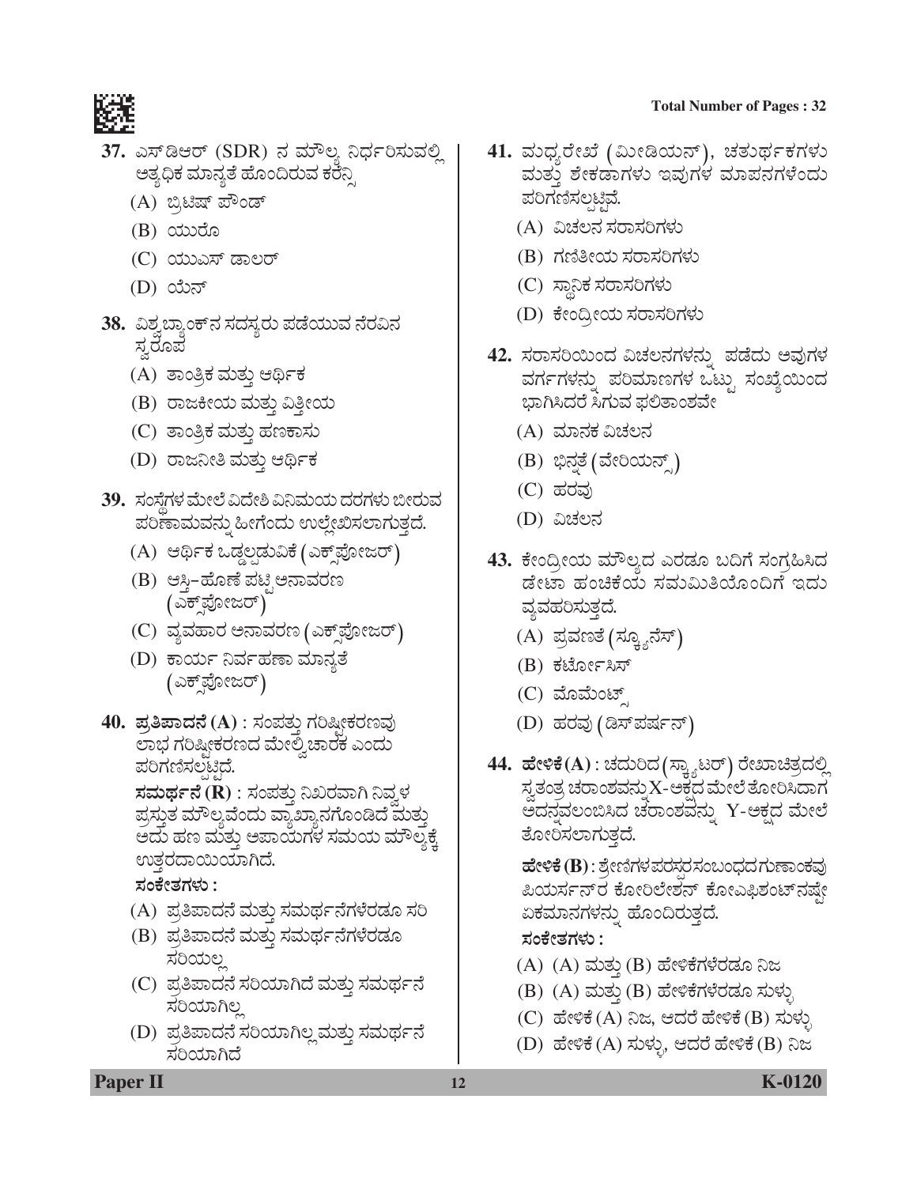**37.** ಎಸ್‌ಡಿಆರ್ (SDR) ನ ಮೌಲ್ಯ ನಿರ್ಧರಿಸುವಲ್ಲಿ ಅತ್ಯಧಿಕ ಮಾನ್ಯತೆ ಹೊಂದಿರುವ ಕರೆನ್ಸಿ

(A) ಬ್ರಿಟಿಷ್ ಪೌಂಡ್

(B) ಯುರೊ

(C) ಯುಎಸ್ ಡಾಲರ್

(D) ಯೆನ್

**38.** ವಿಶ್ವಬ್ಯಾಂಕ್‌ನ ಸದಸ್ಯರು ಪಡೆಯುವ ನೆರವಿನ ಸ್ವರೂಪ

(A) ತಾಂತ್ರಿಕ ಮತ್ತು ಆರ್ಥಿಕ

(B) ರಾಜಕೀಯ ಮತ್ತು ವಿತ್ತೀಯ

(C) ತಾಂತ್ರಿಕ ಮತ್ತು ಹಣಕಾಸು

(D) ರಾಜನೀತಿ ಮತ್ತು ಆರ್ಥಿಕ

**39.** ಸಂಸ್ಥೆಗಳ ಮೇಲೆ ವಿದೇಶಿ ವಿನಿಮಯ ದರಗಳು ಬೀರುವ ಪರಿಣಾಮವನ್ನು ಹೀಗೆಂದು ಉಲ್ಲೇಖಿಸಲಾಗುತ್ತದೆ.

(A) ಆರ್ಥಿಕ ಒಡ್ಡಲ್ಪಡುವಿಕೆ (ಎಕ್ಸ್‌ಪೋಜರ್)

(B) ಆಸ್ತಿ–ಹೊಣೆ ಪಟ್ಟಿ ಅನಾವರಣ (ಎಕ್ಸ್‌ಪೋಜರ್)

(C) ವ್ಯವಹಾರ ಅನಾವರಣ (ಎಕ್ಸ್‌ಪೋಜರ್)

(D) ಕಾರ್ಯ ನಿರ್ವಹಣಾ ಮಾನ್ಯತೆ (ಎಕ್ಸ್‌ಪೋಜರ್)

**40.** **ಪ್ರತಿಪಾದನೆ (A)** : ಸಂಪತ್ತು ಗರಿಷ್ಠೀಕರಣವು ಲಾಭ ಗರಿಷ್ಠೀಕರಣದ ಮೇಲ್ವಿಚಾರಕ ಎಂದು ಪರಿಗಣಿಸಲ್ಪಟ್ಟಿದೆ.

**ಸಮರ್ಥನೆ (R)** : ಸಂಪತ್ತು ನಿಖರವಾಗಿ ನಿವ್ವಳ ಪ್ರಸ್ತುತ ಮೌಲ್ಯವೆಂದು ವ್ಯಾಖ್ಯಾನಗೊಂಡಿದೆ ಮತ್ತು ಅದು ಹಣ ಮತ್ತು ಅಪಾಯಗಳ ಸಮಯ ಮೌಲ್ಯಕ್ಕೆ ಉತ್ತರದಾಯಿಯಾಗಿದೆ.

**ಸಂಕೇತಗಳು :**

(A) ಪ್ರತಿಪಾದನೆ ಮತ್ತು ಸಮರ್ಥನೆಗಳೆರಡೂ ಸರಿ

(B) ಪ್ರತಿಪಾದನೆ ಮತ್ತು ಸಮರ್ಥನೆಗಳೆರಡೂ ಸರಿಯಲ್ಲ

(C) ಪ್ರತಿಪಾದನೆ ಸರಿಯಾಗಿದೆ ಮತ್ತು ಸಮರ್ಥನೆ ಸರಿಯಾಗಿಲ್ಲ

(D) ಪ್ರತಿಪಾದನೆ ಸರಿಯಾಗಿಲ್ಲ ಮತ್ತು ಸಮರ್ಥನೆ ಸರಿಯಾಗಿದೆ

**41.** ಮಧ್ಯರೇಖೆ (ಮೀಡಿಯನ್), ಚತುರ್ಥಕಗಳು ಮತ್ತು ಶೇಕಡಾಗಳು ಇವುಗಳ ಮಾಪನಗಳೆಂದು ಪರಿಗಣಿಸಲ್ಪಟ್ಟಿವೆ.

(A) ವಿಚಲನ ಸರಾಸರಿಗಳು

(B) ಗಣಿತೀಯ ಸರಾಸರಿಗಳು

(C) ಸ್ಥಾನಿಕ ಸರಾಸರಿಗಳು

(D) ಕೇಂದ್ರೀಯ ಸರಾಸರಿಗಳು

**42.** ಸರಾಸರಿಯಿಂದ ವಿಚಲನಗಳನ್ನು ಪಡೆದು ಅವುಗಳ ವರ್ಗಗಳನ್ನು ಪರಿಮಾಣಗಳ ಒಟ್ಟು ಸಂಖ್ಯೆಯಿಂದ ಭಾಗಿಸಿದರೆ ಸಿಗುವ ಫಲಿತಾಂಶವೇ

(A) ಮಾನಕ ವಿಚಲನ

(B) ಭಿನ್ನತೆ (ವೇರಿಯನ್ಸ್)

(C) ಹರವು

(D) ವಿಚಲನ

**43.** ಕೇಂದ್ರೀಯ ಮೌಲ್ಯದ ಎರಡೂ ಬದಿಗೆ ಸಂಗ್ರಹಿಸಿದ ಡೇಟಾ ಹಂಚಿಕೆಯ ಸಮಮಿತಿಯೊಂದಿಗೆ ಇದು ವ್ಯವಹರಿಸುತ್ತದೆ.

(A) ಪ್ರವಣತೆ (ಸ್ಕ್ಯೂನೆಸ್)

(B) ಕರ್ಟೋಸಿಸ್

(C) ಮೊಮೆಂಟ್ಸ್

(D) ಹರವು (ಡಿಸ್‌ಪರ್ಷನ್)

**44.** **ಹೇಳಿಕೆ (A)** : ಚದುರಿದ (ಸ್ಕ್ಯಾಟರ್) ರೇಖಾಚಿತ್ರದಲ್ಲಿ ಸ್ವತಂತ್ರ ಚರಾಂಶವನ್ನು X-ಅಕ್ಷದ ಮೇಲೆ ತೋರಿಸಿದಾಗ ಅದನ್ನವಲಂಬಿಸಿದ ಚರಾಂಶವನ್ನು Y-ಅಕ್ಷದ ಮೇಲೆ ತೋರಿಸಲಾಗುತ್ತದೆ.

**ಹೇಳಿಕೆ (B)** : ಶ್ರೇಣಿಗಳ ಪರಸ್ಪರ ಸಂಬಂಧದ ಗುಣಾಂಕವು ಪಿಯರ್ಸನ್‌ರ ಕೋರಿಲೇಶನ್ ಕೋಎಫಿಶಂಟ್‌ನಷ್ಟೇ ಏಕಮಾನಗಳನ್ನು ಹೊಂದಿರುತ್ತದೆ.

**ಸಂಕೇತಗಳು :**

(A) (A) ಮತ್ತು (B) ಹೇಳಿಕೆಗಳೆರಡೂ ನಿಜ

(B) (A) ಮತ್ತು (B) ಹೇಳಿಕೆಗಳೆರಡೂ ಸುಳ್ಳು

(C) ಹೇಳಿಕೆ (A) ನಿಜ, ಆದರೆ ಹೇಳಿಕೆ (B) ಸುಳ್ಳು

(D) ಹೇಳಿಕೆ (A) ಸುಳ್ಳು, ಆದರೆ ಹೇಳಿಕೆ (B) ನಿಜ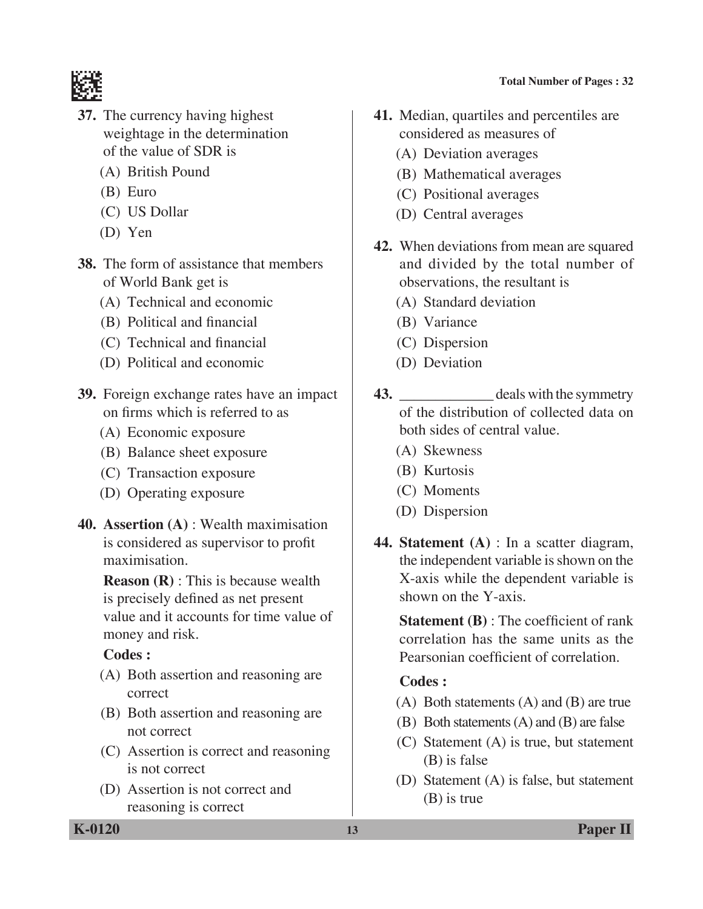**37.** The currency having highest weightage in the determination of the value of SDR is

(A) British Pound

(B) Euro

(C) US Dollar

(D) Yen

**38.** The form of assistance that members of World Bank get is

(A) Technical and economic

(B) Political and financial

(C) Technical and financial

(D) Political and economic

**39.** Foreign exchange rates have an impact on firms which is referred to as

(A) Economic exposure

(B) Balance sheet exposure

(C) Transaction exposure

(D) Operating exposure

**40.** **Assertion (A)** : Wealth maximisation is considered as supervisor to profit maximisation.

**Reason (R)** : This is because wealth is precisely defined as net present value and it accounts for time value of money and risk.

**Codes :**

(A) Both assertion and reasoning are correct

(B) Both assertion and reasoning are not correct

(C) Assertion is correct and reasoning is not correct

(D) Assertion is not correct and reasoning is correct

**41.** Median, quartiles and percentiles are considered as measures of

(A) Deviation averages

(B) Mathematical averages

(C) Positional averages

(D) Central averages

**42.** When deviations from mean are squared and divided by the total number of observations, the resultant is

(A) Standard deviation

(B) Variance

(C) Dispersion

(D) Deviation

**43.** ____________ deals with the symmetry of the distribution of collected data on both sides of central value.

(A) Skewness

(B) Kurtosis

(C) Moments

(D) Dispersion

**44.** **Statement (A)** : In a scatter diagram, the independent variable is shown on the X-axis while the dependent variable is shown on the Y-axis.

**Statement (B)** : The coefficient of rank correlation has the same units as the Pearsonian coefficient of correlation.

**Codes :**

(A) Both statements (A) and (B) are true

(B) Both statements (A) and (B) are false

(C) Statement (A) is true, but statement (B) is false

(D) Statement (A) is false, but statement (B) is true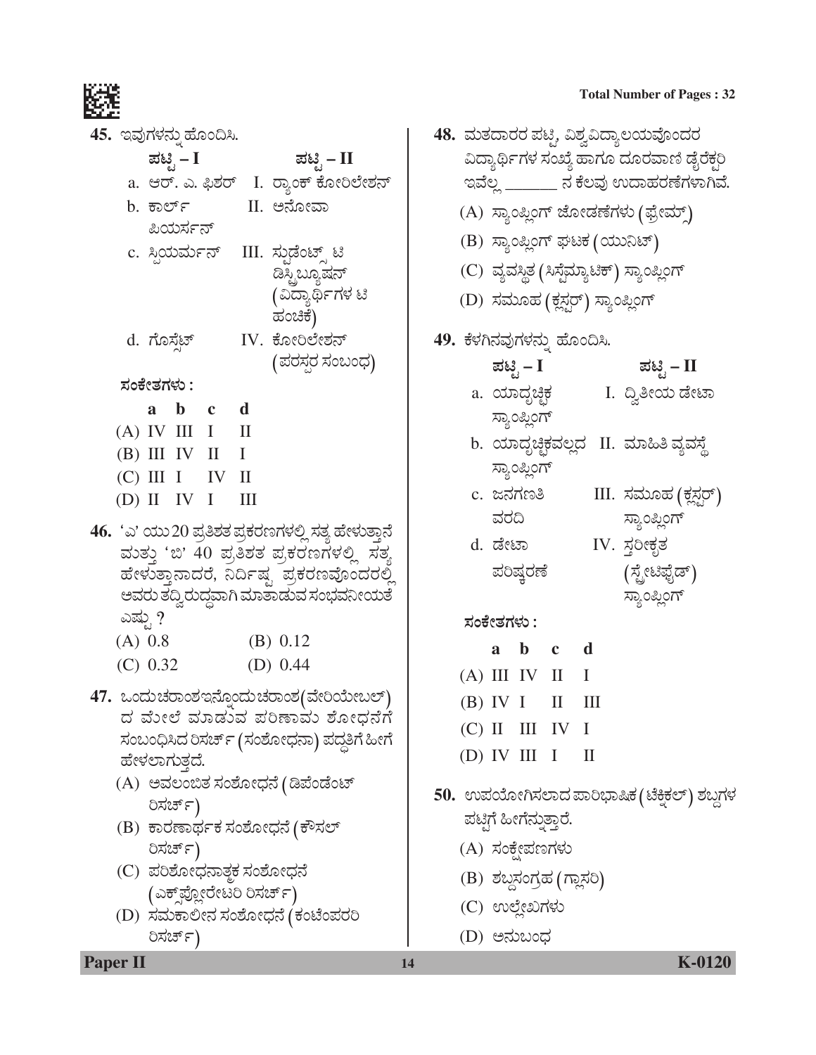45. ಇವುಗಳನ್ನು ಹೊಂದಿಸಿ.

| ಪಟ್ಟಿ – I | ಪಟ್ಟಿ – II |
|---|---|
| a. ಆರ್. ಎ. ಫಿಶರ್ | I. ರ್‍ಯಾಂಕ್ ಕೋರಿಲೇಶನ್ |
| b. ಕಾರ್ಲ್ ಪಿಯರ್ಸನ್ | II. ಅನೋವಾ |
| c. ಸ್ಪಿಯರ್ಮನ್ | III. ಸ್ಟುಡೆಂಟ್ಸ್ ಟಿ ಡಿಸ್ಟ್ರಿಬ್ಯೂಷನ್ (ವಿದ್ಯಾರ್ಥಿಗಳ ಟಿ ಹಂಚಿಕೆ) |
| d. ಗೊಸ್ಸೆಟ್ | IV. ಕೋರಿಲೇಶನ್ (ಪರಸ್ಪರ ಸಂಬಂಧ) |

ಸಂಕೇತಗಳು :

| | a | b | c | d |
|---|---|---|---|---|
| (A) | IV | III | I | II |
| (B) | III | IV | II | I |
| (C) | III | I | IV | II |
| (D) | II | IV | I | III |

46. 'ಎ' ಯು 20 ಪ್ರತಿಶತ ಪ್ರಕರಣಗಳಲ್ಲಿ ಸತ್ಯ ಹೇಳುತ್ತಾನೆ ಮತ್ತು 'ಬಿ' 40 ಪ್ರತಿಶತ ಪ್ರಕರಣಗಳಲ್ಲಿ ಸತ್ಯ ಹೇಳುತ್ತಾನಾದರೆ, ನಿರ್ದಿಷ್ಟ ಪ್ರಕರಣವೊಂದರಲ್ಲಿ ಅವರು ತದ್ವಿರುದ್ಧವಾಗಿ ಮಾತಾಡುವ ಸಂಭವನೀಯತೆ ಎಷ್ಟು ?

(A) 0.8
(B) 0.12
(C) 0.32
(D) 0.44

47. ಒಂದು ಚರಾಂಶ ಇನ್ನೊಂದು ಚರಾಂಶ (ವೇರಿಯೇಬಲ್) ದ ಮೇಲೆ ಮಾಡುವ ಪರಿಣಾಮ ಶೋಧನೆಗೆ ಸಂಬಂಧಿಸಿದ ರಿಸರ್ಚ್ (ಸಂಶೋಧನಾ) ಪದ್ಧತಿಗೆ ಹೀಗೆ ಹೇಳಲಾಗುತ್ತದೆ.

(A) ಅವಲಂಬಿತ ಸಂಶೋಧನೆ (ಡಿಪೆಂಡೆಂಟ್ ರಿಸರ್ಚ್)
(B) ಕಾರಣಾರ್ಥಕ ಸಂಶೋಧನೆ (ಕೌಸಲ್ ರಿಸರ್ಚ್)
(C) ಪರಿಶೋಧನಾತ್ಮಕ ಸಂಶೋಧನೆ (ಎಕ್ಸ್‌ಪ್ಲೋರೇಟರಿ ರಿಸರ್ಚ್)
(D) ಸಮಕಾಲೀನ ಸಂಶೋಧನೆ (ಕಂಟೆಂಪರರಿ ರಿಸರ್ಚ್)

48. ಮತದಾರರ ಪಟ್ಟಿ, ವಿಶ್ವವಿದ್ಯಾಲಯವೊಂದರ ವಿದ್ಯಾರ್ಥಿಗಳ ಸಂಖ್ಯೆ ಹಾಗೂ ದೂರವಾಣಿ ಡೈರೆಕ್ಟರಿ ಇವೆಲ್ಲ _______ ನ ಕೆಲವು ಉದಾಹರಣೆಗಳಾಗಿವೆ.

(A) ಸ್ಯಾಂಪ್ಲಿಂಗ್ ಜೋಡಣೆಗಳು (ಫ್ರೇಮ್ಸ್)
(B) ಸ್ಯಾಂಪ್ಲಿಂಗ್ ಘಟಕ (ಯುನಿಟ್)
(C) ವ್ಯವಸ್ಥಿತ (ಸಿಸ್ಟೆಮ್ಯಾಟಿಕ್) ಸ್ಯಾಂಪ್ಲಿಂಗ್
(D) ಸಮೂಹ (ಕ್ಲಸ್ಟರ್) ಸ್ಯಾಂಪ್ಲಿಂಗ್

49. ಕೆಳಗಿನವುಗಳನ್ನು ಹೊಂದಿಸಿ.

| ಪಟ್ಟಿ – I | ಪಟ್ಟಿ – II |
|---|---|
| a. ಯಾದೃಚ್ಛಿಕ ಸ್ಯಾಂಪ್ಲಿಂಗ್ | I. ದ್ವಿತೀಯ ಡೇಟಾ |
| b. ಯಾದೃಚ್ಛಿಕವಲ್ಲದ ಸ್ಯಾಂಪ್ಲಿಂಗ್ | II. ಮಾಹಿತಿ ವ್ಯವಸ್ಥೆ |
| c. ಜನಗಣತಿ ವರದಿ | III. ಸಮೂಹ (ಕ್ಲಸ್ಟರ್) ಸ್ಯಾಂಪ್ಲಿಂಗ್ |
| d. ಡೇಟಾ ಪರಿಷ್ಕರಣೆ | IV. ಸ್ತರೀಕೃತ (ಸ್ಟ್ರೇಟಿಫೈಡ್) ಸ್ಯಾಂಪ್ಲಿಂಗ್ |

ಸಂಕೇತಗಳು :

| | a | b | c | d |
|---|---|---|---|---|
| (A) | III | IV | II | I |
| (B) | IV | I | II | III |
| (C) | II | III | IV | I |
| (D) | IV | III | I | II |

50. ಉಪಯೋಗಿಸಲಾದ ಪಾರಿಭಾಷಿಕ (ಟೆಕ್ನಿಕಲ್) ಶಬ್ದಗಳ ಪಟ್ಟಿಗೆ ಹೀಗೆನ್ನುತ್ತಾರೆ.

(A) ಸಂಕ್ಷೇಪಣಗಳು
(B) ಶಬ್ದಸಂಗ್ರಹ (ಗ್ಲಾಸರಿ)
(C) ಉಲ್ಲೇಖಗಳು
(D) ಅನುಬಂಧ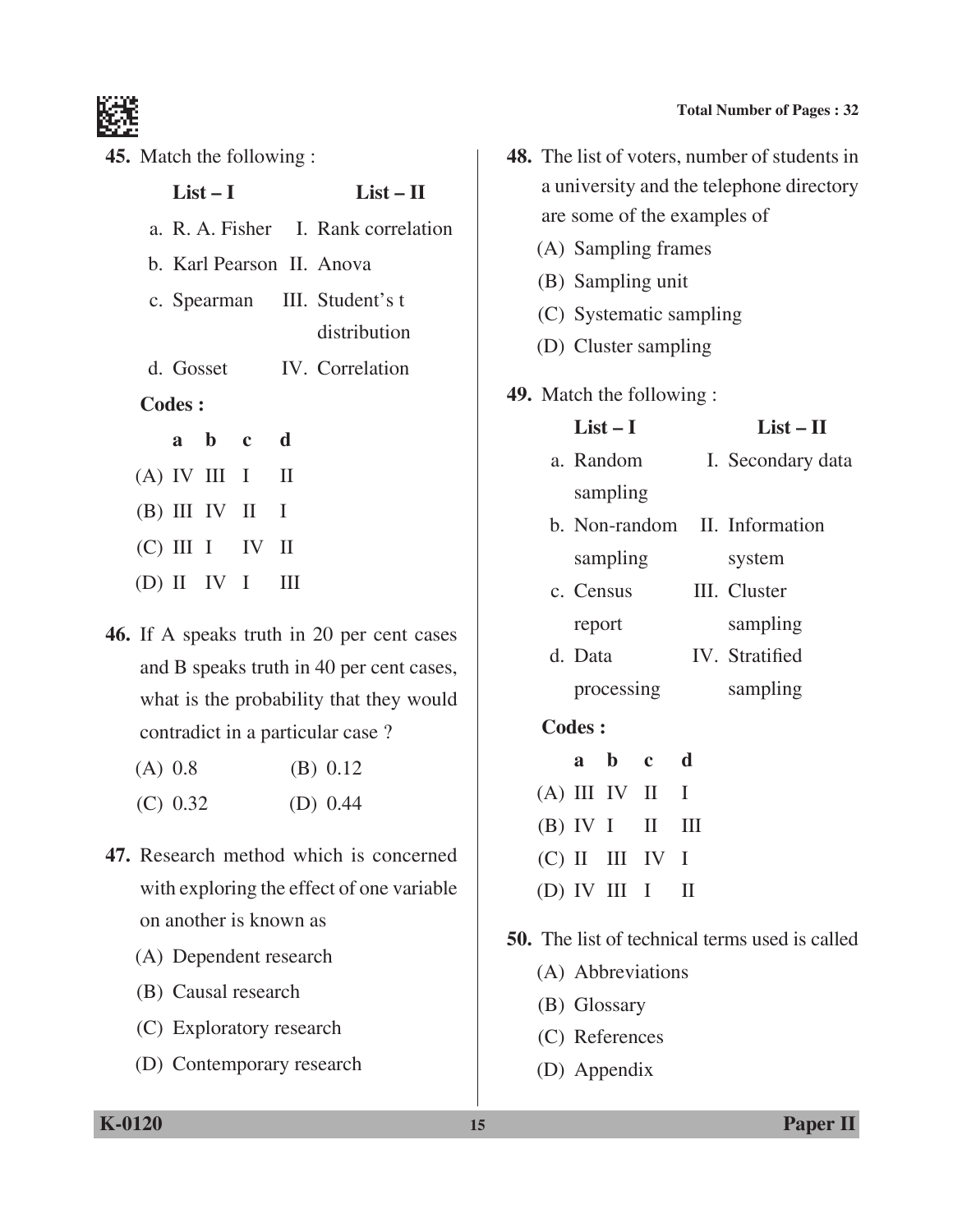45. Match the following :

| | List – I | | List – II |
|---|---|---|---|
| a. | R. A. Fisher | I. | Rank correlation |
| b. | Karl Pearson | II. | Anova |
| c. | Spearman | III. | Student's t distribution |
| d. | Gosset | IV. | Correlation |

**Codes :**

| | a | b | c | d |
|---|---|---|---|---|
| (A) | IV | III | I | II |
| (B) | III | IV | II | I |
| (C) | III | I | IV | II |
| (D) | II | IV | I | III |

46. If A speaks truth in 20 per cent cases and B speaks truth in 40 per cent cases, what is the probability that they would contradict in a particular case ?

(A) 0.8
(B) 0.12
(C) 0.32
(D) 0.44

47. Research method which is concerned with exploring the effect of one variable on another is known as

(A) Dependent research
(B) Causal research
(C) Exploratory research
(D) Contemporary research

48. The list of voters, number of students in a university and the telephone directory are some of the examples of

(A) Sampling frames
(B) Sampling unit
(C) Systematic sampling
(D) Cluster sampling

49. Match the following :

| | List – I | | List – II |
|---|---|---|---|
| a. | Random sampling | I. | Secondary data |
| b. | Non-random sampling | II. | Information system |
| c. | Census report | III. | Cluster sampling |
| d. | Data processing | IV. | Stratified sampling |

**Codes :**

| | a | b | c | d |
|---|---|---|---|---|
| (A) | III | IV | II | I |
| (B) | IV | I | II | III |
| (C) | II | III | IV | I |
| (D) | IV | III | I | II |

50. The list of technical terms used is called

(A) Abbreviations
(B) Glossary
(C) References
(D) Appendix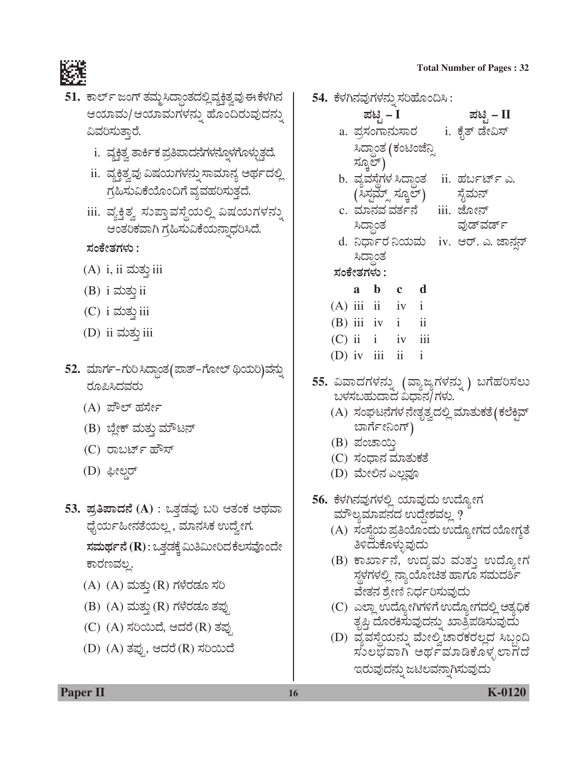**51.** ಕಾರ್ಲ್ ಜಂಗ್ ತಮ್ಮ ಸಿದ್ಧಾಂತದಲ್ಲಿ ವ್ಯಕ್ತಿತ್ವವು ಈ ಕೆಳಗಿನ ಆಯಾಮ/ಆಯಾಮಗಳನ್ನು ಹೊಂದಿರುವುದನ್ನು ವಿವರಿಸುತ್ತಾರೆ.

i. ವ್ಯಕ್ತಿತ್ವ ತಾರ್ಕಿಕ ಪ್ರತಿಪಾದನೆಗಳನ್ನೊಳಗೊಳ್ಳುತ್ತದೆ.

ii. ವ್ಯಕ್ತಿತ್ವವು ವಿಷಯಗಳನ್ನು ಸಾಮಾನ್ಯ ಅರ್ಥದಲ್ಲಿ ಗ್ರಹಿಸುವಿಕೆಯೊಂದಿಗೆ ವ್ಯವಹರಿಸುತ್ತದೆ.

iii. ವ್ಯಕ್ತಿತ್ವ ಸುಪ್ತಾವಸ್ಥೆಯಲ್ಲಿ ವಿಷಯಗಳನ್ನು ಆಂತರಿಕವಾಗಿ ಗ್ರಹಿಸುವಿಕೆಯನ್ನಾಧರಿಸಿದೆ.

**ಸಂಕೇತಗಳು :**

(A) i, ii ಮತ್ತು iii

(B) i ಮತ್ತು ii

(C) i ಮತ್ತು iii

(D) ii ಮತ್ತು iii

**52.** ಮಾರ್ಗ–ಗುರಿ ಸಿದ್ಧಾಂತ (ಪಾತ್–ಗೋಲ್ ಥಿಯರಿ)ವನ್ನು ರೂಪಿಸಿದವರು

(A) ಪೌಲ್ ಹರ್ಸೇ

(B) ಬ್ಲೇಕ್ ಮತ್ತು ಮೌಟನ್

(C) ರಾಬರ್ಟ್ ಹೌಸ್

(D) ಫೀಲ್ಡರ್

**53.** **ಪ್ರತಿಪಾದನೆ (A)** : ಒತ್ತಡವು ಬರಿ ಆತಂಕ ಅಥವಾ ಧೈರ್ಯಹೀನತೆಯಲ್ಲ, ಮಾನಸಿಕ ಉದ್ವೇಗ.

**ಸಮರ್ಥನೆ (R)** : ಒತ್ತಡಕ್ಕೆ ಮಿತಿಮೀರಿದ ಕೆಲಸವೊಂದೇ ಕಾರಣವಲ್ಲ.

(A) (A) ಮತ್ತು (R) ಗಳೆರಡೂ ಸರಿ

(B) (A) ಮತ್ತು (R) ಗಳೆರಡೂ ತಪ್ಪು

(C) (A) ಸರಿಯಿದೆ, ಆದರೆ (R) ತಪ್ಪು

(D) (A) ತಪ್ಪು, ಆದರೆ (R) ಸರಿಯಿದೆ

**54.** ಕೆಳಗಿನವುಗಳನ್ನು ಸರಿಹೊಂದಿಸಿ :

| ಪಟ್ಟಿ – I | ಪಟ್ಟಿ – II |
|---|---|
| a. ಪ್ರಸಂಗಾನುಸಾರ ಸಿದ್ಧಾಂತ (ಕಂಟಿಂಜೆನ್ಸಿ ಸ್ಕೂಲ್) | i. ಕೈತ್ ಡೇವಿಸ್ |
| b. ವ್ಯವಸ್ಥೆಗಳ ಸಿದ್ಧಾಂತ (ಸಿಸ್ಟಮ್ಸ್ ಸ್ಕೂಲ್) | ii. ಹರ್ಬರ್ಟ್ ಎ. ಸೈಮನ್ |
| c. ಮಾನವ ವರ್ತನೆ ಸಿದ್ಧಾಂತ | iii. ಜೋನ್ ವುಡ್‌ವರ್ಡ್ |
| d. ನಿರ್ಧಾರ ನಿಯಮ ಸಿದ್ಧಾಂತ | iv. ಆರ್. ಎ. ಜಾನ್ಸನ್ |

**ಸಂಕೇತಗಳು :**

| | a | b | c | d |
|---|---|---|---|---|
| (A) | iii | ii | iv | i |
| (B) | iii | iv | i | ii |
| (C) | ii | i | iv | iii |
| (D) | iv | iii | ii | i |

**55.** ವಿವಾದಗಳನ್ನು (ವ್ಯಾಜ್ಯಗಳನ್ನು) ಬಗೆಹರಿಸಲು ಬಳಸಬಹುದಾದ ವಿಧಾನ/ಗಳು.

(A) ಸಂಘಟನೆಗಳ ನೇತೃತ್ವದಲ್ಲಿ ಮಾತುಕತೆ (ಕಲೆಕ್ಟಿವ್ ಬಾರ್ಗೇನಿಂಗ್)

(B) ಪಂಚಾಯ್ತಿ

(C) ಸಂಧಾನ ಮಾತುಕತೆ

(D) ಮೇಲಿನ ಎಲ್ಲವೂ

**56.** ಕೆಳಗಿನವುಗಳಲ್ಲಿ ಯಾವುದು ಉದ್ಯೋಗ ಮೌಲ್ಯಮಾಪನದ ಉದ್ದೇಶವಲ್ಲ ?

(A) ಸಂಸ್ಥೆಯ ಪ್ರತಿಯೊಂದು ಉದ್ಯೋಗದ ಯೋಗ್ಯತೆ ತಿಳಿದುಕೊಳ್ಳುವುದು

(B) ಕಾರ್ಖಾನೆ, ಉದ್ಯಮ ಮತ್ತು ಉದ್ಯೋಗ ಸ್ಥಳಗಳಲ್ಲಿ ನ್ಯಾಯೋಚಿತ ಹಾಗೂ ಸಮದರ್ಶಿ ವೇತನ ಶ್ರೇಣಿ ನಿರ್ಧರಿಸುವುದು

(C) ಎಲ್ಲಾ ಉದ್ಯೋಗಿಗಳಿಗೆ ಉದ್ಯೋಗದಲ್ಲಿ ಅತ್ಯಧಿಕ ತೃಪ್ತಿ ದೊರಕಿಸುವುದನ್ನು ಖಾತ್ರಿಪಡಿಸುವುದು

(D) ವ್ಯವಸ್ಥೆಯನ್ನು ಮೇಲ್ವಿಚಾರಕರಲ್ಲದ ಸಿಬ್ಬಂದಿ ಸುಲಭವಾಗಿ ಅರ್ಥಮಾಡಿಕೊಳ್ಳಲಾಗದೆ ಇರುವುದನ್ನು ಜಟಿಲವನ್ನಾಗಿಸುವುದು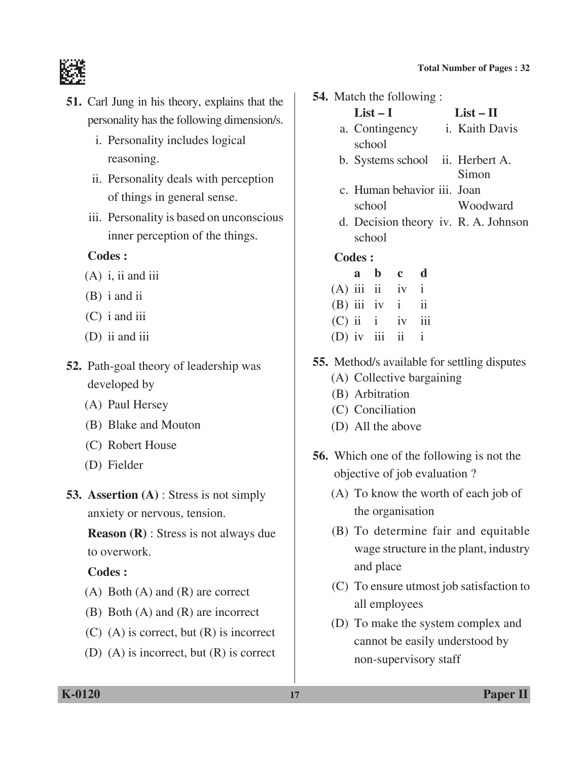**51.** Carl Jung in his theory, explains that the personality has the following dimension/s.

i. Personality includes logical reasoning.

ii. Personality deals with perception of things in general sense.

iii. Personality is based on unconscious inner perception of the things.

**Codes :**

(A) i, ii and iii

(B) i and ii

(C) i and iii

(D) ii and iii

**52.** Path-goal theory of leadership was developed by

(A) Paul Hersey

(B) Blake and Mouton

(C) Robert House

(D) Fielder

**53.** **Assertion (A)** : Stress is not simply anxiety or nervous, tension.

**Reason (R)** : Stress is not always due to overwork.

**Codes :**

(A) Both (A) and (R) are correct

(B) Both (A) and (R) are incorrect

(C) (A) is correct, but (R) is incorrect

(D) (A) is incorrect, but (R) is correct

**54.** Match the following :

| List – I | List – II |
|---|---|
| a. Contingency school | i. Kaith Davis |
| b. Systems school | ii. Herbert A. Simon |
| c. Human behavior school | iii. Joan Woodward |
| d. Decision theory school | iv. R. A. Johnson |

**Codes :**

| | a | b | c | d |
|---|---|---|---|---|
| (A) | iii | ii | iv | i |
| (B) | iii | iv | i | ii |
| (C) | ii | i | iv | iii |
| (D) | iv | iii | ii | i |

**55.** Method/s available for settling disputes

(A) Collective bargaining

(B) Arbitration

(C) Conciliation

(D) All the above

**56.** Which one of the following is not the objective of job evaluation ?

(A) To know the worth of each job of the organisation

(B) To determine fair and equitable wage structure in the plant, industry and place

(C) To ensure utmost job satisfaction to all employees

(D) To make the system complex and cannot be easily understood by non-supervisory staff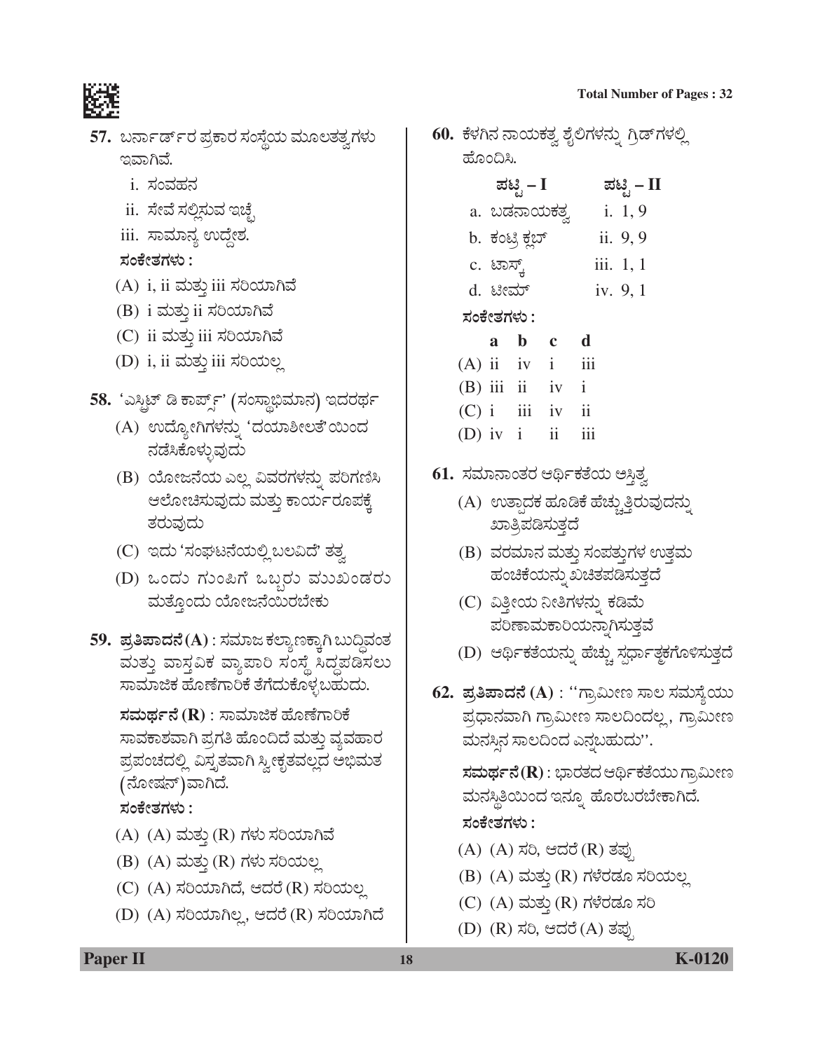**57.** ಬರ್ನಾರ್ಡ್‌ರ ಪ್ರಕಾರ ಸಂಸ್ಥೆಯ ಮೂಲತತ್ವಗಳು ಇವಾಗಿವೆ.

i. ಸಂವಹನ

ii. ಸೇವೆ ಸಲ್ಲಿಸುವ ಇಚ್ಛೆ

iii. ಸಾಮಾನ್ಯ ಉದ್ದೇಶ.

**ಸಂಕೇತಗಳು :**

(A) i, ii ಮತ್ತು iii ಸರಿಯಾಗಿವೆ

(B) i ಮತ್ತು ii ಸರಿಯಾಗಿವೆ

(C) ii ಮತ್ತು iii ಸರಿಯಾಗಿವೆ

(D) i, ii ಮತ್ತು iii ಸರಿಯಲ್ಲ

**58.** 'ಎಸ್ಪ್ರಿಟ್ ಡಿ ಕಾರ್ಪ್ಸ್' (ಸಂಸ್ಥಾಭಿಮಾನ) ಇದರರ್ಥ

(A) ಉದ್ಯೋಗಿಗಳನ್ನು 'ದಯಾಶೀಲತೆ'ಯಿಂದ ನಡೆಸಿಕೊಳ್ಳುವುದು

(B) ಯೋಜನೆಯ ಎಲ್ಲ ವಿವರಗಳನ್ನು ಪರಿಗಣಿಸಿ ಆಲೋಚಿಸುವುದು ಮತ್ತು ಕಾರ್ಯರೂಪಕ್ಕೆ ತರುವುದು

(C) ಇದು 'ಸಂಘಟನೆಯಲ್ಲಿ ಬಲವಿದೆ' ತತ್ವ

(D) ಒಂದು ಗುಂಪಿಗೆ ಒಬ್ಬರು ಮುಖಂಡರು ಮತ್ತೊಂದು ಯೋಜನೆಯಿರಬೇಕು

**59. ಪ್ರತಿಪಾದನೆ (A)** : ಸಮಾಜ ಕಲ್ಯಾಣಕ್ಕಾಗಿ ಬುದ್ಧಿವಂತ ಮತ್ತು ವಾಸ್ತವಿಕ ವ್ಯಾಪಾರಿ ಸಂಸ್ಥೆ ಸಿದ್ಧಪಡಿಸಲು ಸಾಮಾಜಿಕ ಹೊಣೆಗಾರಿಕೆ ತೆಗೆದುಕೊಳ್ಳಬಹುದು.

**ಸಮರ್ಥನೆ (R)** : ಸಾಮಾಜಿಕ ಹೊಣೆಗಾರಿಕೆ ಸಾವಕಾಶವಾಗಿ ಪ್ರಗತಿ ಹೊಂದಿದೆ ಮತ್ತು ವ್ಯವಹಾರ ಪ್ರಪಂಚದಲ್ಲಿ ವಿಸ್ತೃತವಾಗಿ ಸ್ವೀಕೃತವಲ್ಲದ ಅಭಿಮತ (ನೋಷನ್)ವಾಗಿದೆ.

**ಸಂಕೇತಗಳು :**

(A) (A) ಮತ್ತು (R) ಗಳು ಸರಿಯಾಗಿವೆ

(B) (A) ಮತ್ತು (R) ಗಳು ಸರಿಯಲ್ಲ

(C) (A) ಸರಿಯಾಗಿದೆ, ಆದರೆ (R) ಸರಿಯಲ್ಲ

(D) (A) ಸರಿಯಾಗಿಲ್ಲ, ಆದರೆ (R) ಸರಿಯಾಗಿದೆ

**60.** ಕೆಳಗಿನ ನಾಯಕತ್ವ ಶೈಲಿಗಳನ್ನು ಗ್ರಿಡ್‌ಗಳಲ್ಲಿ ಹೊಂದಿಸಿ.

| ಪಟ್ಟಿ – I | ಪಟ್ಟಿ – II |
|---|---|
| a. ಬಡನಾಯಕತ್ವ | i. 1, 9 |
| b. ಕಂಟ್ರಿ ಕ್ಲಬ್ | ii. 9, 9 |
| c. ಟಾಸ್ಕ್ | iii. 1, 1 |
| d. ಟೀಮ್ | iv. 9, 1 |

**ಸಂಕೇತಗಳು :**

| | a | b | c | d |
|---|---|---|---|---|
| (A) | ii | iv | i | iii |
| (B) | iii | ii | iv | i |
| (C) | i | iii | iv | ii |
| (D) | iv | i | ii | iii |

**61.** ಸಮಾನಾಂತರ ಆರ್ಥಿಕತೆಯ ಅಸ್ತಿತ್ವ

(A) ಉತ್ಪಾದಕ ಹೂಡಿಕೆ ಹೆಚ್ಚುತ್ತಿರುವುದನ್ನು ಖಾತ್ರಿಪಡಿಸುತ್ತದೆ

(B) ವರಮಾನ ಮತ್ತು ಸಂಪತ್ತುಗಳ ಉತ್ತಮ ಹಂಚಿಕೆಯನ್ನು ಖಚಿತಪಡಿಸುತ್ತದೆ

(C) ವಿತ್ತೀಯ ನೀತಿಗಳನ್ನು ಕಡಿಮೆ ಪರಿಣಾಮಕಾರಿಯನ್ನಾಗಿಸುತ್ತವೆ

(D) ಆರ್ಥಿಕತೆಯನ್ನು ಹೆಚ್ಚು ಸ್ಪರ್ಧಾತ್ಮಕಗೊಳಿಸುತ್ತದೆ

**62. ಪ್ರತಿಪಾದನೆ (A)** : "ಗ್ರಾಮೀಣ ಸಾಲ ಸಮಸ್ಯೆಯು ಪ್ರಧಾನವಾಗಿ ಗ್ರಾಮೀಣ ಸಾಲದಿಂದಲ್ಲ, ಗ್ರಾಮೀಣ ಮನಸ್ಸಿನ ಸಾಲದಿಂದ ಎನ್ನಬಹುದು".

**ಸಮರ್ಥನೆ (R)** : ಭಾರತದ ಆರ್ಥಿಕತೆಯು ಗ್ರಾಮೀಣ ಮನಸ್ಥಿತಿಯಿಂದ ಇನ್ನೂ ಹೊರಬರಬೇಕಾಗಿದೆ.

**ಸಂಕೇತಗಳು :**

(A) (A) ಸರಿ, ಆದರೆ (R) ತಪ್ಪು

(B) (A) ಮತ್ತು (R) ಗಳೆರಡೂ ಸರಿಯಲ್ಲ

(C) (A) ಮತ್ತು (R) ಗಳೆರಡೂ ಸರಿ

(D) (R) ಸರಿ, ಆದರೆ (A) ತಪ್ಪು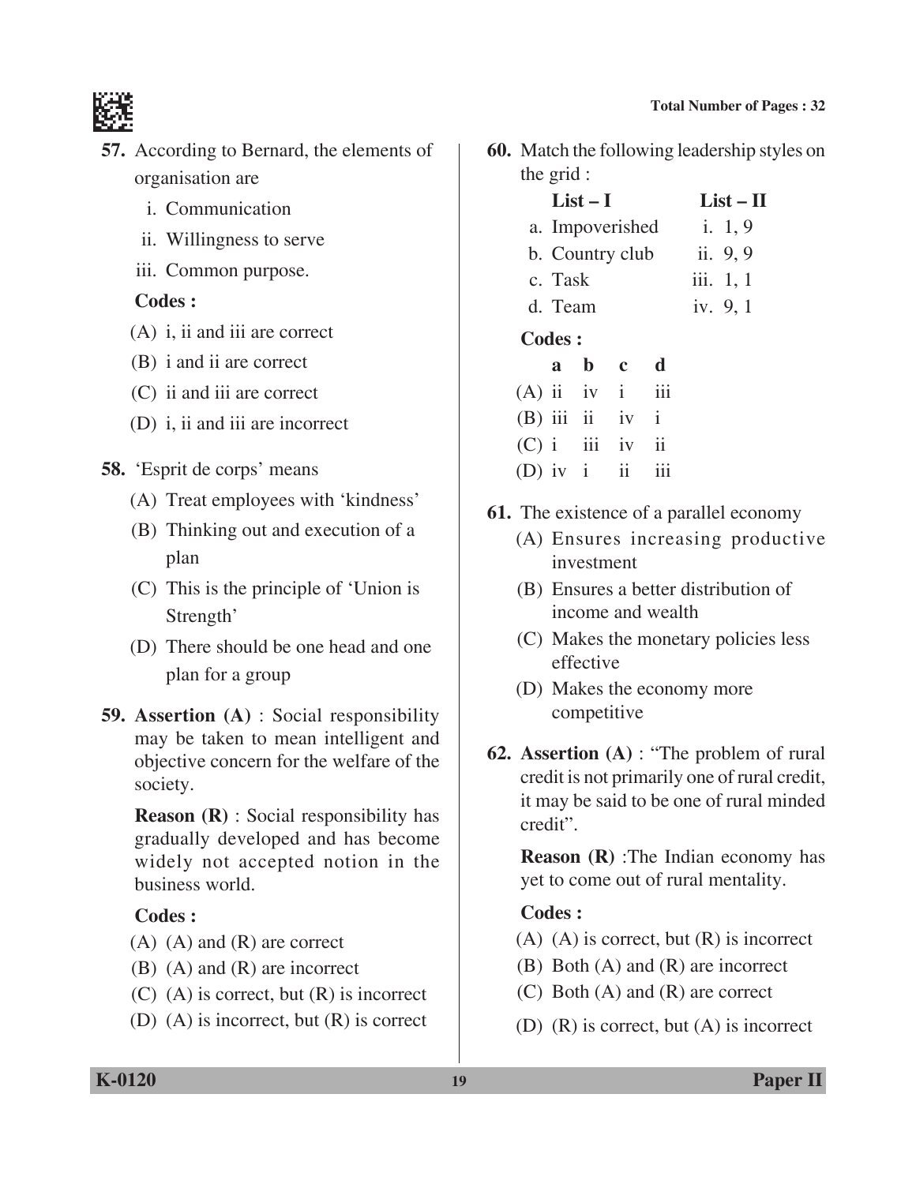**57.** According to Bernard, the elements of organisation are

i. Communication

ii. Willingness to serve

iii. Common purpose.

**Codes :**

(A) i, ii and iii are correct

(B) i and ii are correct

(C) ii and iii are correct

(D) i, ii and iii are incorrect

**58.** 'Esprit de corps' means

(A) Treat employees with 'kindness'

(B) Thinking out and execution of a plan

(C) This is the principle of 'Union is Strength'

(D) There should be one head and one plan for a group

**59. Assertion (A)** : Social responsibility may be taken to mean intelligent and objective concern for the welfare of the society.

**Reason (R)** : Social responsibility has gradually developed and has become widely not accepted notion in the business world.

**Codes :**

(A) (A) and (R) are correct

(B) (A) and (R) are incorrect

(C) (A) is correct, but (R) is incorrect

(D) (A) is incorrect, but (R) is correct

**60.** Match the following leadership styles on the grid :

| List – I | List – II |
|---|---|
| a. Impoverished | i. 1, 9 |
| b. Country club | ii. 9, 9 |
| c. Task | iii. 1, 1 |
| d. Team | iv. 9, 1 |

**Codes :**

| | a | b | c | d |
|---|---|---|---|---|
| (A) | ii | iv | i | iii |
| (B) | iii | ii | iv | i |
| (C) | i | iii | iv | ii |
| (D) | iv | i | ii | iii |

**61.** The existence of a parallel economy

(A) Ensures increasing productive investment

(B) Ensures a better distribution of income and wealth

(C) Makes the monetary policies less effective

(D) Makes the economy more competitive

**62. Assertion (A)** : "The problem of rural credit is not primarily one of rural credit, it may be said to be one of rural minded credit".

**Reason (R)** :The Indian economy has yet to come out of rural mentality.

**Codes :**

(A) (A) is correct, but (R) is incorrect

(B) Both (A) and (R) are incorrect

(C) Both (A) and (R) are correct

(D) (R) is correct, but (A) is incorrect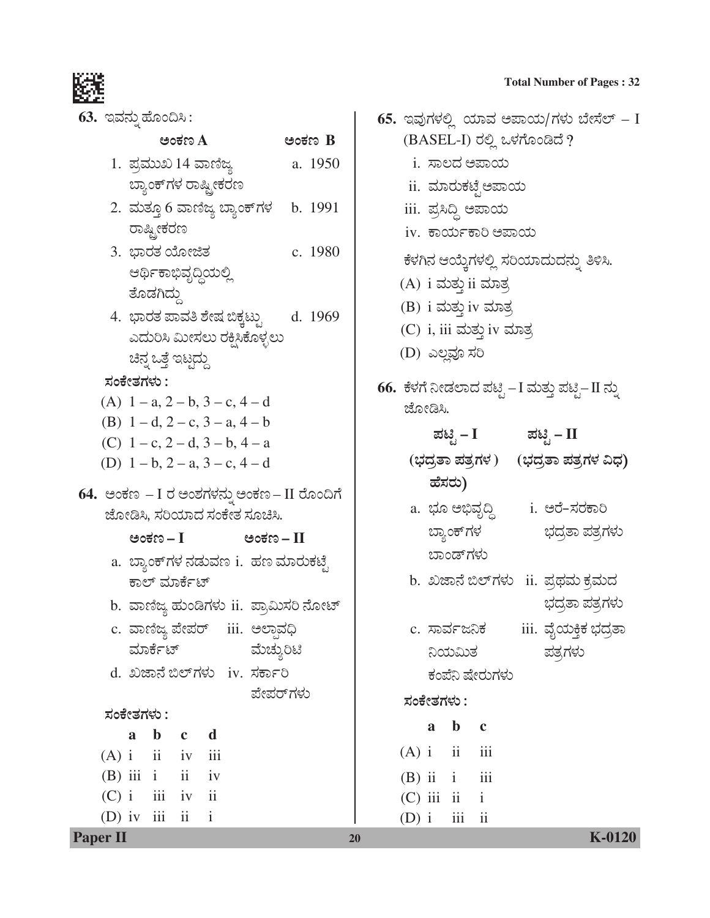**63.** ಇವನ್ನು ಹೊಂದಿಸಿ :

| ಅಂಕಣ A | ಅಂಕಣ B |
|---|---|
| 1. ಪ್ರಮುಖ 14 ವಾಣಿಜ್ಯ ಬ್ಯಾಂಕ್‌ಗಳ ರಾಷ್ಟ್ರೀಕರಣ | a. 1950 |
| 2. ಮತ್ತೂ 6 ವಾಣಿಜ್ಯ ಬ್ಯಾಂಕ್‌ಗಳ ರಾಷ್ಟ್ರೀಕರಣ | b. 1991 |
| 3. ಭಾರತ ಯೋಜಿತ ಆರ್ಥಿಕಾಭಿವೃದ್ಧಿಯಲ್ಲಿ ತೊಡಗಿದ್ದು | c. 1980 |
| 4. ಭಾರತ ಪಾವತಿ ಶೇಷ ಬಿಕ್ಕಟ್ಟು ಎದುರಿಸಿ ಮೀಸಲು ರಕ್ಷಿಸಿಕೊಳ್ಳಲು ಚಿನ್ನ ಒತ್ತೆ ಇಟ್ಟದ್ದು | d. 1969 |

ಸಂಕೇತಗಳು :

(A) 1 – a, 2 – b, 3 – c, 4 – d

(B) 1 – d, 2 – c, 3 – a, 4 – b

(C) 1 – c, 2 – d, 3 – b, 4 – a

(D) 1 – b, 2 – a, 3 – c, 4 – d

**64.** ಅಂಕಣ – I ರ ಅಂಶಗಳನ್ನು ಅಂಕಣ – II ರೊಂದಿಗೆ ಜೋಡಿಸಿ, ಸರಿಯಾದ ಸಂಕೇತ ಸೂಚಿಸಿ.

| ಅಂಕಣ – I | ಅಂಕಣ – II |
|---|---|
| a. ಬ್ಯಾಂಕ್‌ಗಳ ನಡುವಣ ಕಾಲ್ ಮಾರ್ಕೆಟ್ | i. ಹಣ ಮಾರುಕಟ್ಟೆ |
| b. ವಾಣಿಜ್ಯ ಹುಂಡಿಗಳು | ii. ಪ್ರಾಮಿಸರಿ ನೋಟ್ |
| c. ವಾಣಿಜ್ಯ ಪೇಪರ್ ಮಾರ್ಕೆಟ್ | iii. ಅಲ್ಪಾವಧಿ ಮೆಚ್ಯುರಿಟಿ |
| d. ಖಜಾನೆ ಬಿಲ್‌ಗಳು | iv. ಸರ್ಕಾರಿ ಪೇಪರ್‌ಗಳು |

ಸಂಕೇತಗಳು :

| | a | b | c | d |
|---|---|---|---|---|
| (A) | i | ii | iv | iii |
| (B) | iii | i | ii | iv |
| (C) | i | iii | iv | ii |
| (D) | iv | iii | ii | i |

**65.** ಇವುಗಳಲ್ಲಿ ಯಾವ ಅಪಾಯ/ಗಳು ಬೇಸೆಲ್ – I (BASEL-I) ರಲ್ಲಿ ಒಳಗೊಂಡಿದೆ ?

i. ಸಾಲದ ಅಪಾಯ

ii. ಮಾರುಕಟ್ಟೆ ಅಪಾಯ

iii. ಪ್ರಸಿದ್ಧಿ ಅಪಾಯ

iv. ಕಾರ್ಯಕಾರಿ ಅಪಾಯ

ಕೆಳಗಿನ ಆಯ್ಕೆಗಳಲ್ಲಿ ಸರಿಯಾದುದನ್ನು ತಿಳಿಸಿ.

(A) i ಮತ್ತು ii ಮಾತ್ರ

(B) i ಮತ್ತು iv ಮಾತ್ರ

(C) i, iii ಮತ್ತು iv ಮಾತ್ರ

(D) ಎಲ್ಲವೂ ಸರಿ

**66.** ಕೆಳಗೆ ನೀಡಲಾದ ಪಟ್ಟಿ – I ಮತ್ತು ಪಟ್ಟಿ – II ನ್ನು ಜೋಡಿಸಿ.

| ಪಟ್ಟಿ – I (ಭದ್ರತಾ ಪತ್ರಗಳ ಹೆಸರು) | ಪಟ್ಟಿ – II (ಭದ್ರತಾ ಪತ್ರಗಳ ವಿಧ) |
|---|---|
| a. ಭೂ ಅಭಿವೃದ್ಧಿ ಬ್ಯಾಂಕ್‌ಗಳ ಬಾಂಡ್‌ಗಳು | i. ಅರೆ-ಸರಕಾರಿ ಭದ್ರತಾ ಪತ್ರಗಳು |
| b. ಖಜಾನೆ ಬಿಲ್‌ಗಳು | ii. ಪ್ರಥಮ ಕ್ರಮದ ಭದ್ರತಾ ಪತ್ರಗಳು |
| c. ಸಾರ್ವಜನಿಕ ನಿಯಮಿತ ಕಂಪೆನಿ ಶೇರುಗಳು | iii. ವೈಯಕ್ತಿಕ ಭದ್ರತಾ ಪತ್ರಗಳು |

ಸಂಕೇತಗಳು :

| | a | b | c |
|---|---|---|---|
| (A) | i | ii | iii |
| (B) | ii | i | iii |
| (C) | iii | ii | i |
| (D) | i | iii | ii |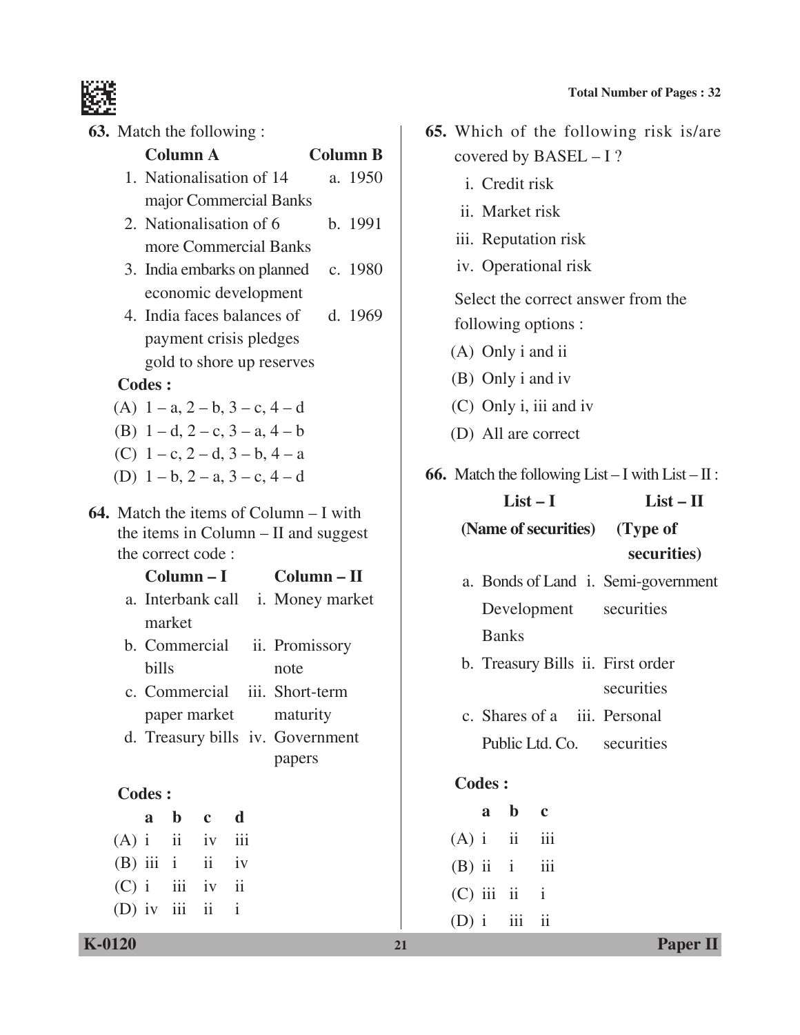63. Match the following :

| Column A | Column B |
|---|---|
| 1. Nationalisation of 14 major Commercial Banks | a. 1950 |
| 2. Nationalisation of 6 more Commercial Banks | b. 1991 |
| 3. India embarks on planned economic development | c. 1980 |
| 4. India faces balances of payment crisis pledges gold to shore up reserves | d. 1969 |

**Codes :**

(A) 1 – a, 2 – b, 3 – c, 4 – d

(B) 1 – d, 2 – c, 3 – a, 4 – b

(C) 1 – c, 2 – d, 3 – b, 4 – a

(D) 1 – b, 2 – a, 3 – c, 4 – d

64. Match the items of Column – I with the items in Column – II and suggest the correct code :

| Column – I | Column – II |
|---|---|
| a. Interbank call market | i. Money market |
| b. Commercial bills | ii. Promissory note |
| c. Commercial paper market | iii. Short-term maturity |
| d. Treasury bills | iv. Government papers |

**Codes :**

| | a | b | c | d |
|---|---|---|---|---|
| (A) | i | ii | iv | iii |
| (B) | iii | i | ii | iv |
| (C) | i | iii | iv | ii |
| (D) | iv | iii | ii | i |

65. Which of the following risk is/are covered by BASEL – I ?

i. Credit risk

ii. Market risk

iii. Reputation risk

iv. Operational risk

Select the correct answer from the following options :

(A) Only i and ii

(B) Only i and iv

(C) Only i, iii and iv

(D) All are correct

66. Match the following List – I with List – II :

| List – I (Name of securities) | List – II (Type of securities) |
|---|---|
| a. Bonds of Land Development Banks | i. Semi-government securities |
| b. Treasury Bills | ii. First order securities |
| c. Shares of a Public Ltd. Co. | iii. Personal securities |

**Codes :**

| | a | b | c |
|---|---|---|---|
| (A) | i | ii | iii |
| (B) | ii | i | iii |
| (C) | iii | ii | i |
| (D) | i | iii | ii |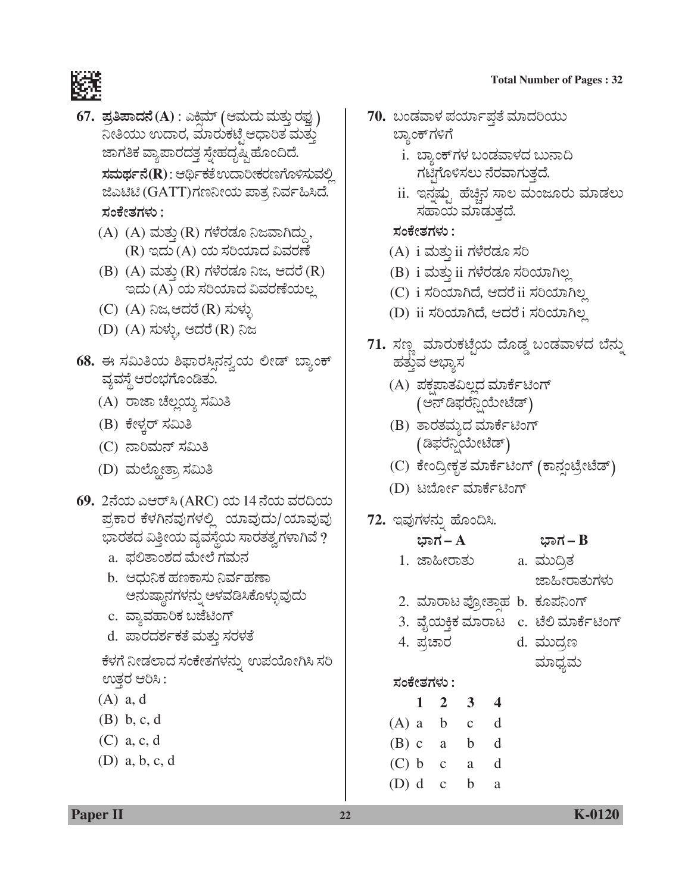**67.** **ಪ್ರತಿಪಾದನೆ (A)** : ಎಕ್ಸಿಮ್ (ಆಮದು ಮತ್ತು ರಫ್ತು) ನೀತಿಯು ಉದಾರ, ಮಾರುಕಟ್ಟೆ ಆಧಾರಿತ ಮತ್ತು ಜಾಗತಿಕ ವ್ಯಾಪಾರದತ್ತ ಸ್ನೇಹದೃಷ್ಟಿ ಹೊಂದಿದೆ.

**ಸಮರ್ಥನೆ (R)** : ಆರ್ಥಿಕತೆ ಉದಾರೀಕರಣಗೊಳಿಸುವಲ್ಲಿ ಜಿಎಟಿಟಿ (GATT) ಗಣನೀಯ ಪಾತ್ರ ನಿರ್ವಹಿಸಿದೆ.

**ಸಂಕೇತಗಳು :**

(A) (A) ಮತ್ತು (R) ಗಳೆರಡೂ ನಿಜವಾಗಿದ್ದು, (R) ಇದು (A) ಯ ಸರಿಯಾದ ವಿವರಣೆ

(B) (A) ಮತ್ತು (R) ಗಳೆರಡೂ ನಿಜ, ಆದರೆ (R) ಇದು (A) ಯ ಸರಿಯಾದ ವಿವರಣೆಯಲ್ಲ

(C) (A) ನಿಜ, ಆದರೆ (R) ಸುಳ್ಳು

(D) (A) ಸುಳ್ಳು, ಆದರೆ (R) ನಿಜ

**68.** ಈ ಸಮಿತಿಯ ಶಿಫಾರಸ್ಸಿನನ್ವಯ ಲೀಡ್ ಬ್ಯಾಂಕ್ ವ್ಯವಸ್ಥೆ ಆರಂಭಗೊಂಡಿತು.

(A) ರಾಜಾ ಚೆಲ್ಲಯ್ಯ ಸಮಿತಿ

(B) ಕೇಳ್ಕರ್ ಸಮಿತಿ

(C) ನಾರಿಮನ್ ಸಮಿತಿ

(D) ಮಲ್ಹೋತ್ರಾ ಸಮಿತಿ

**69.** 2ನೆಯ ಎಆರ್‌ಸಿ (ARC) ಯ 14 ನೆಯ ವರದಿಯ ಪ್ರಕಾರ ಕೆಳಗಿನವುಗಳಲ್ಲಿ ಯಾವುದು/ಯಾವುವು ಭಾರತದ ವಿತ್ತೀಯ ವ್ಯವಸ್ಥೆಯ ಸಾರತತ್ವಗಳಾಗಿವೆ ?

a. ಫಲಿತಾಂಶದ ಮೇಲೆ ಗಮನ

b. ಆಧುನಿಕ ಹಣಕಾಸು ನಿರ್ವಹಣಾ ಅನುಷ್ಠಾನಗಳನ್ನು ಅಳವಡಿಸಿಕೊಳ್ಳುವುದು

c. ವ್ಯಾವಹಾರಿಕ ಬಜೆಟಿಂಗ್

d. ಪಾರದರ್ಶಕತೆ ಮತ್ತು ಸರಳತೆ

ಕೆಳಗೆ ನೀಡಲಾದ ಸಂಕೇತಗಳನ್ನು ಉಪಯೋಗಿಸಿ ಸರಿ ಉತ್ತರ ಆರಿಸಿ :

(A) a, d

(B) b, c, d

(C) a, c, d

(D) a, b, c, d

**70.** ಬಂಡವಾಳ ಪರ್ಯಾಪ್ತತೆ ಮಾದರಿಯು ಬ್ಯಾಂಕ್‌ಗಳಿಗೆ

i. ಬ್ಯಾಂಕ್‌ಗಳ ಬಂಡವಾಳದ ಬುನಾದಿ ಗಟ್ಟಿಗೊಳಿಸಲು ನೆರವಾಗುತ್ತದೆ.

ii. ಇನ್ನಷ್ಟು ಹೆಚ್ಚಿನ ಸಾಲ ಮಂಜೂರು ಮಾಡಲು ಸಹಾಯ ಮಾಡುತ್ತದೆ.

**ಸಂಕೇತಗಳು :**

(A) i ಮತ್ತು ii ಗಳೆರಡೂ ಸರಿ

(B) i ಮತ್ತು ii ಗಳೆರಡೂ ಸರಿಯಾಗಿಲ್ಲ

(C) i ಸರಿಯಾಗಿದೆ, ಆದರೆ ii ಸರಿಯಾಗಿಲ್ಲ

(D) ii ಸರಿಯಾಗಿದೆ, ಆದರೆ i ಸರಿಯಾಗಿಲ್ಲ

**71.** ಸಣ್ಣ ಮಾರುಕಟ್ಟೆಯ ದೊಡ್ಡ ಬಂಡವಾಳದ ಬೆನ್ನು ಹತ್ತುವ ಅಭ್ಯಾಸ

(A) ಪಕ್ಷಪಾತವಿಲ್ಲದ ಮಾರ್ಕೆಟಿಂಗ್ (ಅನ್‌ಡಿಫರೆನ್ಷಿಯೇಟೆಡ್)

(B) ತಾರತಮ್ಯದ ಮಾರ್ಕೆಟಿಂಗ್ (ಡಿಫರೆನ್ಷಿಯೇಟೆಡ್)

(C) ಕೇಂದ್ರೀಕೃತ ಮಾರ್ಕೆಟಿಂಗ್ (ಕಾನ್ಸಂಟ್ರೇಟೆಡ್)

(D) ಟರ್ಬೋ ಮಾರ್ಕೆಟಿಂಗ್

**72.** ಇವುಗಳನ್ನು ಹೊಂದಿಸಿ.

| ಭಾಗ – A | ಭಾಗ – B |
|---|---|
| 1. ಜಾಹೀರಾತು | a. ಮುದ್ರಿತ ಜಾಹೀರಾತುಗಳು |
| 2. ಮಾರಾಟ ಪ್ರೋತ್ಸಾಹ | b. ಕೂಪನಿಂಗ್ |
| 3. ವೈಯಕ್ತಿಕ ಮಾರಾಟ | c. ಟೆಲಿ ಮಾರ್ಕೆಟಿಂಗ್ |
| 4. ಪ್ರಚಾರ | d. ಮುದ್ರಣ ಮಾಧ್ಯಮ |

**ಸಂಕೇತಗಳು :**

| | 1 | 2 | 3 | 4 |
|---|---|---|---|---|
| (A) | a | b | c | d |
| (B) | c | a | b | d |
| (C) | b | c | a | d |
| (D) | d | c | b | a |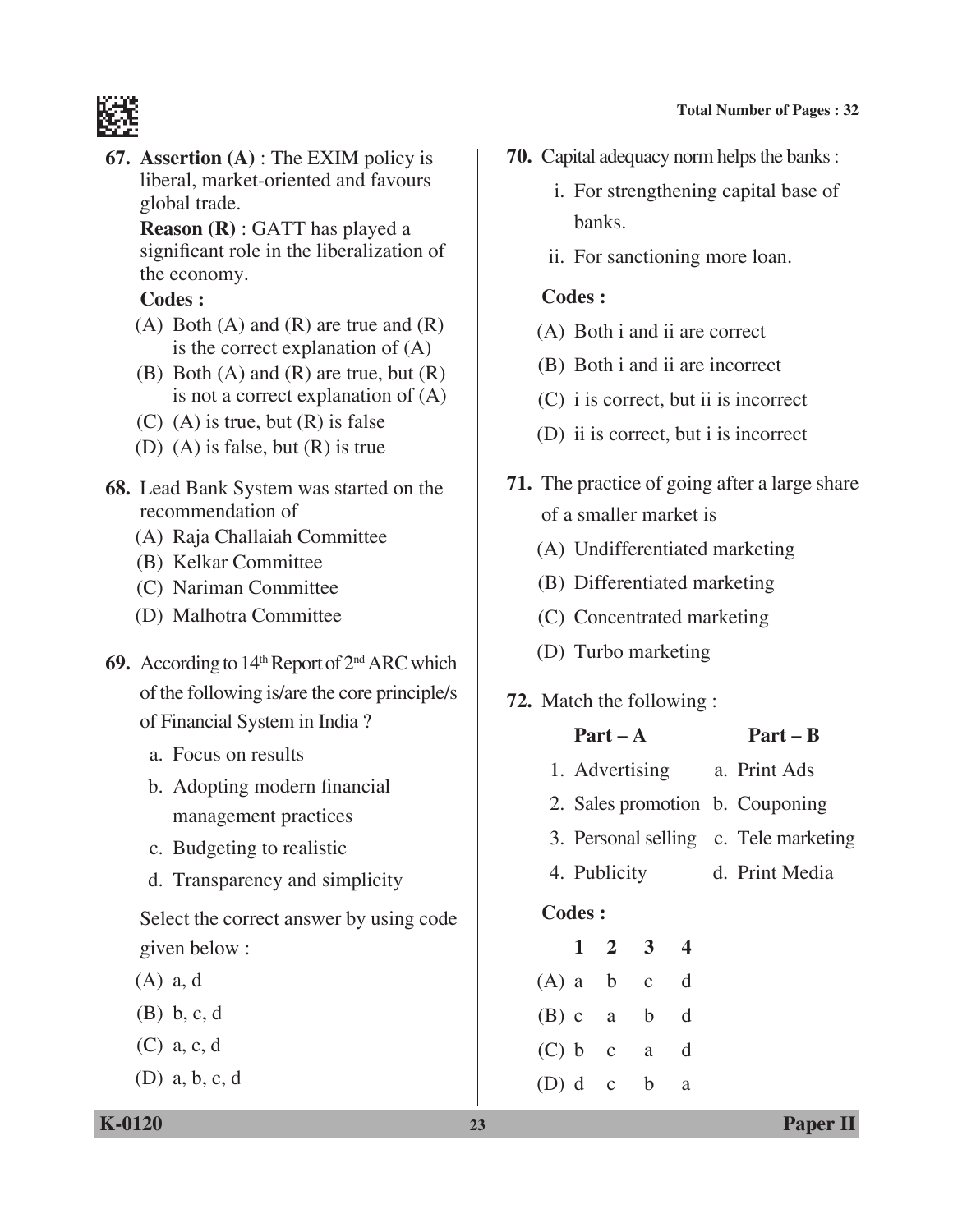67. **Assertion (A)** : The EXIM policy is liberal, market-oriented and favours global trade.

    **Reason (R)** : GATT has played a significant role in the liberalization of the economy.

    **Codes :**

    (A) Both (A) and (R) are true and (R) is the correct explanation of (A)

    (B) Both (A) and (R) are true, but (R) is not a correct explanation of (A)

    (C) (A) is true, but (R) is false

    (D) (A) is false, but (R) is true

68. Lead Bank System was started on the recommendation of

    (A) Raja Challaiah Committee

    (B) Kelkar Committee

    (C) Nariman Committee

    (D) Malhotra Committee

69. According to 14th Report of 2nd ARC which of the following is/are the core principle/s of Financial System in India ?

    a. Focus on results

    b. Adopting modern financial management practices

    c. Budgeting to realistic

    d. Transparency and simplicity

    Select the correct answer by using code given below :

    (A) a, d

    (B) b, c, d

    (C) a, c, d

    (D) a, b, c, d

70. Capital adequacy norm helps the banks :

    i. For strengthening capital base of banks.

    ii. For sanctioning more loan.

    **Codes :**

    (A) Both i and ii are correct

    (B) Both i and ii are incorrect

    (C) i is correct, but ii is incorrect

    (D) ii is correct, but i is incorrect

71. The practice of going after a large share of a smaller market is

    (A) Undifferentiated marketing

    (B) Differentiated marketing

    (C) Concentrated marketing

    (D) Turbo marketing

72. Match the following :

| Part – A | Part – B |
|---|---|
| 1. Advertising | a. Print Ads |
| 2. Sales promotion | b. Couponing |
| 3. Personal selling | c. Tele marketing |
| 4. Publicity | d. Print Media |

**Codes :**

| | 1 | 2 | 3 | 4 |
|---|---|---|---|---|
| (A) | a | b | c | d |
| (B) | c | a | b | d |
| (C) | b | c | a | d |
| (D) | d | c | b | a |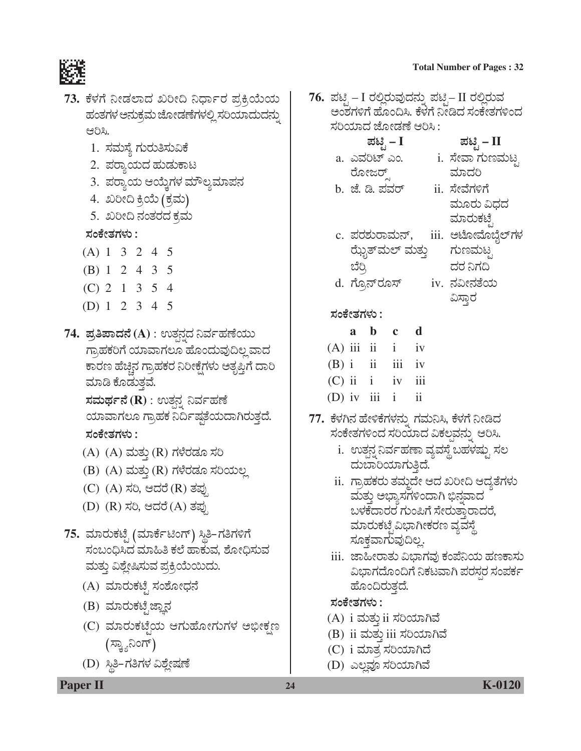**73.** ಕೆಳಗೆ ನೀಡಲಾದ ಖರೀದಿ ನಿರ್ಧಾರ ಪ್ರಕ್ರಿಯೆಯ ಹಂತಗಳ ಅನುಕ್ರಮ ಜೋಡಣೆಗಳಲ್ಲಿ ಸರಿಯಾದುದನ್ನು ಆರಿಸಿ.

1. ಸಮಸ್ಯೆ ಗುರುತಿಸುವಿಕೆ
2. ಪರ್ಯಾಯದ ಹುಡುಕಾಟ
3. ಪರ್ಯಾಯ ಆಯ್ಕೆಗಳ ಮೌಲ್ಯಮಾಪನ
4. ಖರೀದಿ ಕ್ರಿಯೆ (ಕ್ರಮ)
5. ಖರೀದಿ ನಂತರದ ಕ್ರಮ

**ಸಂಕೇತಗಳು :**

(A) 1 3 2 4 5

(B) 1 2 4 3 5

(C) 2 1 3 5 4

(D) 1 2 3 4 5

**74.** **ಪ್ರತಿಪಾದನೆ (A)** : ಉತ್ಪನ್ನದ ನಿರ್ವಹಣೆಯು ಗ್ರಾಹಕರಿಗೆ ಯಾವಾಗಲೂ ಹೊಂದುವುದಿಲ್ಲ ವಾದ ಕಾರಣ ಹೆಚ್ಚಿನ ಗ್ರಾಹಕರ ನಿರೀಕ್ಷೆಗಳು ಅತೃಪ್ತಿಗೆ ದಾರಿ ಮಾಡಿ ಕೊಡುತ್ತವೆ.

**ಸಮರ್ಥನೆ (R)** : ಉತ್ಪನ್ನ ನಿರ್ವಹಣೆ ಯಾವಾಗಲೂ ಗ್ರಾಹಕ ನಿರ್ದಿಷ್ಟತೆಯದಾಗಿರುತ್ತದೆ.

**ಸಂಕೇತಗಳು :**

(A) (A) ಮತ್ತು (R) ಗಳೆರಡೂ ಸರಿ

(B) (A) ಮತ್ತು (R) ಗಳೆರಡೂ ಸರಿಯಲ್ಲ

(C) (A) ಸರಿ, ಆದರೆ (R) ತಪ್ಪು

(D) (R) ಸರಿ, ಆದರೆ (A) ತಪ್ಪು

**75.** ಮಾರುಕಟ್ಟೆ (ಮಾರ್ಕೆಟಿಂಗ್) ಸ್ಥಿತಿ–ಗತಿಗಳಿಗೆ ಸಂಬಂಧಿಸಿದ ಮಾಹಿತಿ ಕಲೆ ಹಾಕುವ, ಶೋಧಿಸುವ ಮತ್ತು ವಿಶ್ಲೇಷಿಸುವ ಪ್ರಕ್ರಿಯೆಯಿದು.

(A) ಮಾರುಕಟ್ಟೆ ಸಂಶೋಧನೆ

(B) ಮಾರುಕಟ್ಟೆ ಜ್ಞಾನ

(C) ಮಾರುಕಟ್ಟೆಯ ಆಗುಹೋಗುಗಳ ಅಭೀಕ್ಷಣ (ಸ್ಕ್ಯಾನಿಂಗ್)

(D) ಸ್ಥಿತಿ–ಗತಿಗಳ ವಿಶ್ಲೇಷಣೆ

**76.** ಪಟ್ಟಿ – I ರಲ್ಲಿರುವುದನ್ನು ಪಟ್ಟಿ – II ರಲ್ಲಿರುವ ಅಂಶಗಳಿಗೆ ಹೊಂದಿಸಿ. ಕೆಳಗೆ ನೀಡಿದ ಸಂಕೇತಗಳಿಂದ ಸರಿಯಾದ ಜೋಡಣೆ ಆರಿಸಿ :

| ಪಟ್ಟಿ – I | ಪಟ್ಟಿ – II |
|---|---|
| a. ಎವರಿಟ್ ಎಂ. ರೋಜರ್ಸ್ | i. ಸೇವಾ ಗುಣಮಟ್ಟ ಮಾದರಿ |
| b. ಜೆ. ಡಿ. ಪವರ್ | ii. ಸೇವೆಗಳಿಗೆ ಮೂರು ವಿಧದ ಮಾರುಕಟ್ಟೆ |
| c. ಪರಶುರಾಮನ್, ಝ್ಯೂತ್‌ಮಲ್ ಮತ್ತು ಬೆರ್ರಿ | iii. ಆಟೋಮೊಬೈಲ್‌ಗಳ ಗುಣಮಟ್ಟ ದರ ನಿಗದಿ |
| d. ಗ್ರೊನ್‌ರೂಸ್ | iv. ನವೀನತೆಯ ವಿಸ್ತಾರ |

**ಸಂಕೇತಗಳು :**

| | a | b | c | d |
|---|---|---|---|---|
| (A) | iii | ii | i | iv |
| (B) | i | ii | iii | iv |
| (C) | ii | i | iv | iii |
| (D) | iv | iii | i | ii |

**77.** ಕೆಳಗಿನ ಹೇಳಿಕೆಗಳನ್ನು ಗಮನಿಸಿ, ಕೆಳಗೆ ನೀಡಿದ ಸಂಕೇತಗಳಿಂದ ಸರಿಯಾದ ವಿಕಲ್ಪವನ್ನು ಆರಿಸಿ.

i. ಉತ್ಪನ್ನ ನಿರ್ವಹಣಾ ವ್ಯವಸ್ಥೆ ಬಹಳಷ್ಟು ಸಲ ದುಬಾರಿಯಾಗುತ್ತಿದೆ.

ii. ಗ್ರಾಹಕರು ತಮ್ಮದೇ ಆದ ಖರೀದಿ ಆದ್ಯತೆಗಳು ಮತ್ತು ಅಭ್ಯಾಸಗಳಿಂದಾಗಿ ಭಿನ್ನವಾದ ಬಳಕೆದಾರರ ಗುಂಪಿಗೆ ಸೇರುತ್ತಾರಾದರೆ, ಮಾರುಕಟ್ಟೆ ವಿಭಾಗೀಕರಣ ವ್ಯವಸ್ಥೆ ಸೂಕ್ತವಾಗುವುದಿಲ್ಲ.

iii. ಜಾಹೀರಾತು ವಿಭಾಗವು ಕಂಪೆನಿಯ ಹಣಕಾಸು ವಿಭಾಗದೊಂದಿಗೆ ನಿಕಟವಾಗಿ ಪರಸ್ಪರ ಸಂಪರ್ಕ ಹೊಂದಿರುತ್ತದೆ.

**ಸಂಕೇತಗಳು :**

(A) i ಮತ್ತು ii ಸರಿಯಾಗಿವೆ

(B) ii ಮತ್ತು iii ಸರಿಯಾಗಿವೆ

(C) i ಮಾತ್ರ ಸರಿಯಾಗಿದೆ

(D) ಎಲ್ಲವೂ ಸರಿಯಾಗಿವೆ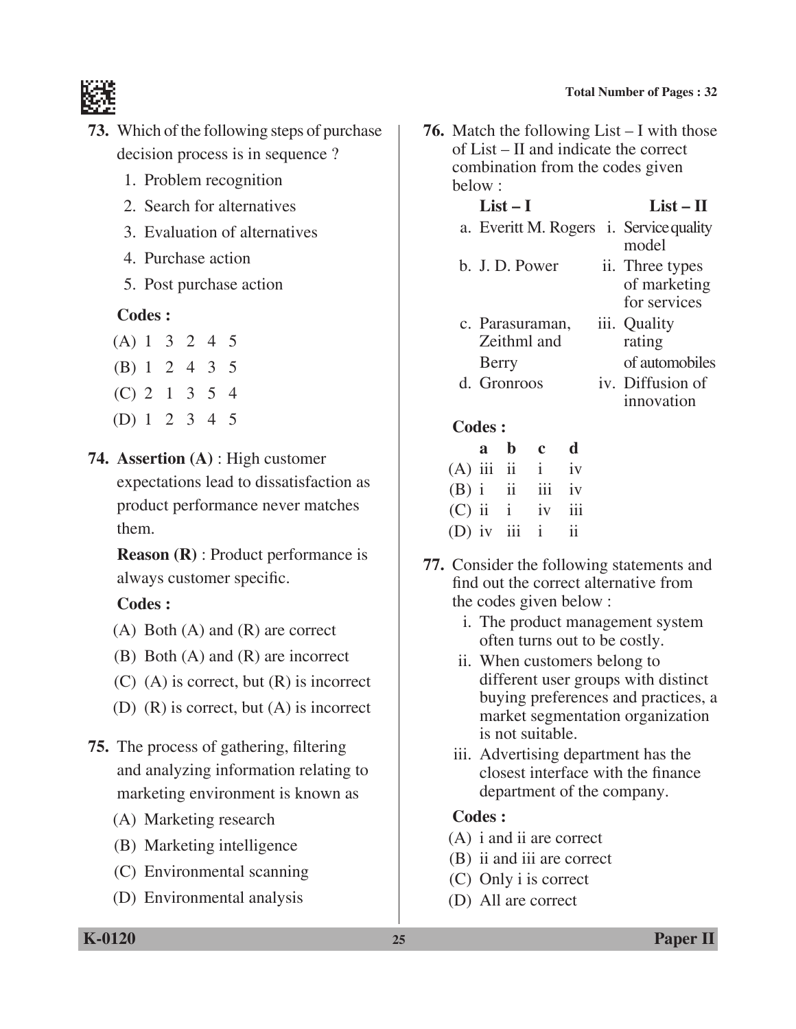**73.** Which of the following steps of purchase decision process is in sequence ?

1. Problem recognition
2. Search for alternatives
3. Evaluation of alternatives
4. Purchase action
5. Post purchase action

**Codes :**

(A) 1 3 2 4 5

(B) 1 2 4 3 5

(C) 2 1 3 5 4

(D) 1 2 3 4 5

**74.** **Assertion (A)** : High customer expectations lead to dissatisfaction as product performance never matches them.

**Reason (R)** : Product performance is always customer specific.

**Codes :**

(A) Both (A) and (R) are correct

(B) Both (A) and (R) are incorrect

(C) (A) is correct, but (R) is incorrect

(D) (R) is correct, but (A) is incorrect

**75.** The process of gathering, filtering and analyzing information relating to marketing environment is known as

(A) Marketing research

(B) Marketing intelligence

(C) Environmental scanning

(D) Environmental analysis

**76.** Match the following List – I with those of List – II and indicate the correct combination from the codes given below :

| List – I | List – II |
|---|---|
| a. Everitt M. Rogers | i. Service quality model |
| b. J. D. Power | ii. Three types of marketing for services |
| c. Parasuraman, Zeithml and Berry | iii. Quality rating of automobiles |
| d. Gronroos | iv. Diffusion of innovation |

**Codes :**

| | a | b | c | d |
|---|---|---|---|---|
| (A) | iii | ii | i | iv |
| (B) | i | ii | iii | iv |
| (C) | ii | i | iv | iii |
| (D) | iv | iii | i | ii |

**77.** Consider the following statements and find out the correct alternative from the codes given below :

i. The product management system often turns out to be costly.

ii. When customers belong to different user groups with distinct buying preferences and practices, a market segmentation organization is not suitable.

iii. Advertising department has the closest interface with the finance department of the company.

**Codes :**

(A) i and ii are correct

(B) ii and iii are correct

(C) Only i is correct

(D) All are correct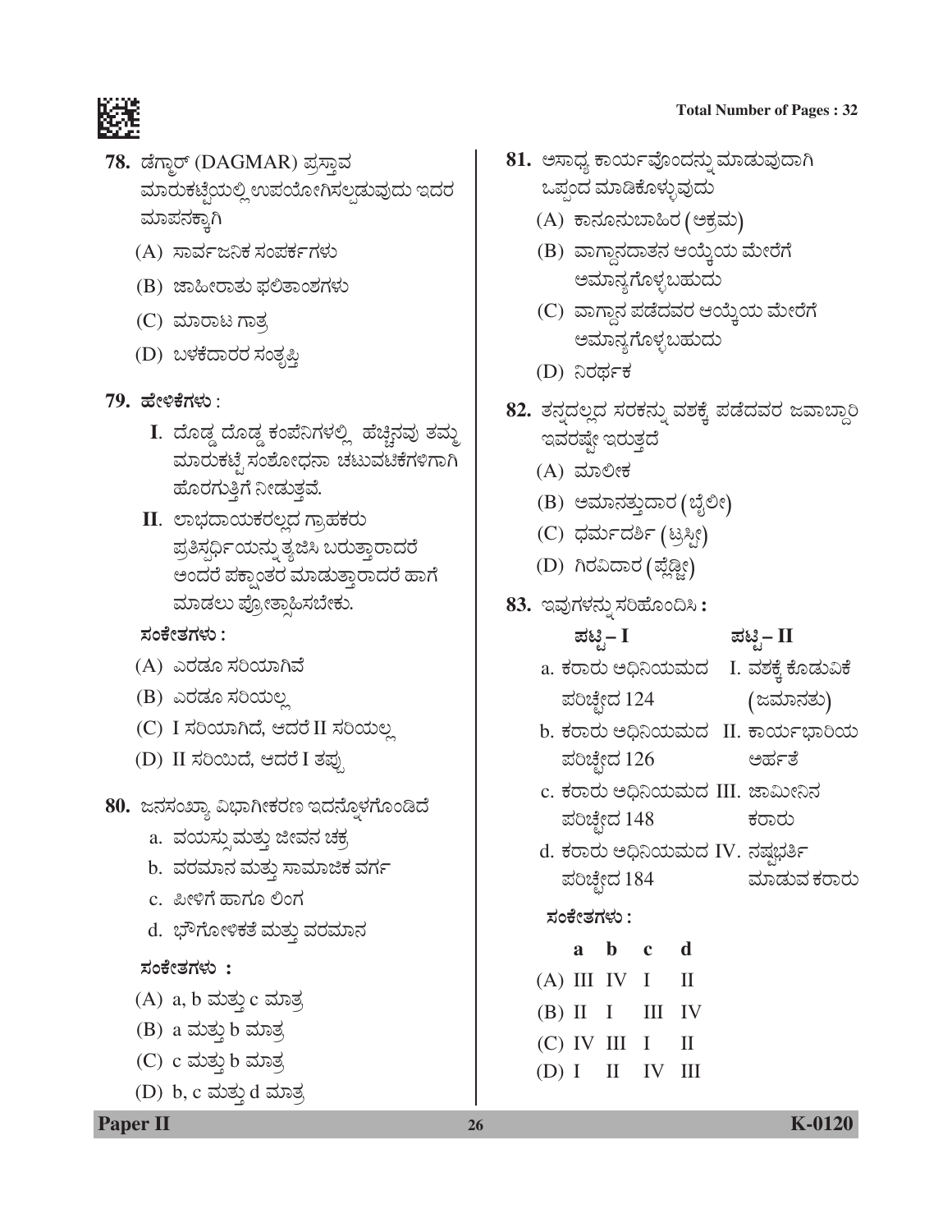**78.** ಡೆಗ್ಮಾರ್ (DAGMAR) ಪ್ರಸ್ತಾವ ಮಾರುಕಟ್ಟೆಯಲ್ಲಿ ಉಪಯೋಗಿಸಲ್ಪಡುವುದು ಇದರ ಮಾಪನಕ್ಕಾಗಿ

(A) ಸಾರ್ವಜನಿಕ ಸಂಪರ್ಕಗಳು

(B) ಜಾಹೀರಾತು ಫಲಿತಾಂಶಗಳು

(C) ಮಾರಾಟ ಗಾತ್ರ

(D) ಬಳಕೆದಾರರ ಸಂತೃಪ್ತಿ

**79. ಹೇಳಿಕೆಗಳು** :

**I**. ದೊಡ್ಡ ದೊಡ್ಡ ಕಂಪೆನಿಗಳಲ್ಲಿ ಹೆಚ್ಚಿನವು ತಮ್ಮ ಮಾರುಕಟ್ಟೆ ಸಂಶೋಧನಾ ಚಟುವಟಿಕೆಗಳಿಗಾಗಿ ಹೊರಗುತ್ತಿಗೆ ನೀಡುತ್ತವೆ.

**II**. ಲಾಭದಾಯಕರಲ್ಲದ ಗ್ರಾಹಕರು ಪ್ರತಿಸ್ಪರ್ಧಿಯನ್ನು ತ್ಯಜಿಸಿ ಬರುತ್ತಾರಾದರೆ ಅಂದರೆ ಪಕ್ಷಾಂತರ ಮಾಡುತ್ತಾರಾದರೆ ಹಾಗೆ ಮಾಡಲು ಪ್ರೋತ್ಸಾಹಿಸಬೇಕು.

**ಸಂಕೇತಗಳು :**

(A) ಎರಡೂ ಸರಿಯಾಗಿವೆ

(B) ಎರಡೂ ಸರಿಯಲ್ಲ

(C) I ಸರಿಯಾಗಿದೆ, ಆದರೆ II ಸರಿಯಲ್ಲ

(D) II ಸರಿಯಿದೆ, ಆದರೆ I ತಪ್ಪು

**80.** ಜನಸಂಖ್ಯಾ ವಿಭಾಗೀಕರಣ ಇದನ್ನೊಳಗೊಂಡಿದೆ

a. ವಯಸ್ಸು ಮತ್ತು ಜೀವನ ಚಕ್ರ

b. ವರಮಾನ ಮತ್ತು ಸಾಮಾಜಿಕ ವರ್ಗ

c. ಪೀಳಿಗೆ ಹಾಗೂ ಲಿಂಗ

d. ಭೌಗೋಳಿಕತೆ ಮತ್ತು ವರಮಾನ

**ಸಂಕೇತಗಳು :**

(A) a, b ಮತ್ತು c ಮಾತ್ರ

(B) a ಮತ್ತು b ಮಾತ್ರ

(C) c ಮತ್ತು b ಮಾತ್ರ

(D) b, c ಮತ್ತು d ಮಾತ್ರ

**81.** ಅಸಾಧ್ಯ ಕಾರ್ಯವೊಂದನ್ನು ಮಾಡುವುದಾಗಿ ಒಪ್ಪಂದ ಮಾಡಿಕೊಳ್ಳುವುದು

(A) ಕಾನೂನುಬಾಹಿರ (ಅಕ್ರಮ)

(B) ವಾಗ್ದಾನದಾತನ ಆಯ್ಕೆಯ ಮೇರೆಗೆ ಅಮಾನ್ಯಗೊಳ್ಳಬಹುದು

(C) ವಾಗ್ದಾನ ಪಡೆದವರ ಆಯ್ಕೆಯ ಮೇರೆಗೆ ಅಮಾನ್ಯಗೊಳ್ಳಬಹುದು

(D) ನಿರರ್ಥಕ

**82.** ತನ್ನದಲ್ಲದ ಸರಕನ್ನು ವಶಕ್ಕೆ ಪಡೆದವರ ಜವಾಬ್ದಾರಿ ಇವರಷ್ಟೇ ಇರುತ್ತದೆ

(A) ಮಾಲೀಕ

(B) ಅಮಾನತ್ತುದಾರ (ಬೈಲೀ)

(C) ಧರ್ಮದರ್ಶಿ (ಟ್ರಸ್ಟೀ)

(D) ಗಿರವಿದಾರ (ಪ್ಲೆಡ್ಜೀ)

**83.** ಇವುಗಳನ್ನು ಸರಿಹೊಂದಿಸಿ **:**

| ಪಟ್ಟಿ – I | ಪಟ್ಟಿ – II |
|---|---|
| a. ಕರಾರು ಅಧಿನಿಯಮದ ಪರಿಚ್ಛೇದ 124 | I. ವಶಕ್ಕೆ ಕೊಡುವಿಕೆ (ಜಮಾನತು) |
| b. ಕರಾರು ಅಧಿನಿಯಮದ ಪರಿಚ್ಛೇದ 126 | II. ಕಾರ್ಯಭಾರಿಯ ಅರ್ಹತೆ |
| c. ಕರಾರು ಅಧಿನಿಯಮದ ಪರಿಚ್ಛೇದ 148 | III. ಜಾಮೀನಿನ ಕರಾರು |
| d. ಕರಾರು ಅಧಿನಿಯಮದ ಪರಿಚ್ಛೇದ 184 | IV. ನಷ್ಟಭರ್ತಿ ಮಾಡುವ ಕರಾರು |

**ಸಂಕೇತಗಳು :**

| | a | b | c | d |
|---|---|---|---|---|
| (A) | III | IV | I | II |
| (B) | II | I | III | IV |
| (C) | IV | III | I | II |
| (D) | I | II | IV | III |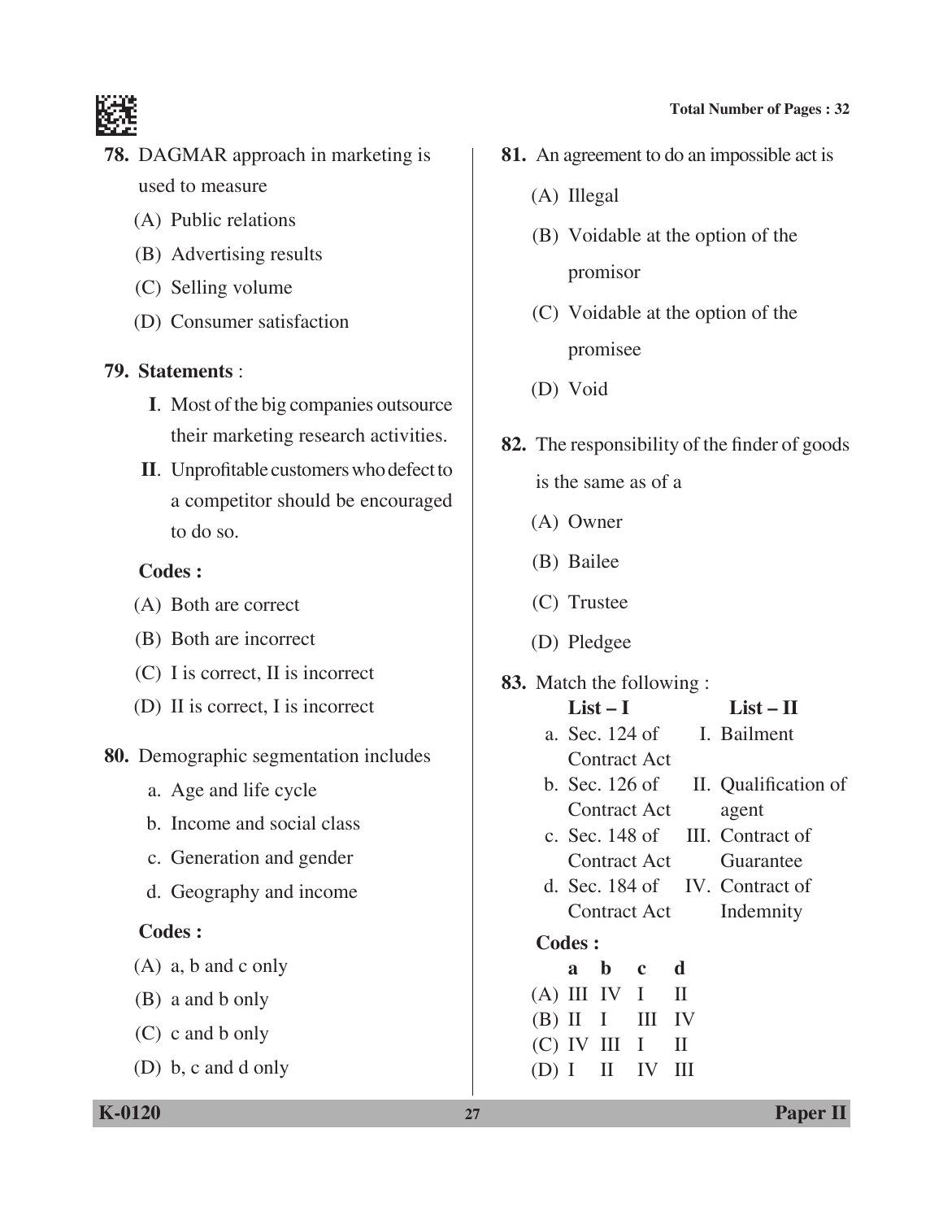**78.** DAGMAR approach in marketing is used to measure

(A) Public relations

(B) Advertising results

(C) Selling volume

(D) Consumer satisfaction

**79. Statements** :

**I**. Most of the big companies outsource their marketing research activities.

**II**. Unprofitable customers who defect to a competitor should be encouraged to do so.

**Codes :**

(A) Both are correct

(B) Both are incorrect

(C) I is correct, II is incorrect

(D) II is correct, I is incorrect

**80.** Demographic segmentation includes

a. Age and life cycle

b. Income and social class

c. Generation and gender

d. Geography and income

**Codes :**

(A) a, b and c only

(B) a and b only

(C) c and b only

(D) b, c and d only

**81.** An agreement to do an impossible act is

(A) Illegal

(B) Voidable at the option of the promisor

(C) Voidable at the option of the promisee

(D) Void

**82.** The responsibility of the finder of goods is the same as of a

(A) Owner

(B) Bailee

(C) Trustee

(D) Pledgee

**83.** Match the following :

| | List – I | | List – II |
|---|---|---|---|
| a. | Sec. 124 of Contract Act | I. | Bailment |
| b. | Sec. 126 of Contract Act | II. | Qualification of agent |
| c. | Sec. 148 of Contract Act | III. | Contract of Guarantee |
| d. | Sec. 184 of Contract Act | IV. | Contract of Indemnity |

**Codes :**

| | a | b | c | d |
|---|---|---|---|---|
| (A) | III | IV | I | II |
| (B) | II | I | III | IV |
| (C) | IV | III | I | II |
| (D) | I | II | IV | III |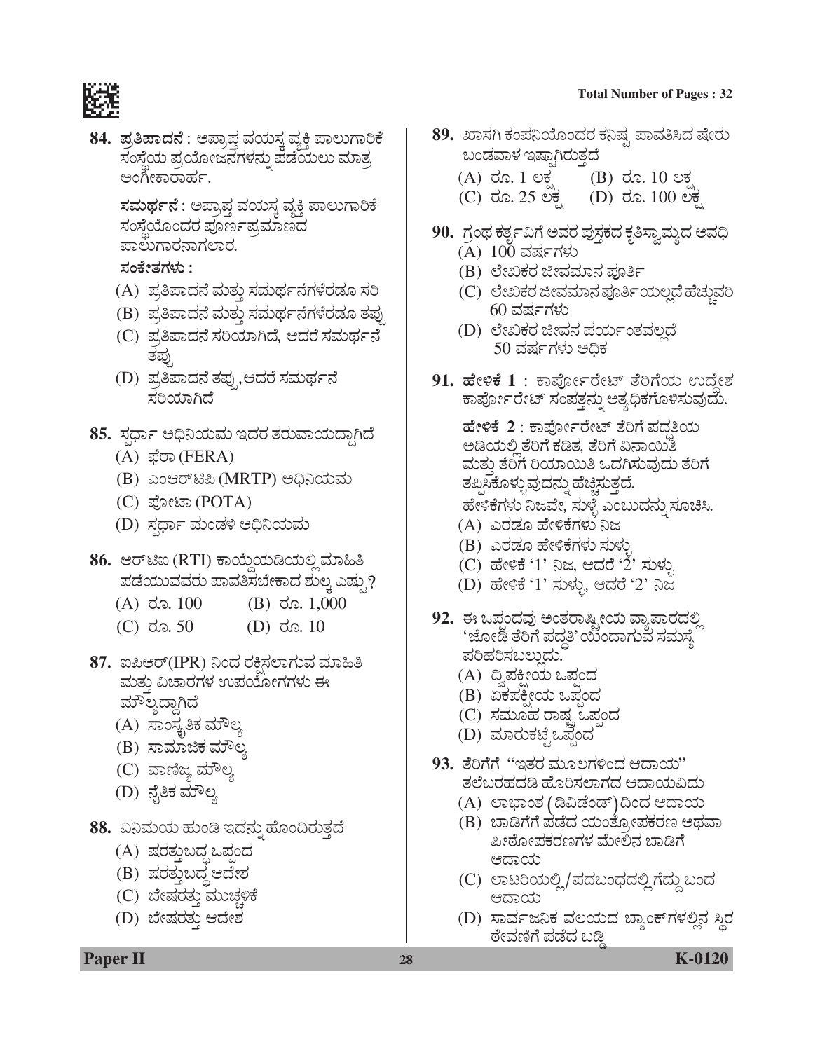**84.** **ಪ್ರತಿಪಾದನೆ** : ಅಪ್ರಾಪ್ತ ವಯಸ್ಕ ವ್ಯಕ್ತಿ ಪಾಲುಗಾರಿಕೆ ಸಂಸ್ಥೆಯ ಪ್ರಯೋಜನಗಳನ್ನು ಪಡೆಯಲು ಮಾತ್ರ ಅಂಗೀಕಾರಾರ್ಹ.

**ಸಮರ್ಥನೆ** : ಅಪ್ರಾಪ್ತ ವಯಸ್ಕ ವ್ಯಕ್ತಿ ಪಾಲುಗಾರಿಕೆ ಸಂಸ್ಥೆಯೊಂದರ ಪೂರ್ಣಪ್ರಮಾಣದ ಪಾಲುಗಾರನಾಗಲಾರ.

**ಸಂಕೇತಗಳು :**

(A) ಪ್ರತಿಪಾದನೆ ಮತ್ತು ಸಮರ್ಥನೆಗಳೆರಡೂ ಸರಿ

(B) ಪ್ರತಿಪಾದನೆ ಮತ್ತು ಸಮರ್ಥನೆಗಳೆರಡೂ ತಪ್ಪು

(C) ಪ್ರತಿಪಾದನೆ ಸರಿಯಾಗಿದೆ, ಆದರೆ ಸಮರ್ಥನೆ ತಪ್ಪು

(D) ಪ್ರತಿಪಾದನೆ ತಪ್ಪು, ಆದರೆ ಸಮರ್ಥನೆ ಸರಿಯಾಗಿದೆ

**85.** ಸ್ಪರ್ಧಾ ಅಧಿನಿಯಮ ಇದರ ತರುವಾಯದ್ದಾಗಿದೆ

(A) ಫೆರಾ (FERA)

(B) ಎಂಆರ್‌ಟಿಪಿ (MRTP) ಅಧಿನಿಯಮ

(C) ಪೋಟಾ (POTA)

(D) ಸ್ಪರ್ಧಾ ಮಂಡಳಿ ಅಧಿನಿಯಮ

**86.** ಆರ್‌ಟಿಐ (RTI) ಕಾಯ್ದೆಯಡಿಯಲ್ಲಿ ಮಾಹಿತಿ ಪಡೆಯುವವರು ಪಾವತಿಸಬೇಕಾದ ಶುಲ್ಕ ಎಷ್ಟು?

(A) ರೂ. 100 (B) ರೂ. 1,000

(C) ರೂ. 50 (D) ರೂ. 10

**87.** ಐಪಿಆರ್(IPR) ನಿಂದ ರಕ್ಷಿಸಲಾಗುವ ಮಾಹಿತಿ ಮತ್ತು ವಿಚಾರಗಳ ಉಪಯೋಗಗಳು ಈ ಮೌಲ್ಯದ್ದಾಗಿದೆ

(A) ಸಾಂಸ್ಕೃತಿಕ ಮೌಲ್ಯ

(B) ಸಾಮಾಜಿಕ ಮೌಲ್ಯ

(C) ವಾಣಿಜ್ಯ ಮೌಲ್ಯ

(D) ನೈತಿಕ ಮೌಲ್ಯ

**88.** ವಿನಿಮಯ ಹುಂಡಿ ಇದನ್ನು ಹೊಂದಿರುತ್ತದೆ

(A) ಷರತ್ತುಬದ್ಧ ಒಪ್ಪಂದ

(B) ಷರತ್ತುಬದ್ಧ ಆದೇಶ

(C) ಬೇಷರತ್ತು ಮುಚ್ಚಳಿಕೆ

(D) ಬೇಷರತ್ತು ಆದೇಶ

**89.** ಖಾಸಗಿ ಕಂಪನಿಯೊಂದರ ಕನಿಷ್ಠ ಪಾವತಿಸಿದ ಷೇರು ಬಂಡವಾಳ ಇಷ್ಟಾಗಿರುತ್ತದೆ

(A) ರೂ. 1 ಲಕ್ಷ (B) ರೂ. 10 ಲಕ್ಷ

(C) ರೂ. 25 ಲಕ್ಷ (D) ರೂ. 100 ಲಕ್ಷ

**90.** ಗ್ರಂಥ ಕರ್ತೃವಿಗೆ ಅವರ ಪುಸ್ತಕದ ಕೃತಿಸ್ವಾಮ್ಯದ ಅವಧಿ

(A) 100 ವರ್ಷಗಳು

(B) ಲೇಖಕರ ಜೀವಮಾನ ಪೂರ್ತಿ

(C) ಲೇಖಕರ ಜೀವಮಾನ ಪೂರ್ತಿಯಲ್ಲದೆ ಹೆಚ್ಚುವರಿ 60 ವರ್ಷಗಳು

(D) ಲೇಖಕರ ಜೀವನ ಪರ್ಯಂತವಲ್ಲದೆ 50 ವರ್ಷಗಳು ಅಧಿಕ

**91.** **ಹೇಳಿಕೆ 1** : ಕಾರ್ಪೋರೇಟ್ ತೆರಿಗೆಯ ಉದ್ದೇಶ ಕಾರ್ಪೋರೇಟ್ ಸಂಪತ್ತನ್ನು ಅತ್ಯಧಿಕಗೊಳಿಸುವುದು.

**ಹೇಳಿಕೆ 2** : ಕಾರ್ಪೋರೇಟ್ ತೆರಿಗೆ ಪದ್ಧತಿಯ ಅಡಿಯಲ್ಲಿ ತೆರಿಗೆ ಕಡಿತ, ತೆರಿಗೆ ವಿನಾಯಿತಿ ಮತ್ತು ತೆರಿಗೆ ರಿಯಾಯಿತಿ ಒದಗಿಸುವುದು ತೆರಿಗೆ ತಪ್ಪಿಸಿಕೊಳ್ಳುವುದನ್ನು ಹೆಚ್ಚಿಸುತ್ತದೆ.

ಹೇಳಿಕೆಗಳು ನಿಜವೇ, ಸುಳ್ಳೆ ಎಂಬುದನ್ನು ಸೂಚಿಸಿ.

(A) ಎರಡೂ ಹೇಳಿಕೆಗಳು ನಿಜ

(B) ಎರಡೂ ಹೇಳಿಕೆಗಳು ಸುಳ್ಳು

(C) ಹೇಳಿಕೆ '1' ನಿಜ, ಆದರೆ '2' ಸುಳ್ಳು

(D) ಹೇಳಿಕೆ '1' ಸುಳ್ಳು, ಆದರೆ '2' ನಿಜ

**92.** ಈ ಒಪ್ಪಂದವು ಅಂತರಾಷ್ಟ್ರೀಯ ವ್ಯಾಪಾರದಲ್ಲಿ 'ಜೋಡಿ ತೆರಿಗೆ ಪದ್ಧತಿ'ಯಿಂದಾಗುವ ಸಮಸ್ಯೆ ಪರಿಹರಿಸಬಲ್ಲುದು.

(A) ದ್ವಿಪಕ್ಷೀಯ ಒಪ್ಪಂದ

(B) ಏಕಪಕ್ಷೀಯ ಒಪ್ಪಂದ

(C) ಸಮೂಹ ರಾಷ್ಟ್ರ ಒಪ್ಪಂದ

(D) ಮಾರುಕಟ್ಟೆ ಒಪ್ಪಂದ

**93.** ತೆರಿಗೆಗೆ "ಇತರ ಮೂಲಗಳಿಂದ ಆದಾಯ" ತಲೆಬರಹದಡಿ ಹೊರಿಸಲಾಗದ ಆದಾಯವಿದು

(A) ಲಾಭಾಂಶ (ಡಿವಿಡೆಂಡ್) ದಿಂದ ಆದಾಯ

(B) ಬಾಡಿಗೆಗೆ ಪಡೆದ ಯಂತ್ರೋಪಕರಣ ಅಥವಾ ಪೀಠೋಪಕರಣಗಳ ಮೇಲಿನ ಬಾಡಿಗೆ ಆದಾಯ

(C) ಲಾಟರಿಯಲ್ಲಿ/ಪದಬಂಧದಲ್ಲಿ ಗೆದ್ದು ಬಂದ ಆದಾಯ

(D) ಸಾರ್ವಜನಿಕ ವಲಯದ ಬ್ಯಾಂಕ್‌ಗಳಲ್ಲಿನ ಸ್ಥಿರ ಠೇವಣಿಗೆ ಪಡೆದ ಬಡ್ಡಿ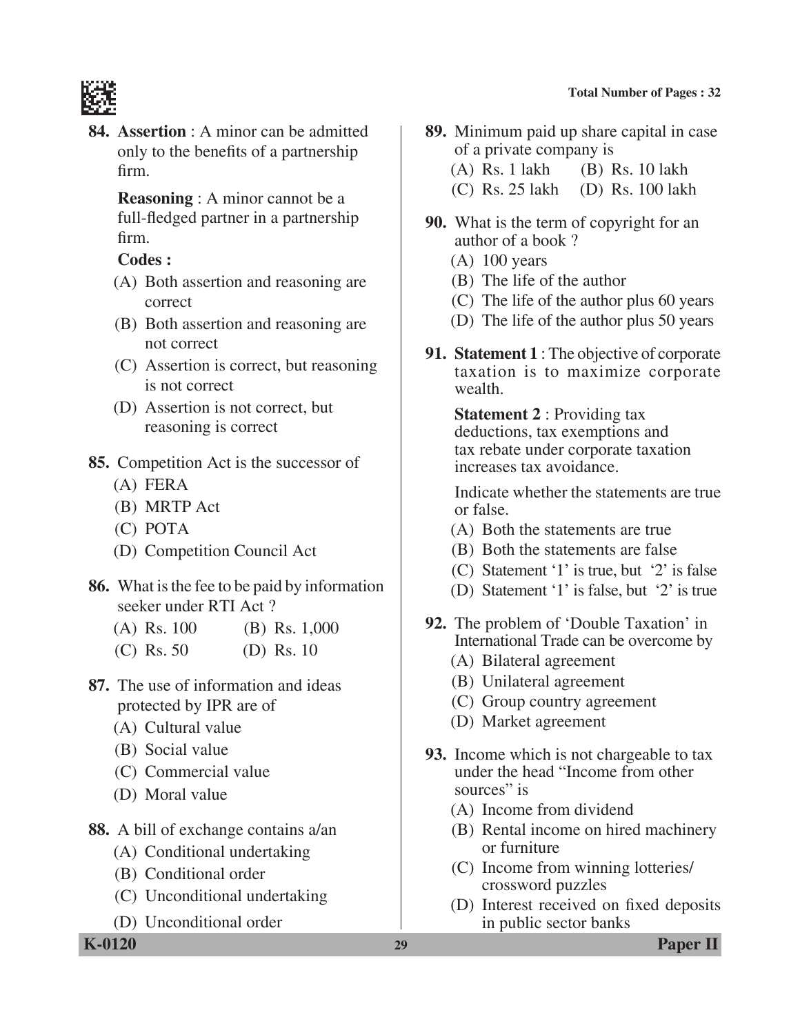**84.** **Assertion** : A minor can be admitted only to the benefits of a partnership firm.

**Reasoning** : A minor cannot be a full-fledged partner in a partnership firm.

**Codes :**

(A) Both assertion and reasoning are correct

(B) Both assertion and reasoning are not correct

(C) Assertion is correct, but reasoning is not correct

(D) Assertion is not correct, but reasoning is correct

**85.** Competition Act is the successor of

(A) FERA

(B) MRTP Act

(C) POTA

(D) Competition Council Act

**86.** What is the fee to be paid by information seeker under RTI Act ?

(A) Rs. 100 (B) Rs. 1,000

(C) Rs. 50 (D) Rs. 10

**87.** The use of information and ideas protected by IPR are of

(A) Cultural value

(B) Social value

(C) Commercial value

(D) Moral value

**88.** A bill of exchange contains a/an

(A) Conditional undertaking

(B) Conditional order

(C) Unconditional undertaking

(D) Unconditional order

**89.** Minimum paid up share capital in case of a private company is

(A) Rs. 1 lakh (B) Rs. 10 lakh

(C) Rs. 25 lakh (D) Rs. 100 lakh

**90.** What is the term of copyright for an author of a book ?

(A) 100 years

(B) The life of the author

(C) The life of the author plus 60 years

(D) The life of the author plus 50 years

**91.** **Statement 1** : The objective of corporate taxation is to maximize corporate wealth.

**Statement 2** : Providing tax deductions, tax exemptions and tax rebate under corporate taxation increases tax avoidance.

Indicate whether the statements are true or false.

(A) Both the statements are true

(B) Both the statements are false

(C) Statement '1' is true, but '2' is false

(D) Statement '1' is false, but '2' is true

**92.** The problem of 'Double Taxation' in International Trade can be overcome by

(A) Bilateral agreement

(B) Unilateral agreement

(C) Group country agreement

(D) Market agreement

**93.** Income which is not chargeable to tax under the head "Income from other sources" is

(A) Income from dividend

(B) Rental income on hired machinery or furniture

(C) Income from winning lotteries/crossword puzzles

(D) Interest received on fixed deposits in public sector banks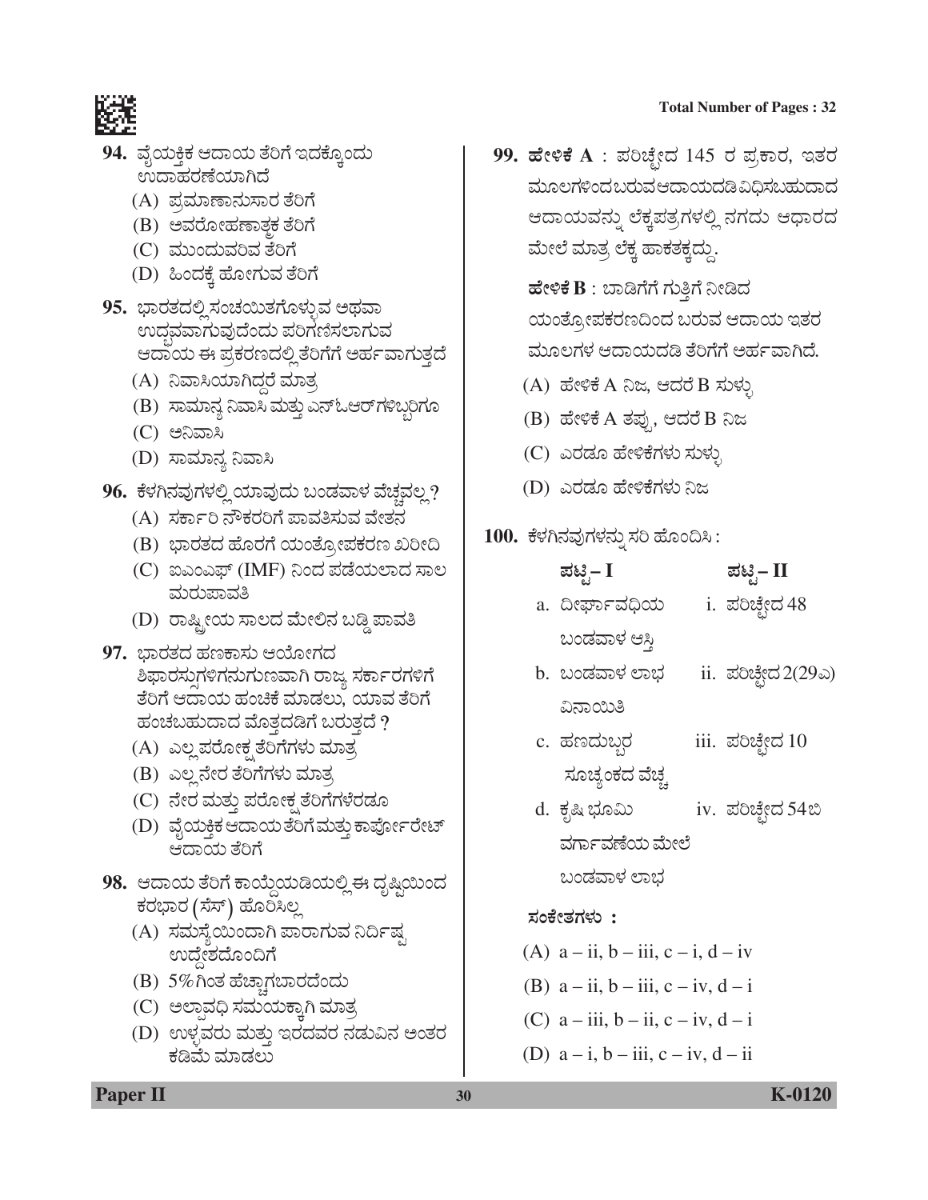**94.** ವೈಯಕ್ತಿಕ ಆದಾಯ ತೆರಿಗೆ ಇದಕ್ಕೊಂದು ಉದಾಹರಣೆಯಾಗಿದೆ

(A) ಪ್ರಮಾಣಾನುಸಾರ ತೆರಿಗೆ

(B) ಅವರೋಹಣಾತ್ಮಕ ತೆರಿಗೆ

(C) ಮುಂದುವರಿವ ತೆರಿಗೆ

(D) ಹಿಂದಕ್ಕೆ ಹೋಗುವ ತೆರಿಗೆ

**95.** ಭಾರತದಲ್ಲಿ ಸಂಚಯಿತಗೊಳ್ಳುವ ಅಥವಾ ಉದ್ಭವವಾಗುವುದೆಂದು ಪರಿಗಣಿಸಲಾಗುವ ಆದಾಯ ಈ ಪ್ರಕರಣದಲ್ಲಿ ತೆರಿಗೆಗೆ ಅರ್ಹವಾಗುತ್ತದೆ

(A) ನಿವಾಸಿಯಾಗಿದ್ದರೆ ಮಾತ್ರ

(B) ಸಾಮಾನ್ಯ ನಿವಾಸಿ ಮತ್ತು ಎನ್‌ಓಆರ್‌ಗಳಿಬ್ಬರಿಗೂ

(C) ಅನಿವಾಸಿ

(D) ಸಾಮಾನ್ಯ ನಿವಾಸಿ

**96.** ಕೆಳಗಿನವುಗಳಲ್ಲಿ ಯಾವುದು ಬಂಡವಾಳ ವೆಚ್ಚವಲ್ಲ ?

(A) ಸರ್ಕಾರಿ ನೌಕರರಿಗೆ ಪಾವತಿಸುವ ವೇತನ

(B) ಭಾರತದ ಹೊರಗೆ ಯಂತ್ರೋಪಕರಣ ಖರೀದಿ

(C) ಐಎಂಎಫ್ (IMF) ನಿಂದ ಪಡೆಯಲಾದ ಸಾಲ ಮರುಪಾವತಿ

(D) ರಾಷ್ಟ್ರೀಯ ಸಾಲದ ಮೇಲಿನ ಬಡ್ಡಿ ಪಾವತಿ

**97.** ಭಾರತದ ಹಣಕಾಸು ಆಯೋಗದ ಶಿಫಾರಸ್ಸುಗಳಿಗನುಗುಣವಾಗಿ ರಾಜ್ಯ ಸರ್ಕಾರಗಳಿಗೆ ತೆರಿಗೆ ಆದಾಯ ಹಂಚಿಕೆ ಮಾಡಲು, ಯಾವ ತೆರಿಗೆ ಹಂಚಬಹುದಾದ ಮೊತ್ತದಡಿಗೆ ಬರುತ್ತದೆ ?

(A) ಎಲ್ಲ ಪರೋಕ್ಷ ತೆರಿಗೆಗಳು ಮಾತ್ರ

(B) ಎಲ್ಲ ನೇರ ತೆರಿಗೆಗಳು ಮಾತ್ರ

(C) ನೇರ ಮತ್ತು ಪರೋಕ್ಷ ತೆರಿಗೆಗಳೆರಡೂ

(D) ವೈಯಕ್ತಿಕ ಆದಾಯ ತೆರಿಗೆ ಮತ್ತು ಕಾರ್ಪೋರೇಟ್ ಆದಾಯ ತೆರಿಗೆ

**98.** ಆದಾಯ ತೆರಿಗೆ ಕಾಯ್ದೆಯಡಿಯಲ್ಲಿ ಈ ದೃಷ್ಟಿಯಿಂದ ಕರಭಾರ (ಸೆಸ್) ಹೊರಿಸಿಲ್ಲ

(A) ಸಮಸ್ಯೆಯಿಂದಾಗಿ ಪಾರಾಗುವ ನಿರ್ದಿಷ್ಟ ಉದ್ದೇಶದೊಂದಿಗೆ

(B) 5% ಗಿಂತ ಹೆಚ್ಚಾಗಬಾರದೆಂದು

(C) ಅಲ್ಪಾವಧಿ ಸಮಯಕ್ಕಾಗಿ ಮಾತ್ರ

(D) ಉಳ್ಳವರು ಮತ್ತು ಇರದವರ ನಡುವಿನ ಅಂತರ ಕಡಿಮೆ ಮಾಡಲು

**99.** **ಹೇಳಿಕೆ A** : ಪರಿಚ್ಛೇದ 145 ರ ಪ್ರಕಾರ, ಇತರ ಮೂಲಗಳಿಂದಬರುವಆದಾಯದಡಿವಿಧಿಸಬಹುದಾದ ಆದಾಯವನ್ನು ಲೆಕ್ಕಪತ್ರಗಳಲ್ಲಿ ನಗದು ಆಧಾರದ ಮೇಲೆ ಮಾತ್ರ ಲೆಕ್ಕ ಹಾಕತಕ್ಕದ್ದು.

**ಹೇಳಿಕೆ B** : ಬಾಡಿಗೆಗೆ ಗುತ್ತಿಗೆ ನೀಡಿದ ಯಂತ್ರೋಪಕರಣದಿಂದ ಬರುವ ಆದಾಯ ಇತರ ಮೂಲಗಳ ಆದಾಯದಡಿ ತೆರಿಗೆಗೆ ಅರ್ಹವಾಗಿದೆ.

(A) ಹೇಳಿಕೆ A ನಿಜ, ಆದರೆ B ಸುಳ್ಳು

(B) ಹೇಳಿಕೆ A ತಪ್ಪು, ಆದರೆ B ನಿಜ

(C) ಎರಡೂ ಹೇಳಿಕೆಗಳು ಸುಳ್ಳು

(D) ಎರಡೂ ಹೇಳಿಕೆಗಳು ನಿಜ

**100.** ಕೆಳಗಿನವುಗಳನ್ನು ಸರಿ ಹೊಂದಿಸಿ :

| ಪಟ್ಟಿ – I | ಪಟ್ಟಿ – II |
|---|---|
| a. ದೀರ್ಘಾವಧಿಯ ಬಂಡವಾಳ ಆಸ್ತಿ | i. ಪರಿಚ್ಛೇದ 48 |
| b. ಬಂಡವಾಳ ಲಾಭ ವಿನಾಯಿತಿ | ii. ಪರಿಚ್ಛೇದ 2(29ಎ) |
| c. ಹಣದುಬ್ಬರ ಸೂಚ್ಯಂಕದ ವೆಚ್ಚ | iii. ಪರಿಚ್ಛೇದ 10 |
| d. ಕೃಷಿ ಭೂಮಿ ವರ್ಗಾವಣೆಯ ಮೇಲೆ ಬಂಡವಾಳ ಲಾಭ | iv. ಪರಿಚ್ಛೇದ 54ಬಿ |

**ಸಂಕೇತಗಳು :**

(A) a – ii, b – iii, c – i, d – iv

(B) a – ii, b – iii, c – iv, d – i

(C) a – iii, b – ii, c – iv, d – i

(D) a – i, b – iii, c – iv, d – ii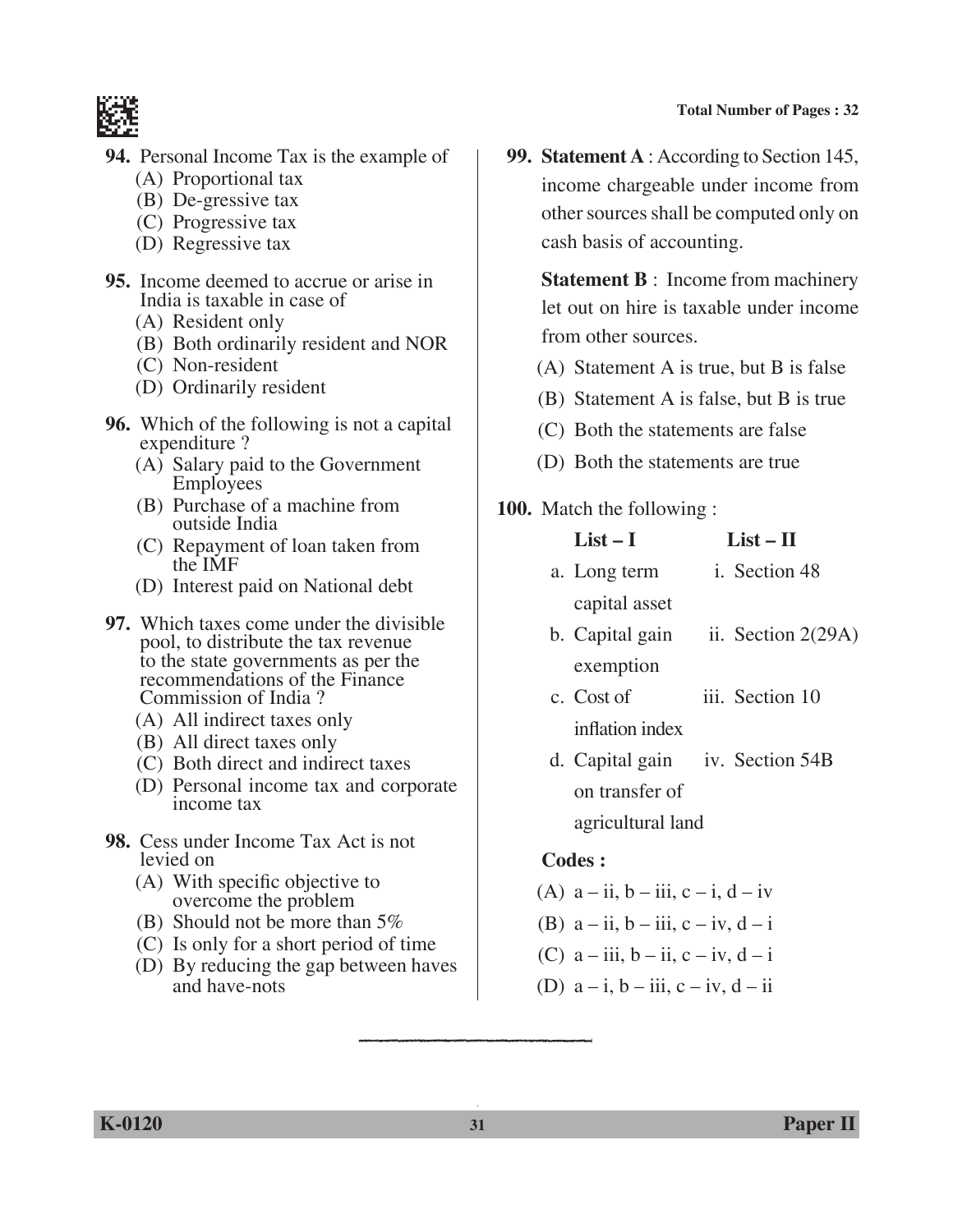94. Personal Income Tax is the example of
   (A) Proportional tax
   (B) De-gressive tax
   (C) Progressive tax
   (D) Regressive tax

95. Income deemed to accrue or arise in India is taxable in case of
   (A) Resident only
   (B) Both ordinarily resident and NOR
   (C) Non-resident
   (D) Ordinarily resident

96. Which of the following is not a capital expenditure ?
   (A) Salary paid to the Government Employees
   (B) Purchase of a machine from outside India
   (C) Repayment of loan taken from the IMF
   (D) Interest paid on National debt

97. Which taxes come under the divisible pool, to distribute the tax revenue to the state governments as per the recommendations of the Finance Commission of India ?
   (A) All indirect taxes only
   (B) All direct taxes only
   (C) Both direct and indirect taxes
   (D) Personal income tax and corporate income tax

98. Cess under Income Tax Act is not levied on
   (A) With specific objective to overcome the problem
   (B) Should not be more than 5%
   (C) Is only for a short period of time
   (D) By reducing the gap between haves and have-nots

99. **Statement A** : According to Section 145, income chargeable under income from other sources shall be computed only on cash basis of accounting.

   **Statement B** : Income from machinery let out on hire is taxable under income from other sources.

   (A) Statement A is true, but B is false
   (B) Statement A is false, but B is true
   (C) Both the statements are false
   (D) Both the statements are true

100. Match the following :

| List – I | List – II |
|---|---|
| a. Long term capital asset | i. Section 48 |
| b. Capital gain exemption | ii. Section 2(29A) |
| c. Cost of inflation index | iii. Section 10 |
| d. Capital gain on transfer of agricultural land | iv. Section 54B |

**Codes :**

   (A) a – ii, b – iii, c – i, d – iv
   (B) a – ii, b – iii, c – iv, d – i
   (C) a – iii, b – ii, c – iv, d – i
   (D) a – i, b – iii, c – iv, d – ii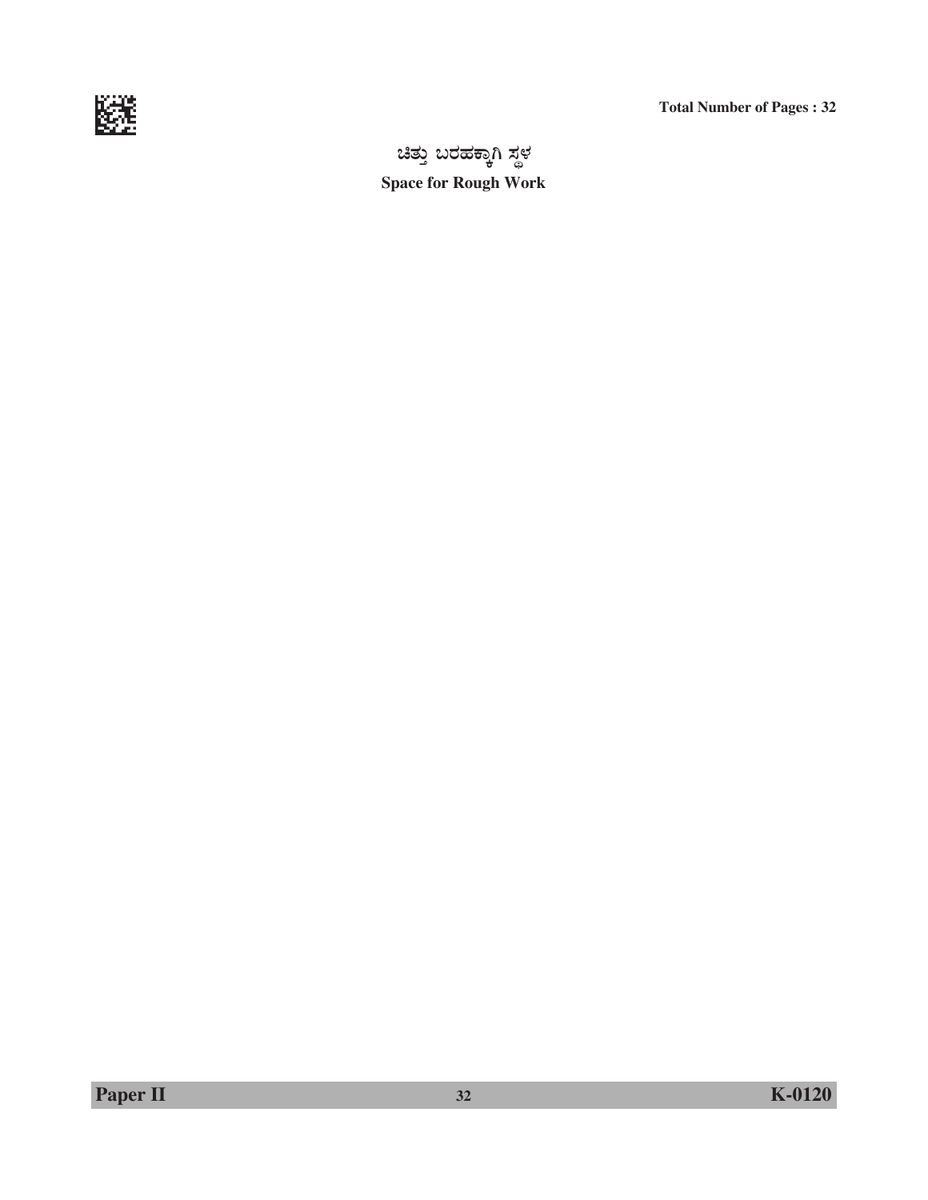Total Number of Pages : 32

## ಚಿತ್ತು ಬರಹಕ್ಕಾಗಿ ಸ್ಥಳ

## Space for Rough Work